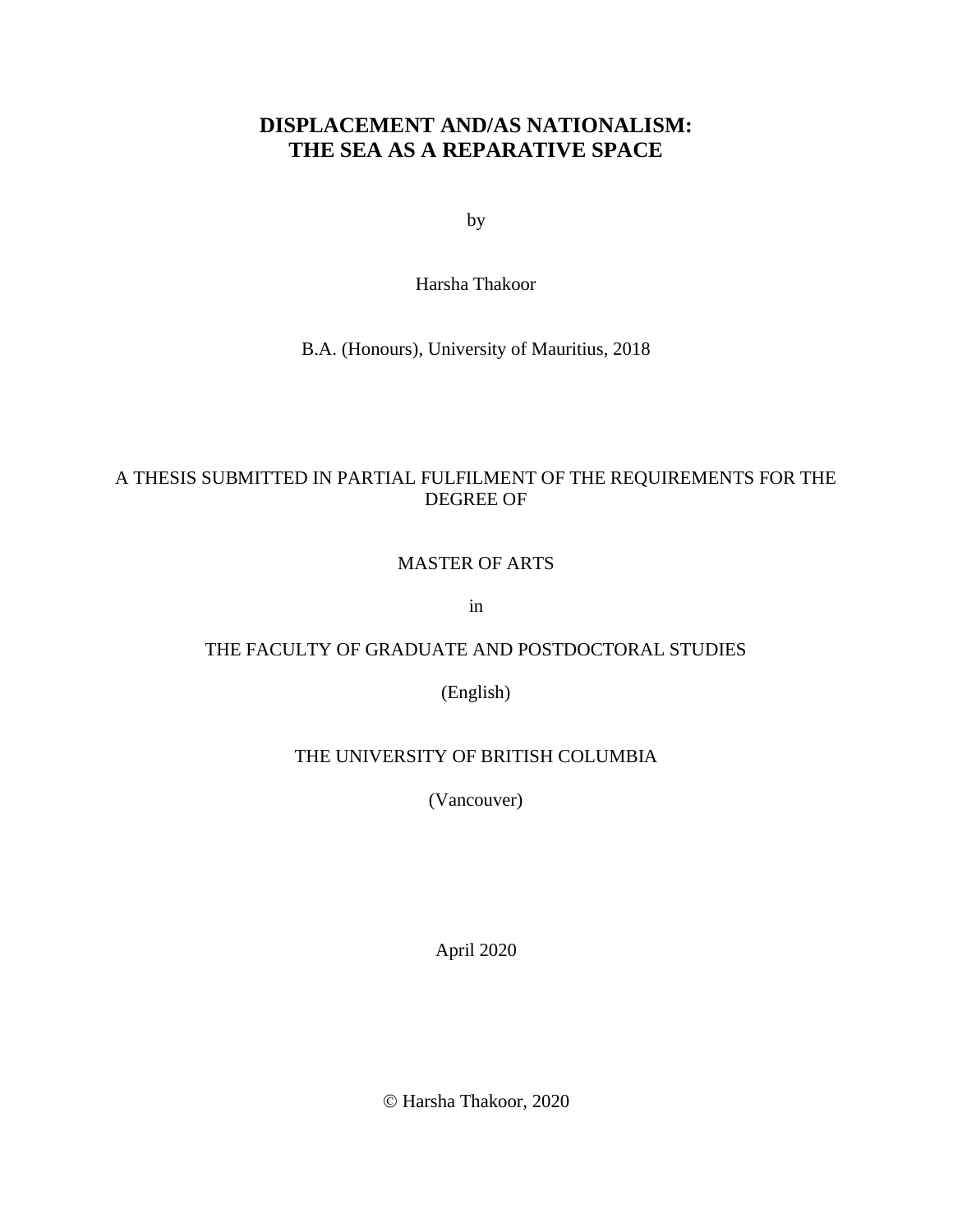# DISPLACEMENT AND/AS NATIONALISM: THE SEA AS A REPARATIVE SPACE

by

Harsha Thakoor

B.A. (Honours), University of Mauritius, 2018

A THESIS SUBMITTED IN PARTIAL FULFILMENT OF THE REQUIREMENTS FOR THE DEGREE OF

MASTER OF ARTS

in

THE FACULTY OF GRADUATE AND POSTDOCTORAL STUDIES

(English)

THE UNIVERSITY OF BRITISH COLUMBIA

(Vancouver)

April 2020

© Harsha Thakoor, 2020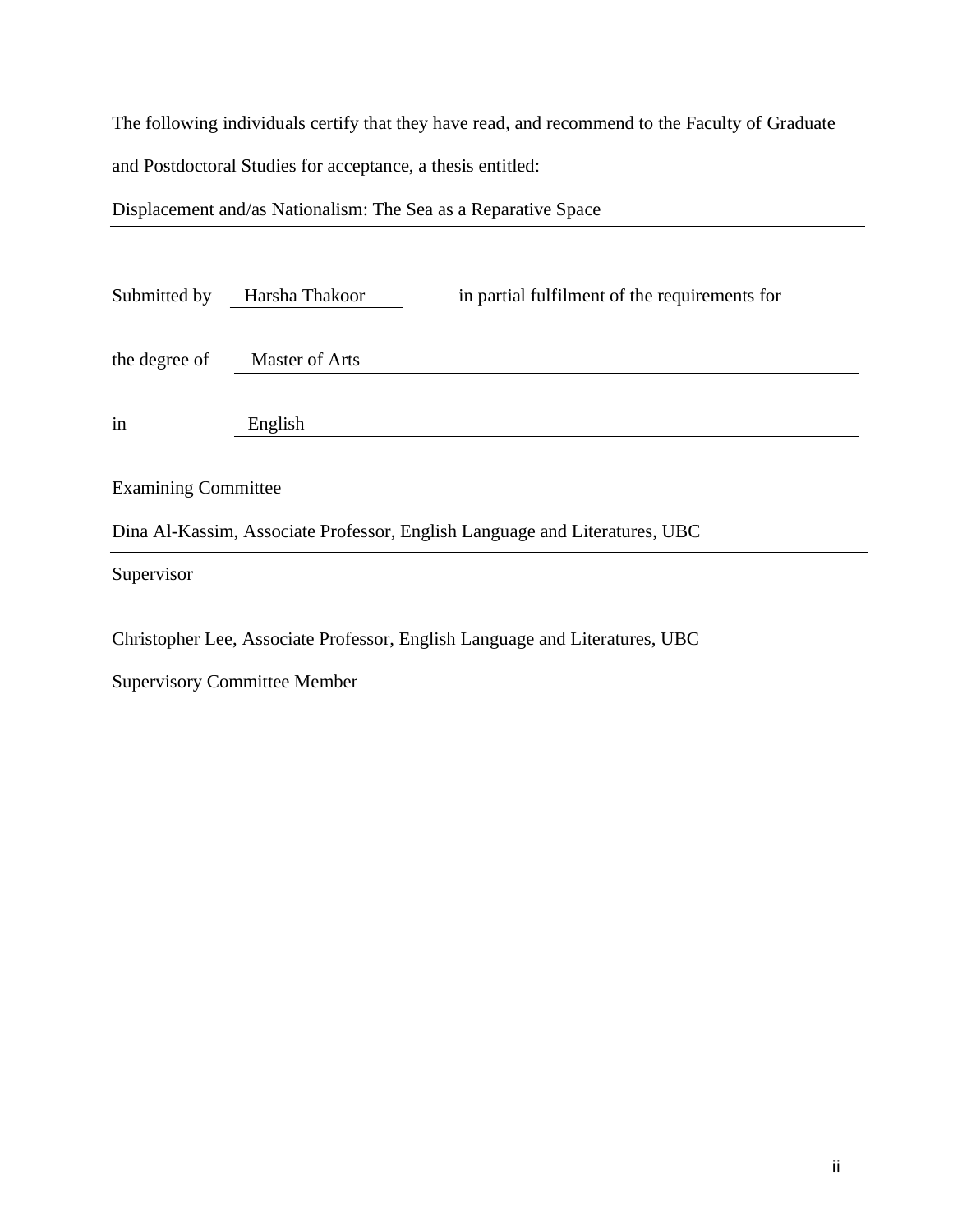The following individuals certify that they have read, and recommend to the Faculty of Graduate and Postdoctoral Studies for acceptance, a thesis entitled:

Displacement and/as Nationalism: The Sea as a Reparative Space

Submitted by Harsha Thakoor in partial fulfilment of the requirements for

the degree of Master of Arts

in English

Examining Committee

Dina Al-Kassim, Associate Professor, English Language and Literatures, UBC

Supervisor

Christopher Lee, Associate Professor, English Language and Literatures, UBC

Supervisory Committee Member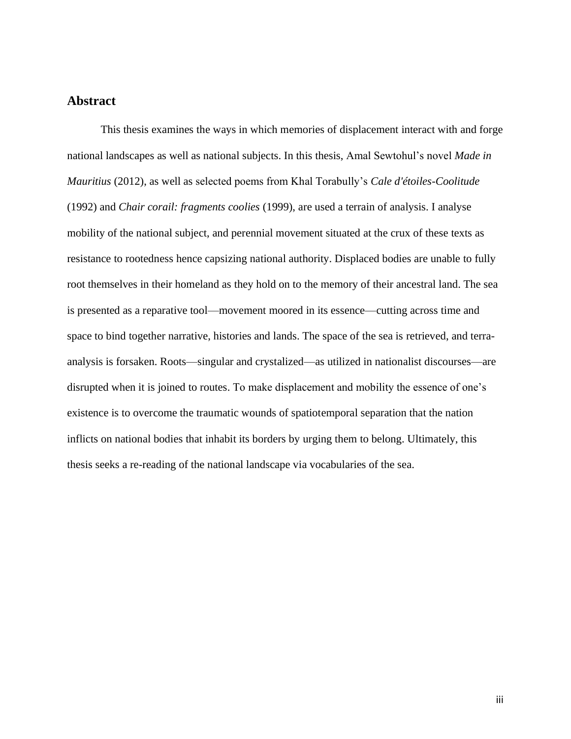## Abstract

This thesis examines the ways in which memories of displacement interact with and forge national landscapes as well as national subjects. In this thesis, Amal Sewtohul's novel *Made in Mauritius* (2012), as well as selected poems from Khal Torabully's *Cale d'étoiles-Coolitude* (1992) and *Chair corail: fragments coolies* (1999), are used a terrain of analysis. I analyse mobility of the national subject, and perennial movement situated at the crux of these texts as resistance to rootedness hence capsizing national authority. Displaced bodies are unable to fully root themselves in their homeland as they hold on to the memory of their ancestral land. The sea is presented as a reparative tool—movement moored in its essence—cutting across time and space to bind together narrative, histories and lands. The space of the sea is retrieved, and terra-analysis is forsaken. Roots—singular and crystalized—as utilized in nationalist discourses—are disrupted when it is joined to routes. To make displacement and mobility the essence of one's existence is to overcome the traumatic wounds of spatiotemporal separation that the nation inflicts on national bodies that inhabit its borders by urging them to belong. Ultimately, this thesis seeks a re-reading of the national landscape via vocabularies of the sea.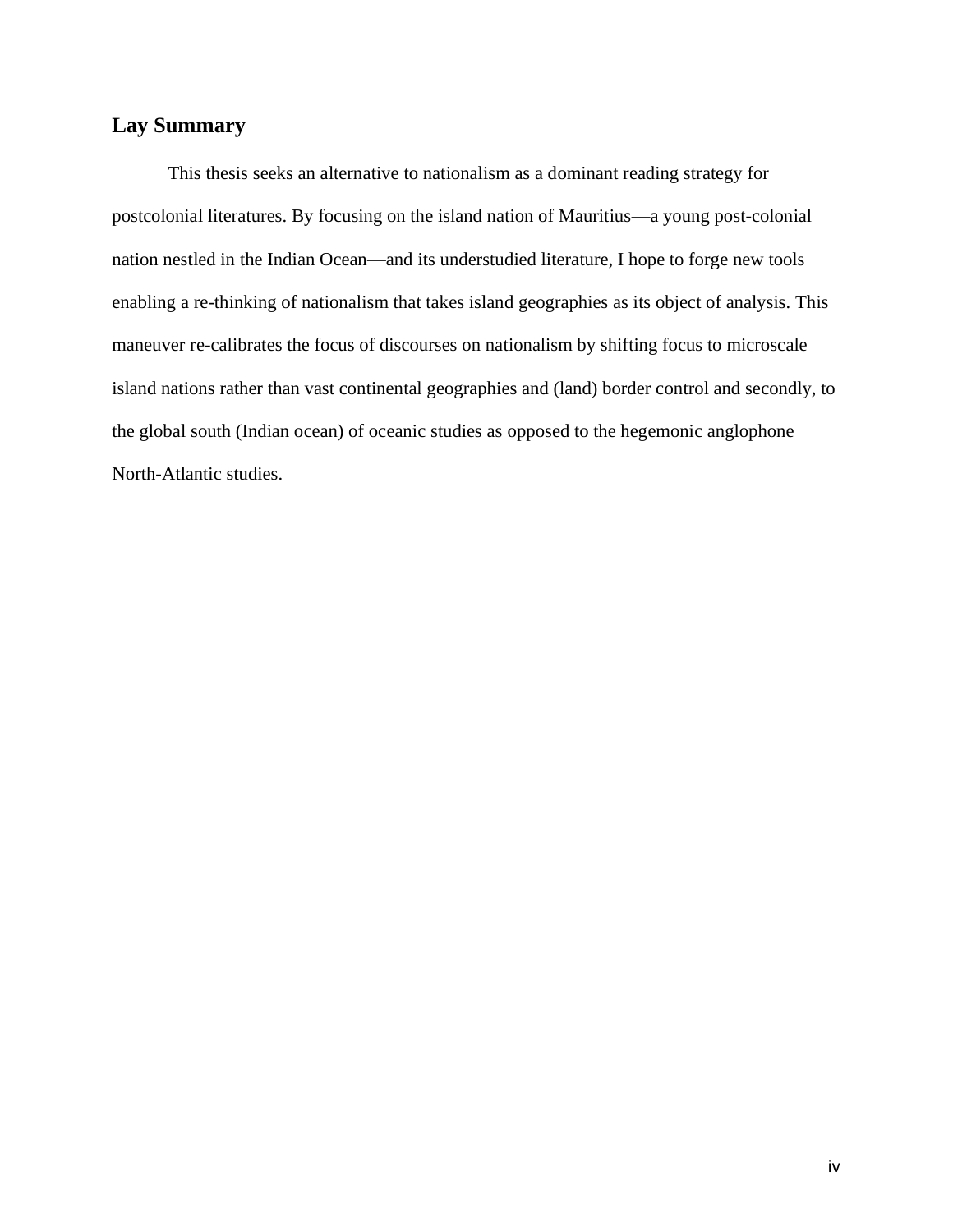## Lay Summary

This thesis seeks an alternative to nationalism as a dominant reading strategy for postcolonial literatures. By focusing on the island nation of Mauritius—a young post-colonial nation nestled in the Indian Ocean—and its understudied literature, I hope to forge new tools enabling a re-thinking of nationalism that takes island geographies as its object of analysis. This maneuver re-calibrates the focus of discourses on nationalism by shifting focus to microscale island nations rather than vast continental geographies and (land) border control and secondly, to the global south (Indian ocean) of oceanic studies as opposed to the hegemonic anglophone North-Atlantic studies.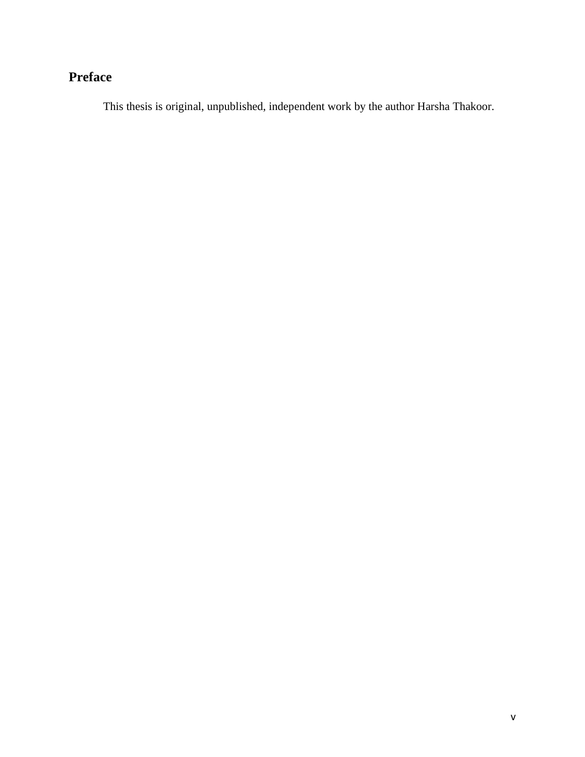## Preface

This thesis is original, unpublished, independent work by the author Harsha Thakoor.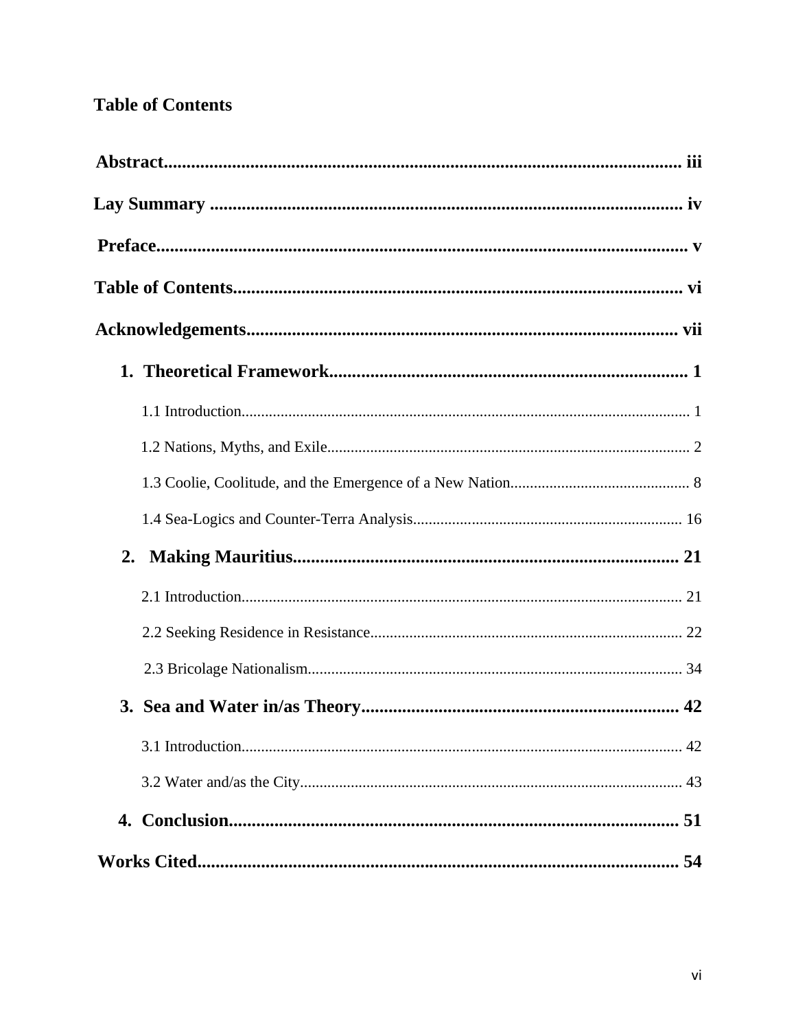# Table of Contents

**Abstract** ........ iii

**Lay Summary** ........ iv

**Preface** ........ v

**Table of Contents** ........ vi

**Acknowledgements** ........ vii

1. **Theoretical Framework** ........ 1
   - 1.1 Introduction ........ 1
   - 1.2 Nations, Myths, and Exile ........ 2
   - 1.3 Coolie, Coolitude, and the Emergence of a New Nation ........ 8
   - 1.4 Sea-Logics and Counter-Terra Analysis ........ 16
2. **Making Mauritius** ........ 21
   - 2.1 Introduction ........ 21
   - 2.2 Seeking Residence in Resistance ........ 22
   - 2.3 Bricolage Nationalism ........ 34
3. **Sea and Water in/as Theory** ........ 42
   - 3.1 Introduction ........ 42
   - 3.2 Water and/as the City ........ 43
4. **Conclusion** ........ 51

**Works Cited** ........ 54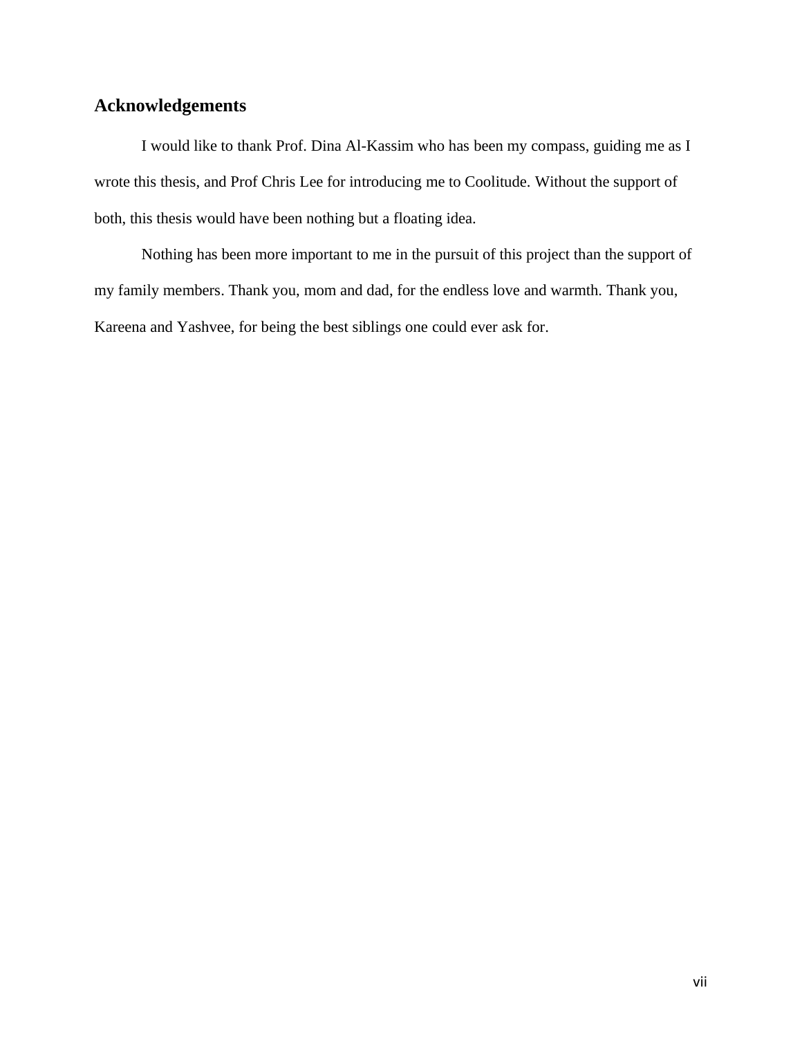## Acknowledgements

I would like to thank Prof. Dina Al-Kassim who has been my compass, guiding me as I wrote this thesis, and Prof Chris Lee for introducing me to Coolitude. Without the support of both, this thesis would have been nothing but a floating idea.

Nothing has been more important to me in the pursuit of this project than the support of my family members. Thank you, mom and dad, for the endless love and warmth. Thank you, Kareena and Yashvee, for being the best siblings one could ever ask for.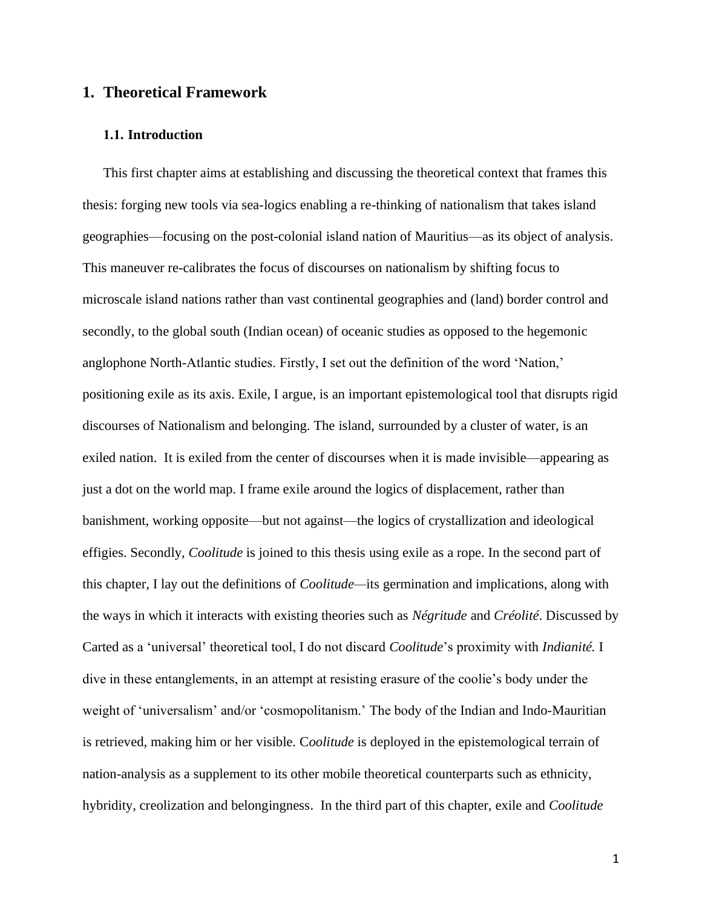# 1. Theoretical Framework

## 1.1. Introduction

This first chapter aims at establishing and discussing the theoretical context that frames this thesis: forging new tools via sea-logics enabling a re-thinking of nationalism that takes island geographies—focusing on the post-colonial island nation of Mauritius—as its object of analysis. This maneuver re-calibrates the focus of discourses on nationalism by shifting focus to microscale island nations rather than vast continental geographies and (land) border control and secondly, to the global south (Indian ocean) of oceanic studies as opposed to the hegemonic anglophone North-Atlantic studies. Firstly, I set out the definition of the word 'Nation,' positioning exile as its axis. Exile, I argue, is an important epistemological tool that disrupts rigid discourses of Nationalism and belonging. The island, surrounded by a cluster of water, is an exiled nation. It is exiled from the center of discourses when it is made invisible—appearing as just a dot on the world map. I frame exile around the logics of displacement, rather than banishment, working opposite—but not against—the logics of crystallization and ideological effigies. Secondly, *Coolitude* is joined to this thesis using exile as a rope. In the second part of this chapter, I lay out the definitions of *Coolitude*—its germination and implications, along with the ways in which it interacts with existing theories such as *Négritude* and *Créolité*. Discussed by Carted as a 'universal' theoretical tool, I do not discard *Coolitude*'s proximity with *Indianité.* I dive in these entanglements, in an attempt at resisting erasure of the coolie's body under the weight of 'universalism' and/or 'cosmopolitanism.' The body of the Indian and Indo-Mauritian is retrieved, making him or her visible. C*oolitude* is deployed in the epistemological terrain of nation-analysis as a supplement to its other mobile theoretical counterparts such as ethnicity, hybridity, creolization and belongingness. In the third part of this chapter, exile and *Coolitude*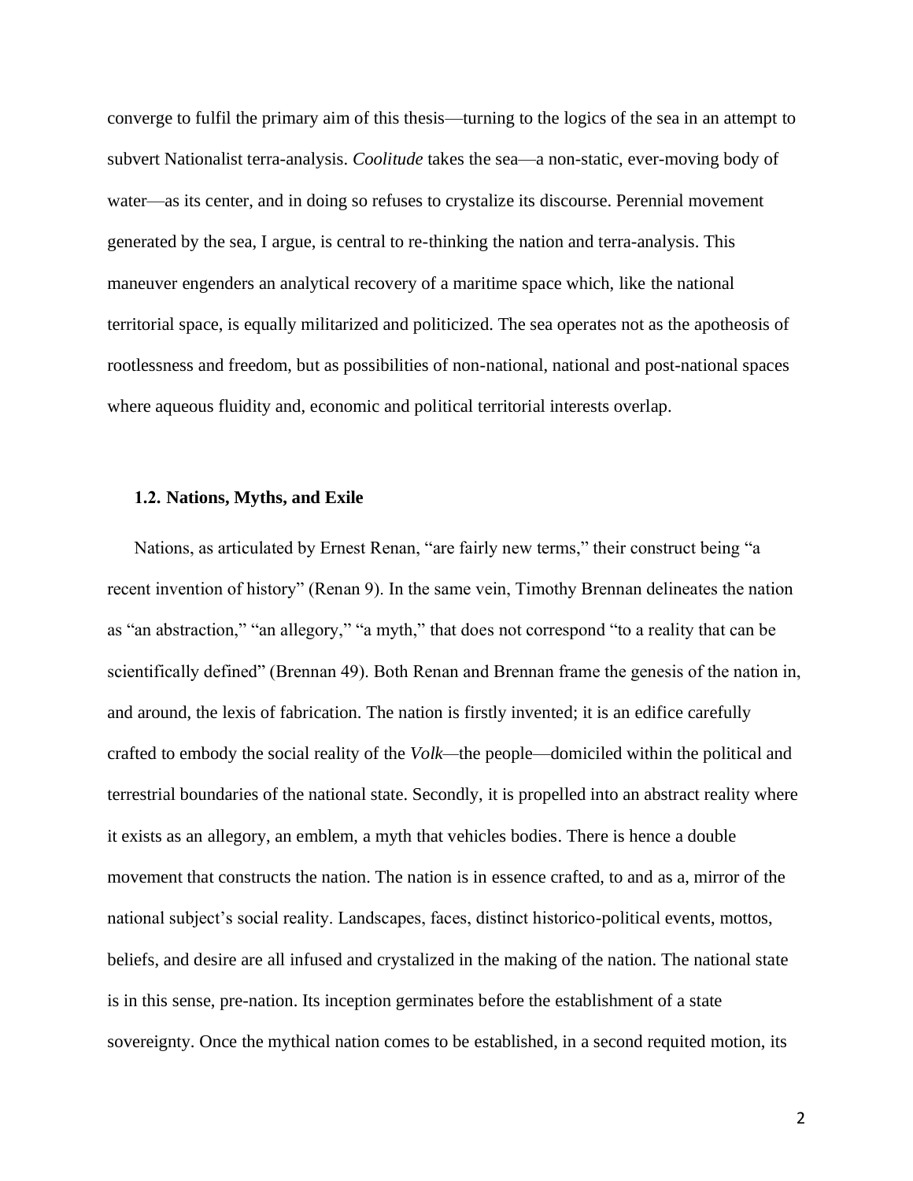converge to fulfil the primary aim of this thesis—turning to the logics of the sea in an attempt to subvert Nationalist terra-analysis. *Coolitude* takes the sea—a non-static, ever-moving body of water—as its center, and in doing so refuses to crystalize its discourse. Perennial movement generated by the sea, I argue, is central to re-thinking the nation and terra-analysis. This maneuver engenders an analytical recovery of a maritime space which, like the national territorial space, is equally militarized and politicized. The sea operates not as the apotheosis of rootlessness and freedom, but as possibilities of non-national, national and post-national spaces where aqueous fluidity and, economic and political territorial interests overlap.

### 1.2. Nations, Myths, and Exile

Nations, as articulated by Ernest Renan, "are fairly new terms," their construct being "a recent invention of history" (Renan 9). In the same vein, Timothy Brennan delineates the nation as "an abstraction," "an allegory," "a myth," that does not correspond "to a reality that can be scientifically defined" (Brennan 49). Both Renan and Brennan frame the genesis of the nation in, and around, the lexis of fabrication. The nation is firstly invented; it is an edifice carefully crafted to embody the social reality of the *Volk*—the people—domiciled within the political and terrestrial boundaries of the national state. Secondly, it is propelled into an abstract reality where it exists as an allegory, an emblem, a myth that vehicles bodies. There is hence a double movement that constructs the nation. The nation is in essence crafted, to and as a, mirror of the national subject's social reality. Landscapes, faces, distinct historico-political events, mottos, beliefs, and desire are all infused and crystalized in the making of the nation. The national state is in this sense, pre-nation. Its inception germinates before the establishment of a state sovereignty. Once the mythical nation comes to be established, in a second requited motion, its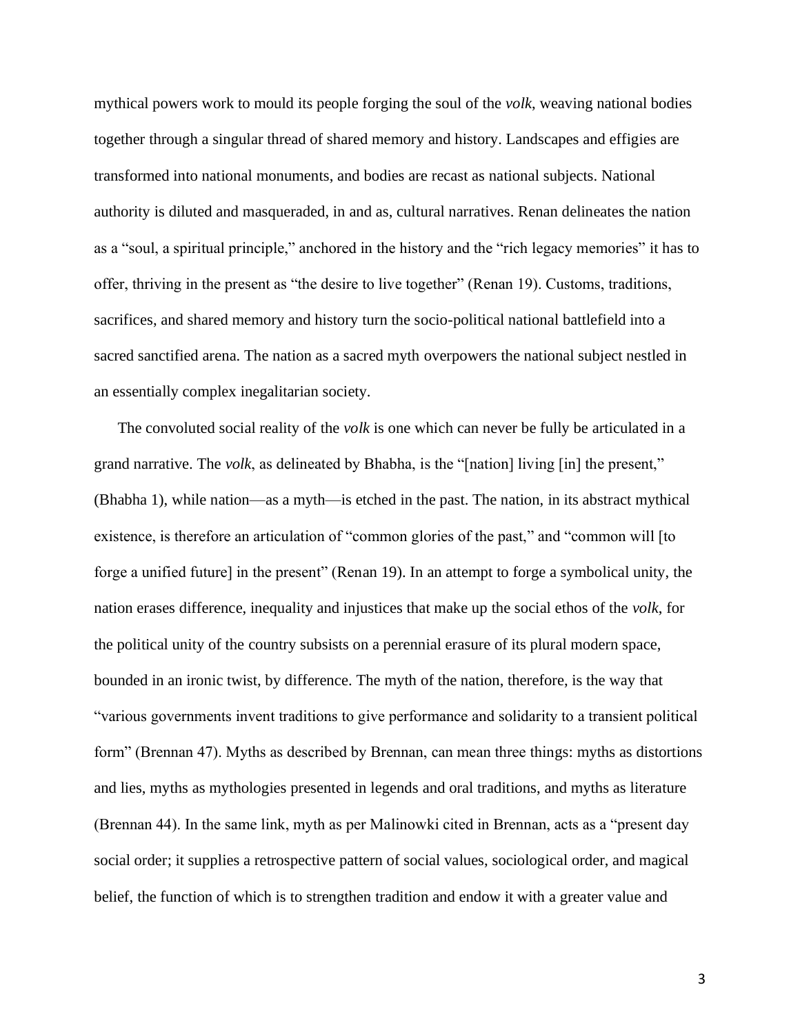mythical powers work to mould its people forging the soul of the *volk*, weaving national bodies together through a singular thread of shared memory and history. Landscapes and effigies are transformed into national monuments, and bodies are recast as national subjects. National authority is diluted and masqueraded, in and as, cultural narratives. Renan delineates the nation as a "soul, a spiritual principle," anchored in the history and the "rich legacy memories" it has to offer, thriving in the present as "the desire to live together" (Renan 19). Customs, traditions, sacrifices, and shared memory and history turn the socio-political national battlefield into a sacred sanctified arena. The nation as a sacred myth overpowers the national subject nestled in an essentially complex inegalitarian society.

The convoluted social reality of the *volk* is one which can never be fully be articulated in a grand narrative. The *volk*, as delineated by Bhabha, is the "[nation] living [in] the present," (Bhabha 1), while nation—as a myth—is etched in the past. The nation, in its abstract mythical existence, is therefore an articulation of "common glories of the past," and "common will [to forge a unified future] in the present" (Renan 19). In an attempt to forge a symbolical unity, the nation erases difference, inequality and injustices that make up the social ethos of the *volk*, for the political unity of the country subsists on a perennial erasure of its plural modern space, bounded in an ironic twist, by difference. The myth of the nation, therefore, is the way that "various governments invent traditions to give performance and solidarity to a transient political form" (Brennan 47). Myths as described by Brennan, can mean three things: myths as distortions and lies, myths as mythologies presented in legends and oral traditions, and myths as literature (Brennan 44). In the same link, myth as per Malinowki cited in Brennan, acts as a "present day social order; it supplies a retrospective pattern of social values, sociological order, and magical belief, the function of which is to strengthen tradition and endow it with a greater value and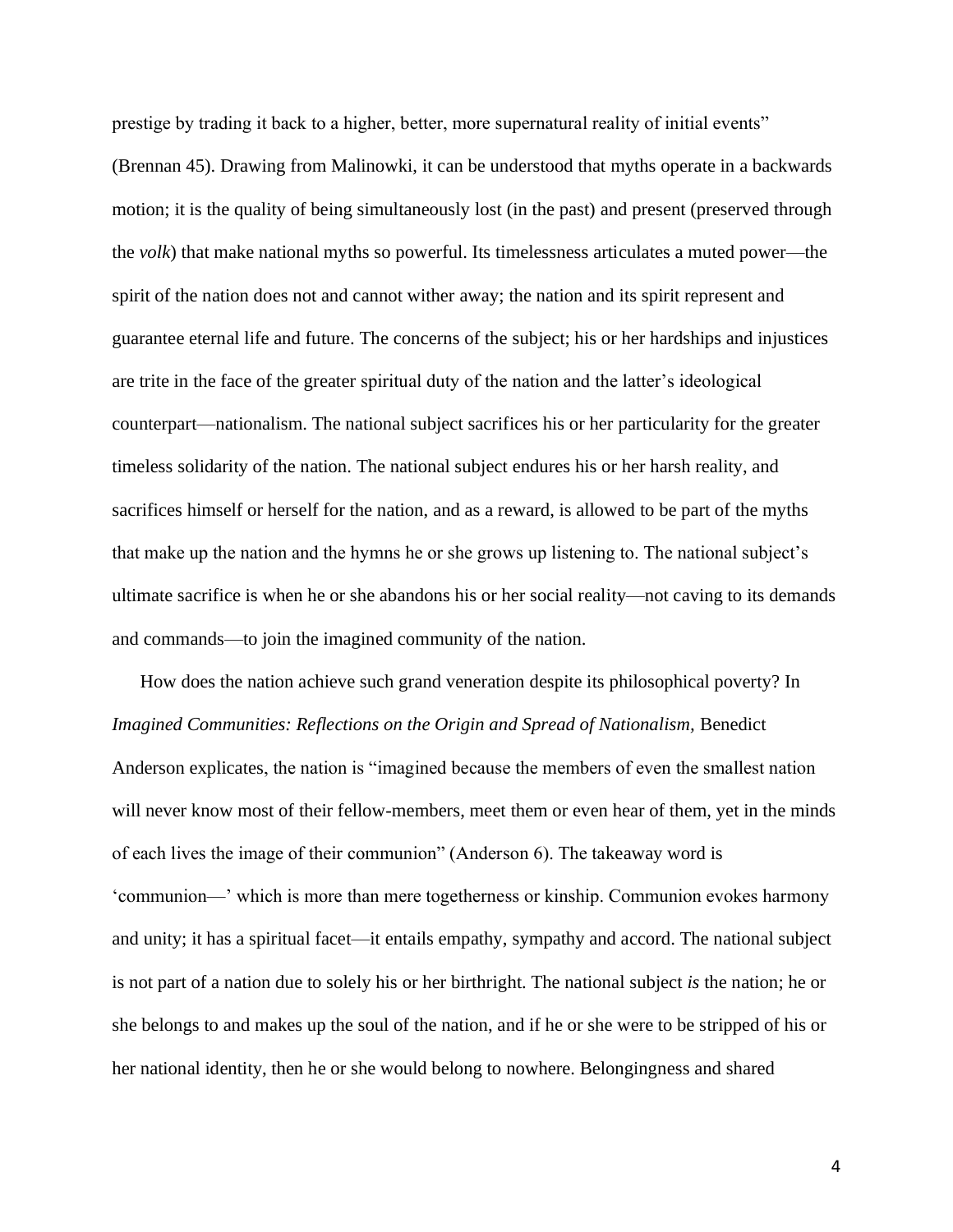prestige by trading it back to a higher, better, more supernatural reality of initial events" (Brennan 45). Drawing from Malinowki, it can be understood that myths operate in a backwards motion; it is the quality of being simultaneously lost (in the past) and present (preserved through the *volk*) that make national myths so powerful. Its timelessness articulates a muted power—the spirit of the nation does not and cannot wither away; the nation and its spirit represent and guarantee eternal life and future. The concerns of the subject; his or her hardships and injustices are trite in the face of the greater spiritual duty of the nation and the latter's ideological counterpart—nationalism. The national subject sacrifices his or her particularity for the greater timeless solidarity of the nation. The national subject endures his or her harsh reality, and sacrifices himself or herself for the nation, and as a reward, is allowed to be part of the myths that make up the nation and the hymns he or she grows up listening to. The national subject's ultimate sacrifice is when he or she abandons his or her social reality—not caving to its demands and commands—to join the imagined community of the nation.

How does the nation achieve such grand veneration despite its philosophical poverty? In *Imagined Communities: Reflections on the Origin and Spread of Nationalism,* Benedict Anderson explicates, the nation is "imagined because the members of even the smallest nation will never know most of their fellow-members, meet them or even hear of them, yet in the minds of each lives the image of their communion" (Anderson 6). The takeaway word is 'communion—' which is more than mere togetherness or kinship. Communion evokes harmony and unity; it has a spiritual facet—it entails empathy, sympathy and accord. The national subject is not part of a nation due to solely his or her birthright. The national subject *is* the nation; he or she belongs to and makes up the soul of the nation, and if he or she were to be stripped of his or her national identity, then he or she would belong to nowhere. Belongingness and shared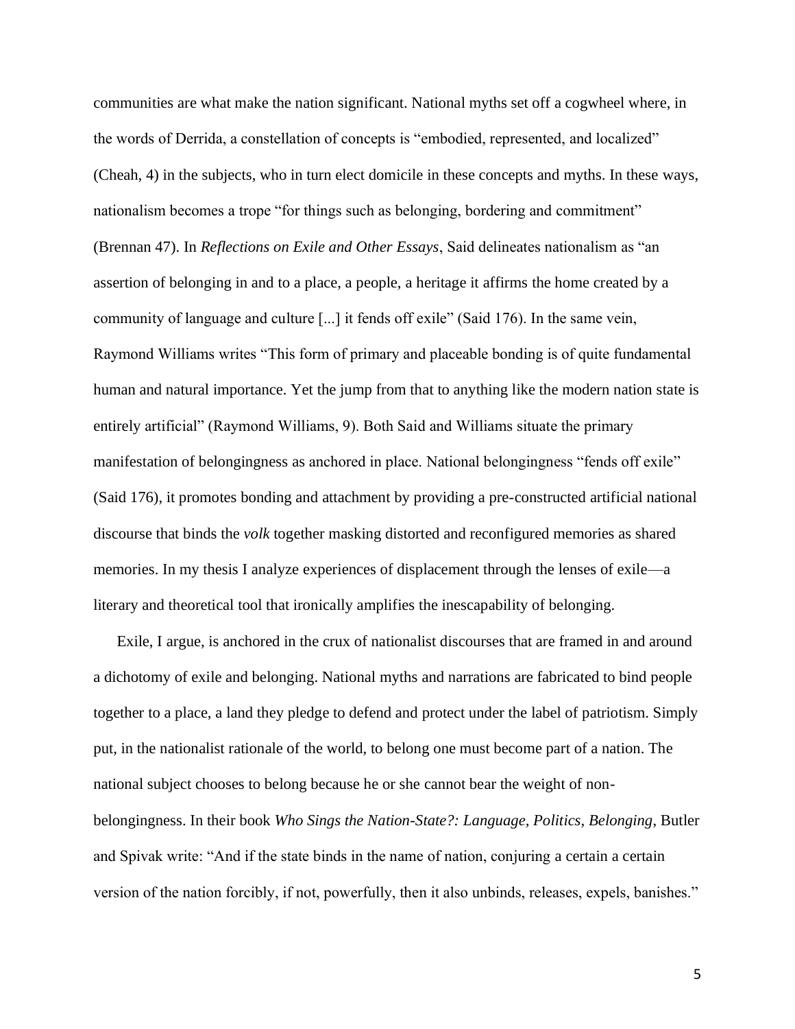communities are what make the nation significant. National myths set off a cogwheel where, in the words of Derrida, a constellation of concepts is "embodied, represented, and localized" (Cheah, 4) in the subjects, who in turn elect domicile in these concepts and myths. In these ways, nationalism becomes a trope "for things such as belonging, bordering and commitment" (Brennan 47). In *Reflections on Exile and Other Essays*, Said delineates nationalism as "an assertion of belonging in and to a place, a people, a heritage it affirms the home created by a community of language and culture [...] it fends off exile" (Said 176). In the same vein, Raymond Williams writes "This form of primary and placeable bonding is of quite fundamental human and natural importance. Yet the jump from that to anything like the modern nation state is entirely artificial" (Raymond Williams, 9). Both Said and Williams situate the primary manifestation of belongingness as anchored in place. National belongingness "fends off exile" (Said 176), it promotes bonding and attachment by providing a pre-constructed artificial national discourse that binds the *volk* together masking distorted and reconfigured memories as shared memories. In my thesis I analyze experiences of displacement through the lenses of exile—a literary and theoretical tool that ironically amplifies the inescapability of belonging.

Exile, I argue, is anchored in the crux of nationalist discourses that are framed in and around a dichotomy of exile and belonging. National myths and narrations are fabricated to bind people together to a place, a land they pledge to defend and protect under the label of patriotism. Simply put, in the nationalist rationale of the world, to belong one must become part of a nation. The national subject chooses to belong because he or she cannot bear the weight of non-belongingness. In their book *Who Sings the Nation-State?: Language, Politics, Belonging*, Butler and Spivak write: "And if the state binds in the name of nation, conjuring a certain a certain version of the nation forcibly, if not, powerfully, then it also unbinds, releases, expels, banishes."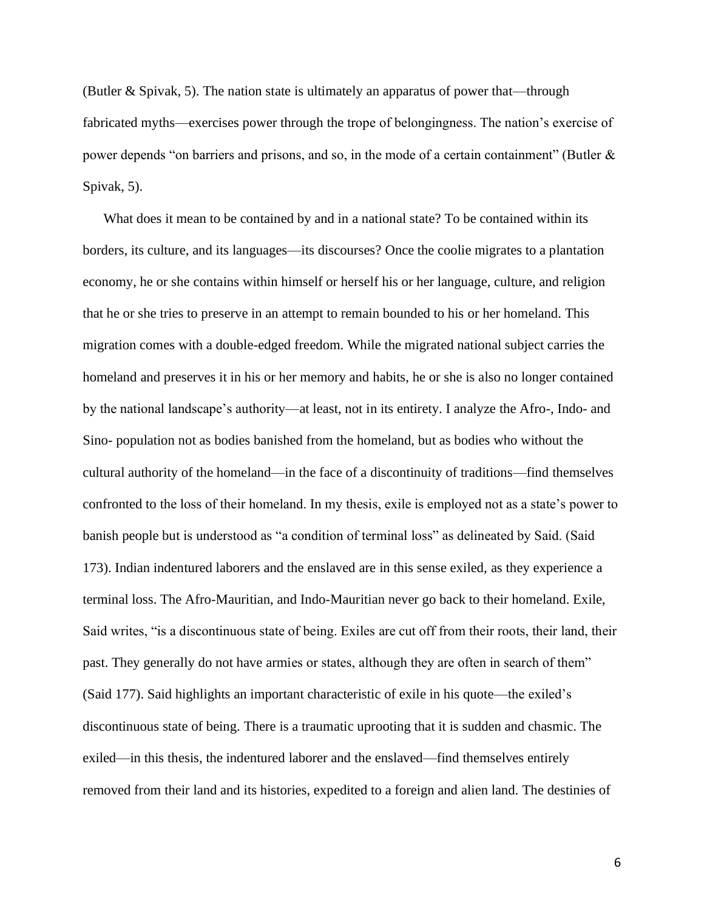(Butler & Spivak, 5). The nation state is ultimately an apparatus of power that—through fabricated myths—exercises power through the trope of belongingness. The nation's exercise of power depends "on barriers and prisons, and so, in the mode of a certain containment" (Butler & Spivak, 5).

What does it mean to be contained by and in a national state? To be contained within its borders, its culture, and its languages—its discourses? Once the coolie migrates to a plantation economy, he or she contains within himself or herself his or her language, culture, and religion that he or she tries to preserve in an attempt to remain bounded to his or her homeland. This migration comes with a double-edged freedom. While the migrated national subject carries the homeland and preserves it in his or her memory and habits, he or she is also no longer contained by the national landscape's authority—at least, not in its entirety. I analyze the Afro-, Indo- and Sino- population not as bodies banished from the homeland, but as bodies who without the cultural authority of the homeland—in the face of a discontinuity of traditions—find themselves confronted to the loss of their homeland. In my thesis, exile is employed not as a state's power to banish people but is understood as "a condition of terminal loss" as delineated by Said. (Said 173). Indian indentured laborers and the enslaved are in this sense exiled, as they experience a terminal loss. The Afro-Mauritian, and Indo-Mauritian never go back to their homeland. Exile, Said writes, "is a discontinuous state of being. Exiles are cut off from their roots, their land, their past. They generally do not have armies or states, although they are often in search of them" (Said 177). Said highlights an important characteristic of exile in his quote—the exiled's discontinuous state of being. There is a traumatic uprooting that it is sudden and chasmic. The exiled—in this thesis, the indentured laborer and the enslaved—find themselves entirely removed from their land and its histories, expedited to a foreign and alien land. The destinies of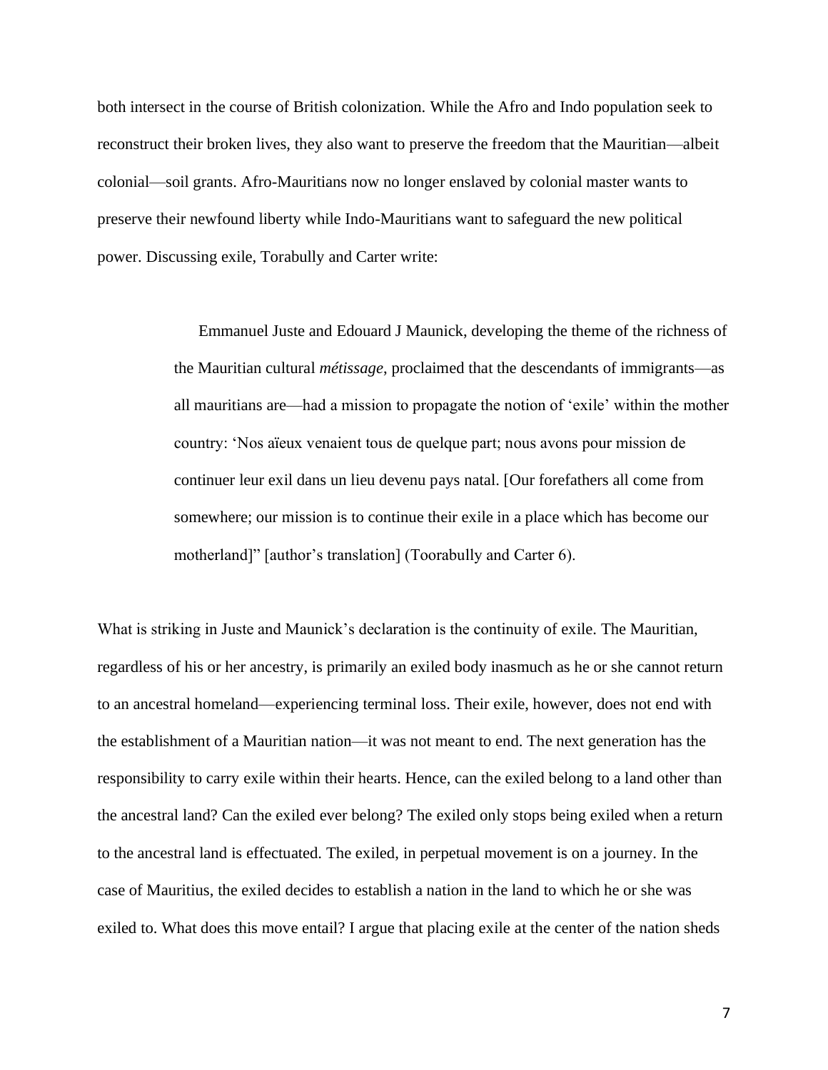both intersect in the course of British colonization. While the Afro and Indo population seek to reconstruct their broken lives, they also want to preserve the freedom that the Mauritian—albeit colonial—soil grants. Afro-Mauritians now no longer enslaved by colonial master wants to preserve their newfound liberty while Indo-Mauritians want to safeguard the new political power. Discussing exile, Torabully and Carter write:

> Emmanuel Juste and Edouard J Maunick, developing the theme of the richness of the Mauritian cultural *métissage*, proclaimed that the descendants of immigrants—as all mauritians are—had a mission to propagate the notion of 'exile' within the mother country: 'Nos aïeux venaient tous de quelque part; nous avons pour mission de continuer leur exil dans un lieu devenu pays natal. [Our forefathers all come from somewhere; our mission is to continue their exile in a place which has become our motherland]" [author's translation] (Toorabully and Carter 6).

What is striking in Juste and Maunick's declaration is the continuity of exile. The Mauritian, regardless of his or her ancestry, is primarily an exiled body inasmuch as he or she cannot return to an ancestral homeland—experiencing terminal loss. Their exile, however, does not end with the establishment of a Mauritian nation—it was not meant to end. The next generation has the responsibility to carry exile within their hearts. Hence, can the exiled belong to a land other than the ancestral land? Can the exiled ever belong? The exiled only stops being exiled when a return to the ancestral land is effectuated. The exiled, in perpetual movement is on a journey. In the case of Mauritius, the exiled decides to establish a nation in the land to which he or she was exiled to. What does this move entail? I argue that placing exile at the center of the nation sheds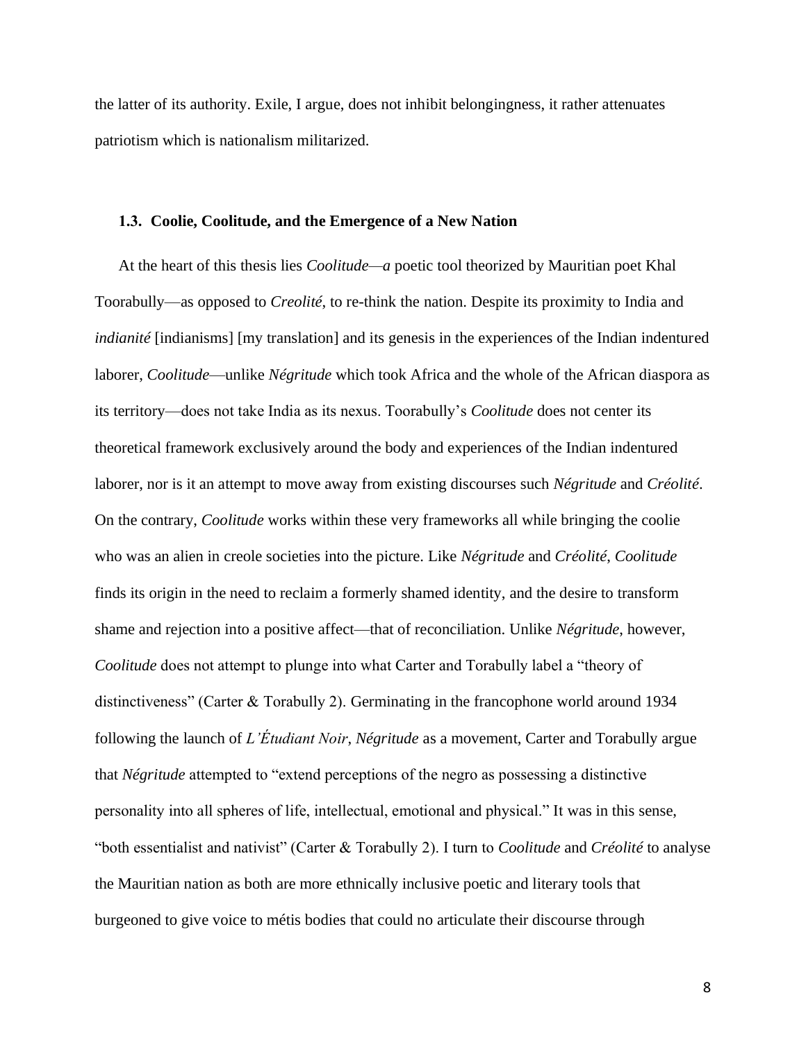the latter of its authority. Exile, I argue, does not inhibit belongingness, it rather attenuates patriotism which is nationalism militarized.

### 1.3. Coolie, Coolitude, and the Emergence of a New Nation

At the heart of this thesis lies *Coolitude—a* poetic tool theorized by Mauritian poet Khal Toorabully—as opposed to *Creolité*, to re-think the nation. Despite its proximity to India and *indianité* [indianisms] [my translation] and its genesis in the experiences of the Indian indentured laborer, *Coolitude*—unlike *Négritude* which took Africa and the whole of the African diaspora as its territory—does not take India as its nexus. Toorabully's *Coolitude* does not center its theoretical framework exclusively around the body and experiences of the Indian indentured laborer, nor is it an attempt to move away from existing discourses such *Négritude* and *Créolité*. On the contrary, *Coolitude* works within these very frameworks all while bringing the coolie who was an alien in creole societies into the picture. Like *Négritude* and *Créolité*, *Coolitude* finds its origin in the need to reclaim a formerly shamed identity, and the desire to transform shame and rejection into a positive affect—that of reconciliation. Unlike *Négritude*, however, *Coolitude* does not attempt to plunge into what Carter and Torabully label a "theory of distinctiveness" (Carter & Torabully 2). Germinating in the francophone world around 1934 following the launch of *L'Étudiant Noir*, *Négritude* as a movement, Carter and Torabully argue that *Négritude* attempted to "extend perceptions of the negro as possessing a distinctive personality into all spheres of life, intellectual, emotional and physical." It was in this sense, "both essentialist and nativist" (Carter & Torabully 2). I turn to *Coolitude* and *Créolité* to analyse the Mauritian nation as both are more ethnically inclusive poetic and literary tools that burgeoned to give voice to métis bodies that could no articulate their discourse through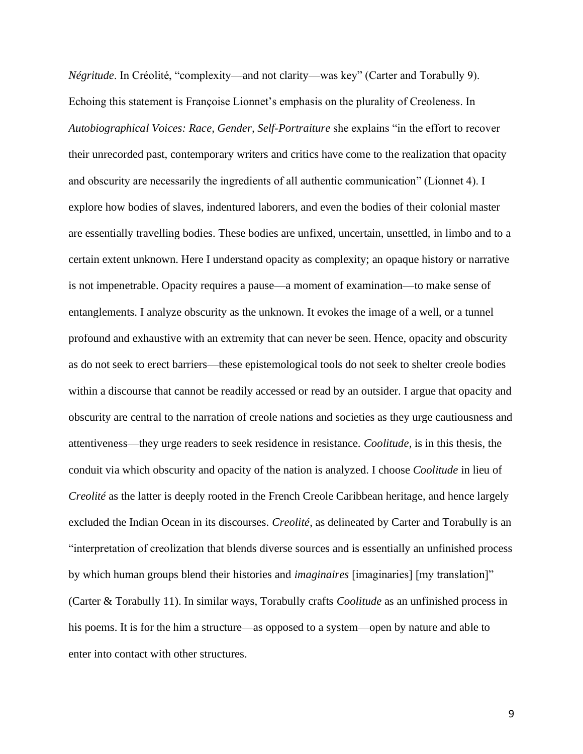*Négritude*. In Créolité, "complexity—and not clarity—was key" (Carter and Torabully 9). Echoing this statement is Françoise Lionnet's emphasis on the plurality of Creoleness. In *Autobiographical Voices: Race, Gender, Self-Portraiture* she explains "in the effort to recover their unrecorded past, contemporary writers and critics have come to the realization that opacity and obscurity are necessarily the ingredients of all authentic communication" (Lionnet 4). I explore how bodies of slaves, indentured laborers, and even the bodies of their colonial master are essentially travelling bodies. These bodies are unfixed, uncertain, unsettled, in limbo and to a certain extent unknown. Here I understand opacity as complexity; an opaque history or narrative is not impenetrable. Opacity requires a pause—a moment of examination—to make sense of entanglements. I analyze obscurity as the unknown. It evokes the image of a well, or a tunnel profound and exhaustive with an extremity that can never be seen. Hence, opacity and obscurity as do not seek to erect barriers—these epistemological tools do not seek to shelter creole bodies within a discourse that cannot be readily accessed or read by an outsider. I argue that opacity and obscurity are central to the narration of creole nations and societies as they urge cautiousness and attentiveness—they urge readers to seek residence in resistance. *Coolitude*, is in this thesis, the conduit via which obscurity and opacity of the nation is analyzed. I choose *Coolitude* in lieu of *Creolité* as the latter is deeply rooted in the French Creole Caribbean heritage, and hence largely excluded the Indian Ocean in its discourses. *Creolité*, as delineated by Carter and Torabully is an "interpretation of creolization that blends diverse sources and is essentially an unfinished process by which human groups blend their histories and *imaginaires* [imaginaries] [my translation]" (Carter & Torabully 11). In similar ways, Torabully crafts *Coolitude* as an unfinished process in his poems. It is for the him a structure—as opposed to a system—open by nature and able to enter into contact with other structures.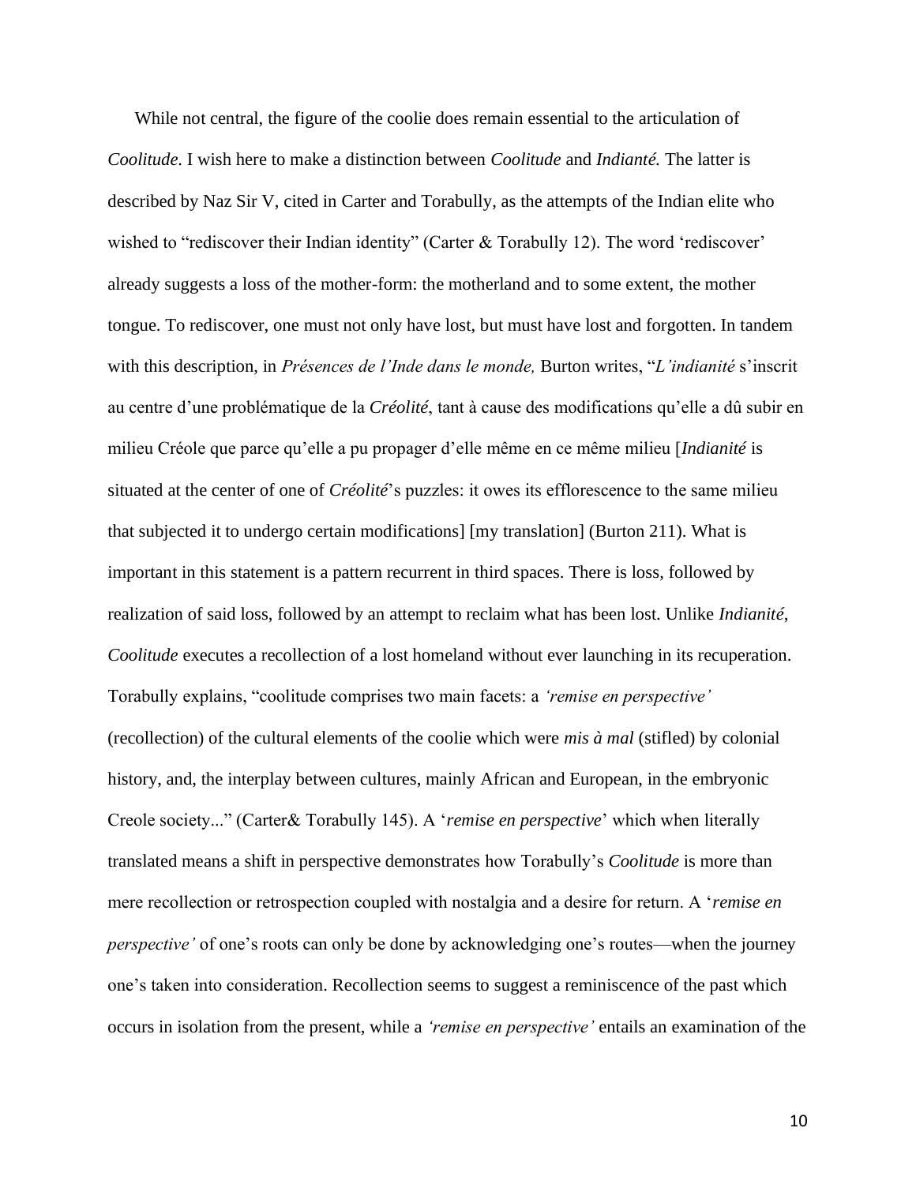While not central, the figure of the coolie does remain essential to the articulation of *Coolitude*. I wish here to make a distinction between *Coolitude* and *Indianté.* The latter is described by Naz Sir V, cited in Carter and Torabully, as the attempts of the Indian elite who wished to "rediscover their Indian identity" (Carter & Torabully 12). The word 'rediscover' already suggests a loss of the mother-form: the motherland and to some extent, the mother tongue. To rediscover, one must not only have lost, but must have lost and forgotten. In tandem with this description, in *Présences de l'Inde dans le monde,* Burton writes, "*L'indianité* s'inscrit au centre d'une problématique de la *Créolité*, tant à cause des modifications qu'elle a dû subir en milieu Créole que parce qu'elle a pu propager d'elle même en ce même milieu [*Indianité* is situated at the center of one of *Créolité*'s puzzles: it owes its efflorescence to the same milieu that subjected it to undergo certain modifications] [my translation] (Burton 211). What is important in this statement is a pattern recurrent in third spaces. There is loss, followed by realization of said loss, followed by an attempt to reclaim what has been lost. Unlike *Indianité*, *Coolitude* executes a recollection of a lost homeland without ever launching in its recuperation. Torabully explains, "coolitude comprises two main facets: a *'remise en perspective'* (recollection) of the cultural elements of the coolie which were *mis à mal* (stifled) by colonial history, and, the interplay between cultures, mainly African and European, in the embryonic Creole society..." (Carter& Torabully 145). A '*remise en perspective*' which when literally translated means a shift in perspective demonstrates how Torabully's *Coolitude* is more than mere recollection or retrospection coupled with nostalgia and a desire for return. A '*remise en perspective'* of one's roots can only be done by acknowledging one's routes—when the journey one's taken into consideration. Recollection seems to suggest a reminiscence of the past which occurs in isolation from the present, while a *'remise en perspective'* entails an examination of the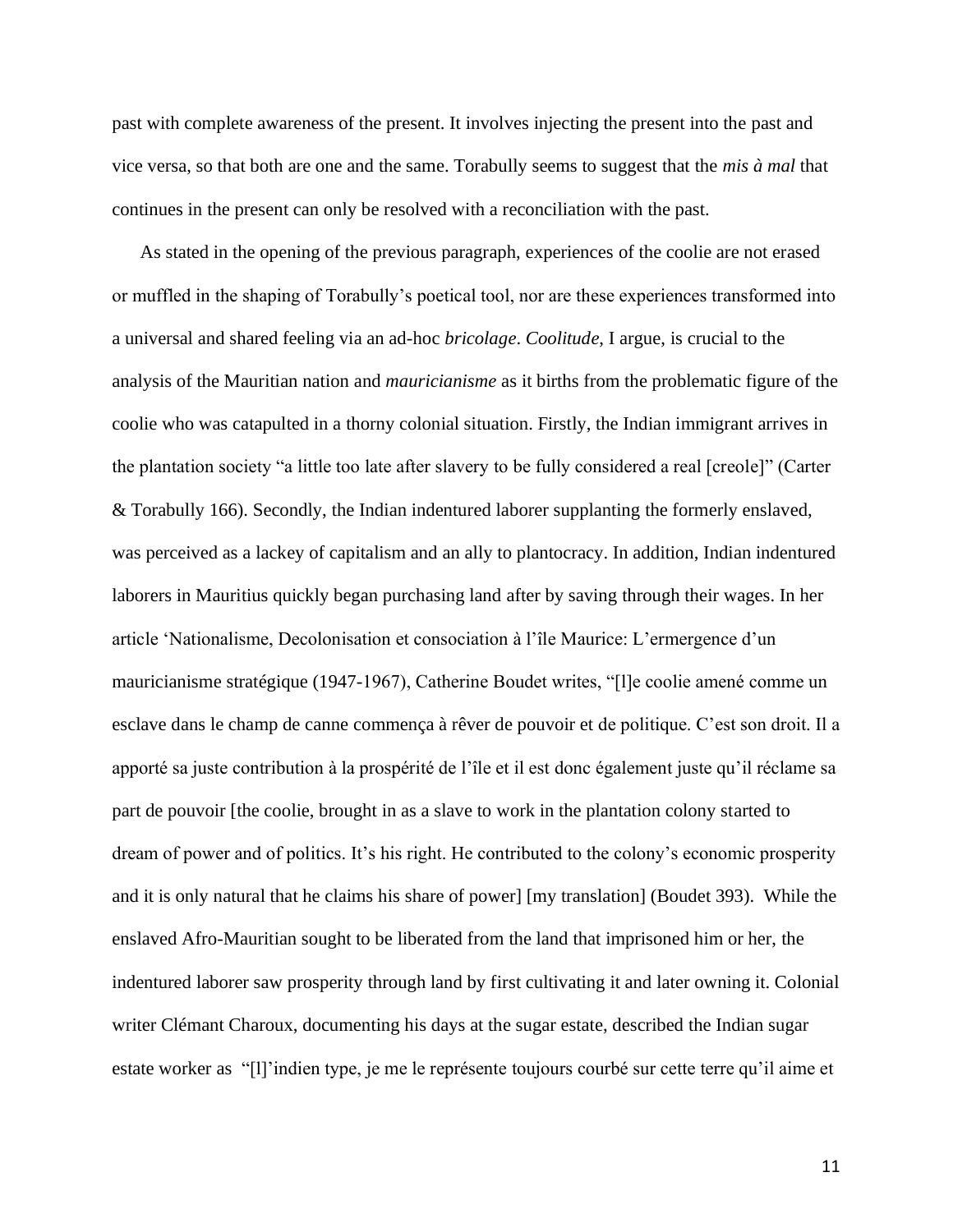past with complete awareness of the present. It involves injecting the present into the past and vice versa, so that both are one and the same. Torabully seems to suggest that the *mis à mal* that continues in the present can only be resolved with a reconciliation with the past.

As stated in the opening of the previous paragraph, experiences of the coolie are not erased or muffled in the shaping of Torabully's poetical tool, nor are these experiences transformed into a universal and shared feeling via an ad-hoc *bricolage*. *Coolitude*, I argue, is crucial to the analysis of the Mauritian nation and *mauricianisme* as it births from the problematic figure of the coolie who was catapulted in a thorny colonial situation. Firstly, the Indian immigrant arrives in the plantation society "a little too late after slavery to be fully considered a real [creole]" (Carter & Torabully 166). Secondly, the Indian indentured laborer supplanting the formerly enslaved, was perceived as a lackey of capitalism and an ally to plantocracy. In addition, Indian indentured laborers in Mauritius quickly began purchasing land after by saving through their wages. In her article 'Nationalisme, Decolonisation et consociation à l'île Maurice: L'ermergence d'un mauricianisme stratégique (1947-1967), Catherine Boudet writes, "[l]e coolie amené comme un esclave dans le champ de canne commença à rêver de pouvoir et de politique. C'est son droit. Il a apporté sa juste contribution à la prospérité de l'île et il est donc également juste qu'il réclame sa part de pouvoir [the coolie, brought in as a slave to work in the plantation colony started to dream of power and of politics. It's his right. He contributed to the colony's economic prosperity and it is only natural that he claims his share of power] [my translation] (Boudet 393). While the enslaved Afro-Mauritian sought to be liberated from the land that imprisoned him or her, the indentured laborer saw prosperity through land by first cultivating it and later owning it. Colonial writer Clémant Charoux, documenting his days at the sugar estate, described the Indian sugar estate worker as "[l]'indien type, je me le représente toujours courbé sur cette terre qu'il aime et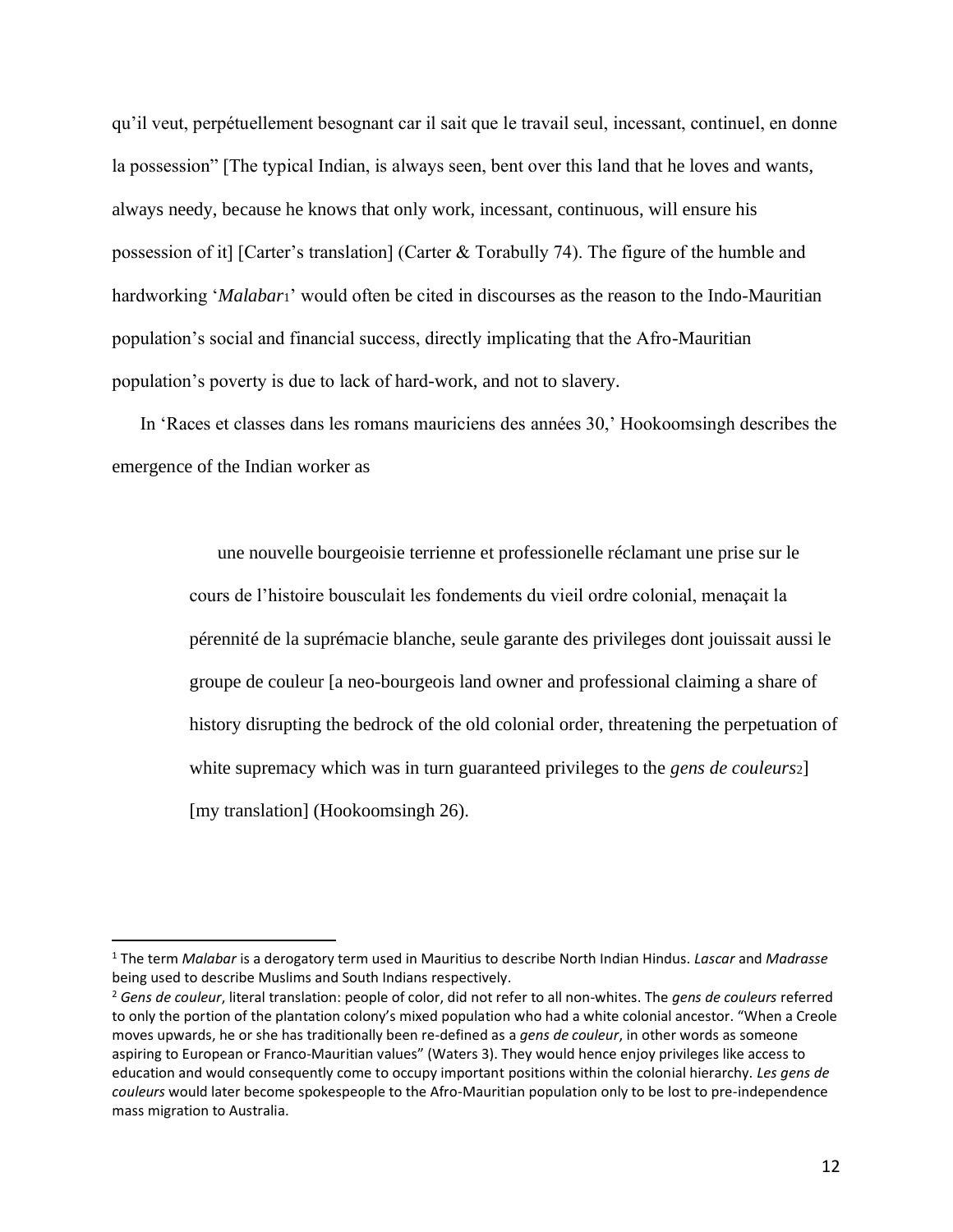qu'il veut, perpétuellement besognant car il sait que le travail seul, incessant, continuel, en donne la possession" [The typical Indian, is always seen, bent over this land that he loves and wants, always needy, because he knows that only work, incessant, continuous, will ensure his possession of it] [Carter's translation] (Carter & Torabully 74). The figure of the humble and hardworking '*Malabar*[1]' would often be cited in discourses as the reason to the Indo-Mauritian population's social and financial success, directly implicating that the Afro-Mauritian population's poverty is due to lack of hard-work, and not to slavery.

In 'Races et classes dans les romans mauriciens des années 30,' Hookoomsingh describes the emergence of the Indian worker as

> une nouvelle bourgeoisie terrienne et professionelle réclamant une prise sur le cours de l'histoire bousculait les fondements du vieil ordre colonial, menaçait la pérennité de la suprémacie blanche, seule garante des privileges dont jouissait aussi le groupe de couleur [a neo-bourgeois land owner and professional claiming a share of history disrupting the bedrock of the old colonial order, threatening the perpetuation of white supremacy which was in turn guaranteed privileges to the *gens de couleurs*[2]] [my translation] (Hookoomsingh 26).

---

[1] The term *Malabar* is a derogatory term used in Mauritius to describe North Indian Hindus. *Lascar* and *Madrasse* being used to describe Muslims and South Indians respectively.

[2] *Gens de couleur*, literal translation: people of color, did not refer to all non-whites. The *gens de couleurs* referred to only the portion of the plantation colony's mixed population who had a white colonial ancestor. "When a Creole moves upwards, he or she has traditionally been re-defined as a *gens de couleur*, in other words as someone aspiring to European or Franco-Mauritian values" (Waters 3). They would hence enjoy privileges like access to education and would consequently come to occupy important positions within the colonial hierarchy. *Les gens de couleurs* would later become spokespeople to the Afro-Mauritian population only to be lost to pre-independence mass migration to Australia.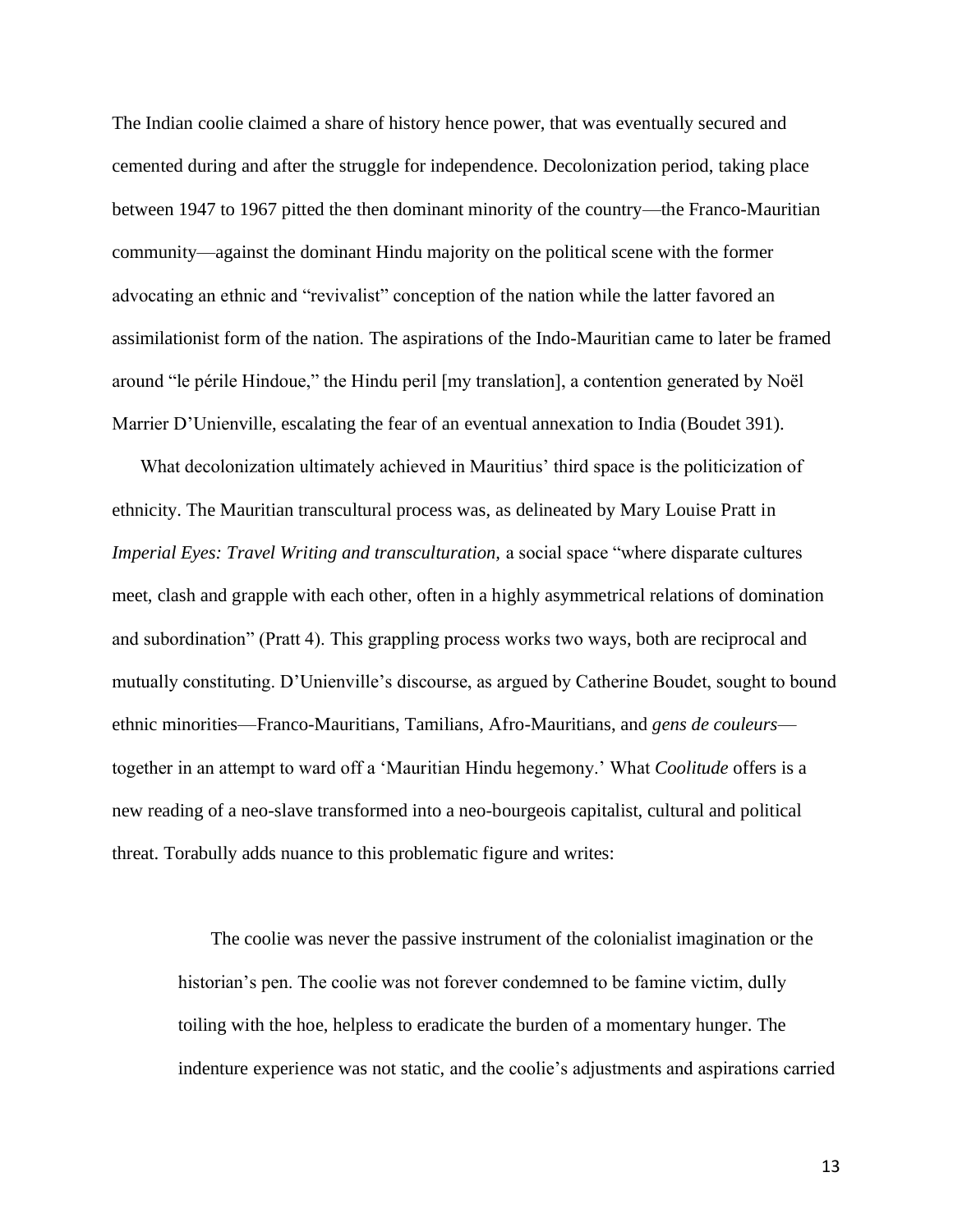The Indian coolie claimed a share of history hence power, that was eventually secured and cemented during and after the struggle for independence. Decolonization period, taking place between 1947 to 1967 pitted the then dominant minority of the country—the Franco-Mauritian community—against the dominant Hindu majority on the political scene with the former advocating an ethnic and "revivalist" conception of the nation while the latter favored an assimilationist form of the nation. The aspirations of the Indo-Mauritian came to later be framed around "le périle Hindoue," the Hindu peril [my translation], a contention generated by Noël Marrier D'Unienville, escalating the fear of an eventual annexation to India (Boudet 391).

What decolonization ultimately achieved in Mauritius' third space is the politicization of ethnicity. The Mauritian transcultural process was, as delineated by Mary Louise Pratt in *Imperial Eyes: Travel Writing and transculturation,* a social space "where disparate cultures meet, clash and grapple with each other, often in a highly asymmetrical relations of domination and subordination" (Pratt 4). This grappling process works two ways, both are reciprocal and mutually constituting. D'Unienville's discourse, as argued by Catherine Boudet, sought to bound ethnic minorities—Franco-Mauritians, Tamilians, Afro-Mauritians, and *gens de couleurs*—together in an attempt to ward off a 'Mauritian Hindu hegemony.' What *Coolitude* offers is a new reading of a neo-slave transformed into a neo-bourgeois capitalist, cultural and political threat. Torabully adds nuance to this problematic figure and writes:

> The coolie was never the passive instrument of the colonialist imagination or the historian's pen. The coolie was not forever condemned to be famine victim, dully toiling with the hoe, helpless to eradicate the burden of a momentary hunger. The indenture experience was not static, and the coolie's adjustments and aspirations carried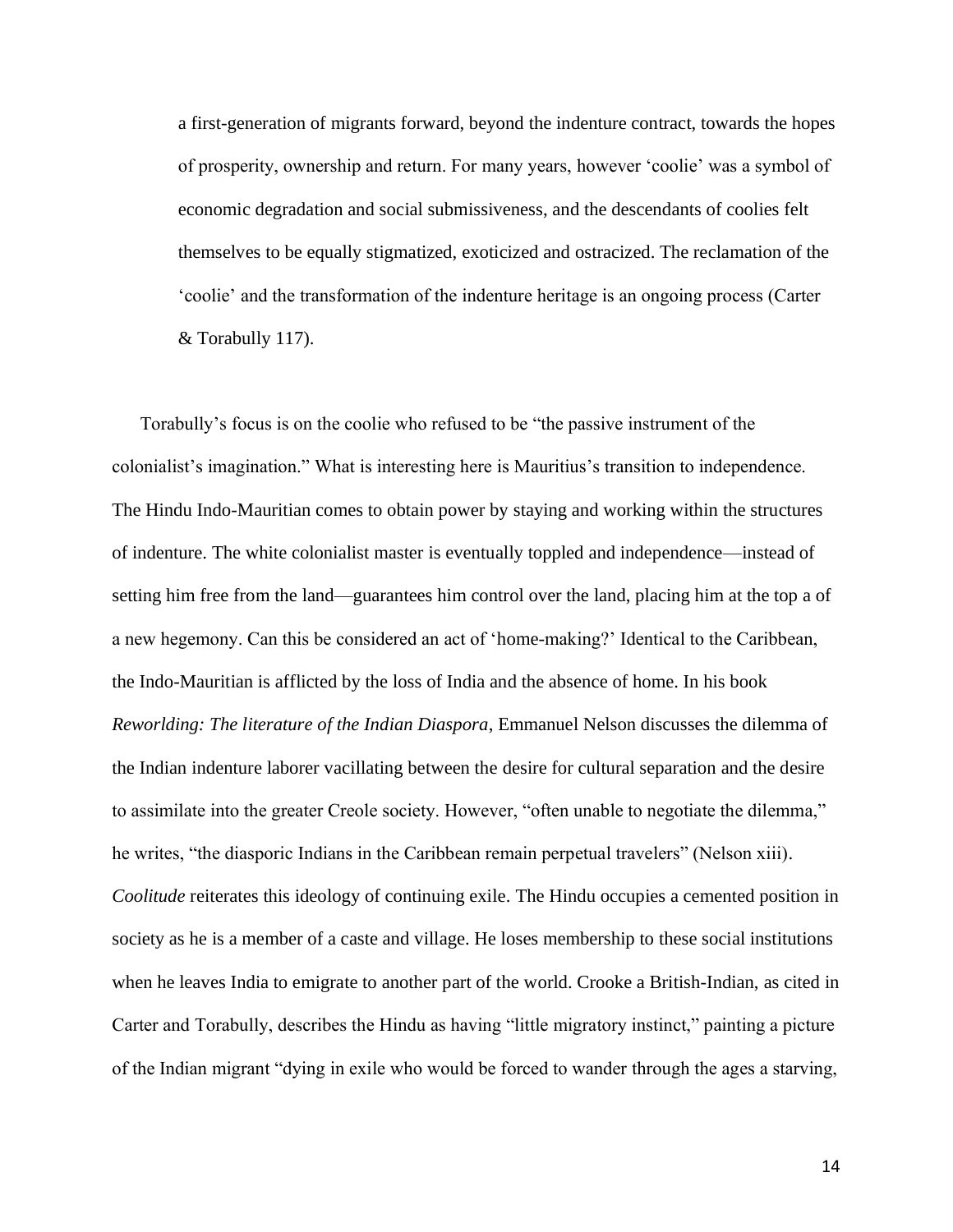> a first-generation of migrants forward, beyond the indenture contract, towards the hopes of prosperity, ownership and return. For many years, however 'coolie' was a symbol of economic degradation and social submissiveness, and the descendants of coolies felt themselves to be equally stigmatized, exoticized and ostracized. The reclamation of the 'coolie' and the transformation of the indenture heritage is an ongoing process (Carter & Torabully 117).

Torabully's focus is on the coolie who refused to be "the passive instrument of the colonialist's imagination." What is interesting here is Mauritius's transition to independence. The Hindu Indo-Mauritian comes to obtain power by staying and working within the structures of indenture. The white colonialist master is eventually toppled and independence—instead of setting him free from the land—guarantees him control over the land, placing him at the top a of a new hegemony. Can this be considered an act of 'home-making?' Identical to the Caribbean, the Indo-Mauritian is afflicted by the loss of India and the absence of home. In his book *Reworlding: The literature of the Indian Diaspora*, Emmanuel Nelson discusses the dilemma of the Indian indenture laborer vacillating between the desire for cultural separation and the desire to assimilate into the greater Creole society. However, "often unable to negotiate the dilemma," he writes, "the diasporic Indians in the Caribbean remain perpetual travelers" (Nelson xiii). *Coolitude* reiterates this ideology of continuing exile. The Hindu occupies a cemented position in society as he is a member of a caste and village. He loses membership to these social institutions when he leaves India to emigrate to another part of the world. Crooke a British-Indian, as cited in Carter and Torabully, describes the Hindu as having "little migratory instinct," painting a picture of the Indian migrant "dying in exile who would be forced to wander through the ages a starving,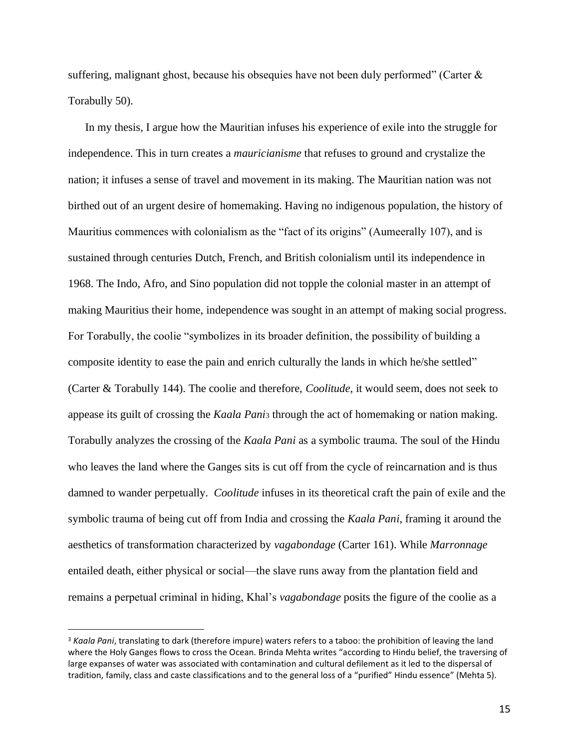suffering, malignant ghost, because his obsequies have not been duly performed" (Carter & Torabully 50).

In my thesis, I argue how the Mauritian infuses his experience of exile into the struggle for independence. This in turn creates a *mauricianisme* that refuses to ground and crystalize the nation; it infuses a sense of travel and movement in its making. The Mauritian nation was not birthed out of an urgent desire of homemaking. Having no indigenous population, the history of Mauritius commences with colonialism as the "fact of its origins" (Aumeerally 107), and is sustained through centuries Dutch, French, and British colonialism until its independence in 1968. The Indo, Afro, and Sino population did not topple the colonial master in an attempt of making Mauritius their home, independence was sought in an attempt of making social progress. For Torabully, the coolie "symbolizes in its broader definition, the possibility of building a composite identity to ease the pain and enrich culturally the lands in which he/she settled" (Carter & Torabully 144). The coolie and therefore, *Coolitude*, it would seem, does not seek to appease its guilt of crossing the *Kaala Pani*[3] through the act of homemaking or nation making. Torabully analyzes the crossing of the *Kaala Pani* as a symbolic trauma. The soul of the Hindu who leaves the land where the Ganges sits is cut off from the cycle of reincarnation and is thus damned to wander perpetually. *Coolitude* infuses in its theoretical craft the pain of exile and the symbolic trauma of being cut off from India and crossing the *Kaala Pani*, framing it around the aesthetics of transformation characterized by *vagabondage* (Carter 161). While *Marronnage* entailed death, either physical or social—the slave runs away from the plantation field and remains a perpetual criminal in hiding, Khal's *vagabondage* posits the figure of the coolie as a

---

[3] *Kaala Pani*, translating to dark (therefore impure) waters refers to a taboo: the prohibition of leaving the land where the Holy Ganges flows to cross the Ocean. Brinda Mehta writes "according to Hindu belief, the traversing of large expanses of water was associated with contamination and cultural defilement as it led to the dispersal of tradition, family, class and caste classifications and to the general loss of a "purified" Hindu essence" (Mehta 5).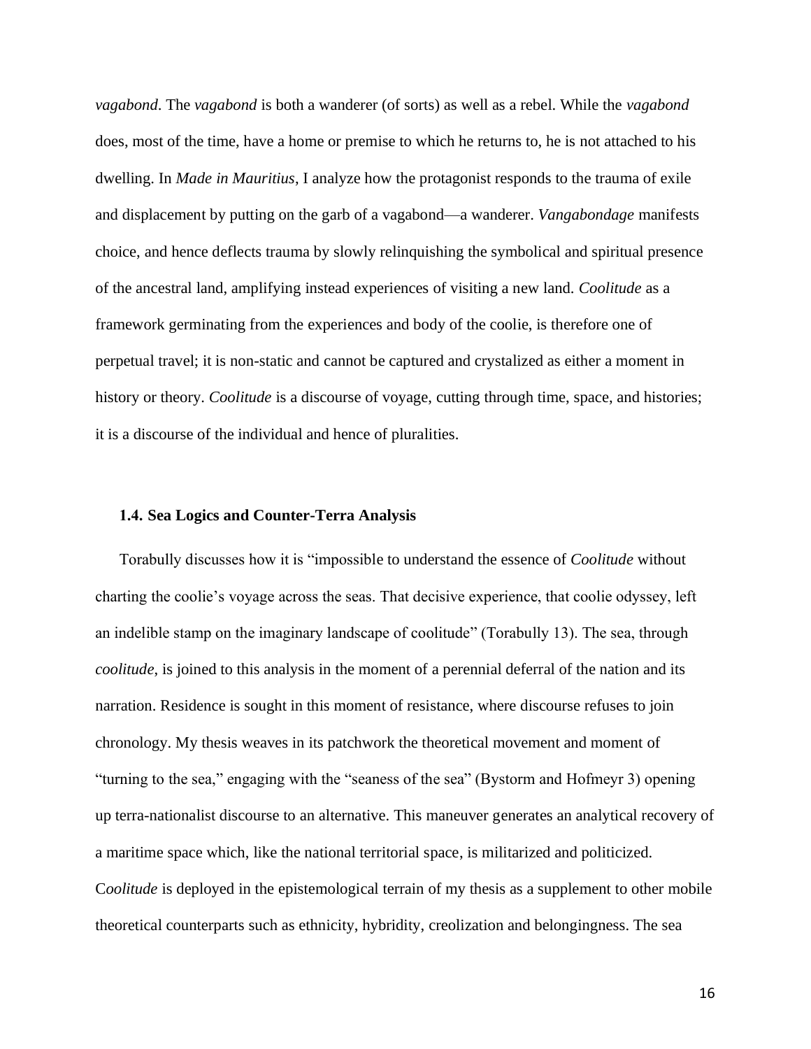*vagabond*. The *vagabond* is both a wanderer (of sorts) as well as a rebel. While the *vagabond* does, most of the time, have a home or premise to which he returns to, he is not attached to his dwelling. In *Made in Mauritius*, I analyze how the protagonist responds to the trauma of exile and displacement by putting on the garb of a vagabond—a wanderer. *Vangabondage* manifests choice, and hence deflects trauma by slowly relinquishing the symbolical and spiritual presence of the ancestral land, amplifying instead experiences of visiting a new land. *Coolitude* as a framework germinating from the experiences and body of the coolie, is therefore one of perpetual travel; it is non-static and cannot be captured and crystalized as either a moment in history or theory. *Coolitude* is a discourse of voyage, cutting through time, space, and histories; it is a discourse of the individual and hence of pluralities.

### 1.4. Sea Logics and Counter-Terra Analysis

Torabully discusses how it is "impossible to understand the essence of *Coolitude* without charting the coolie's voyage across the seas. That decisive experience, that coolie odyssey, left an indelible stamp on the imaginary landscape of coolitude" (Torabully 13). The sea, through *coolitude*, is joined to this analysis in the moment of a perennial deferral of the nation and its narration. Residence is sought in this moment of resistance, where discourse refuses to join chronology. My thesis weaves in its patchwork the theoretical movement and moment of "turning to the sea," engaging with the "seaness of the sea" (Bystorm and Hofmeyr 3) opening up terra-nationalist discourse to an alternative. This maneuver generates an analytical recovery of a maritime space which, like the national territorial space, is militarized and politicized. C*oolitude* is deployed in the epistemological terrain of my thesis as a supplement to other mobile theoretical counterparts such as ethnicity, hybridity, creolization and belongingness. The sea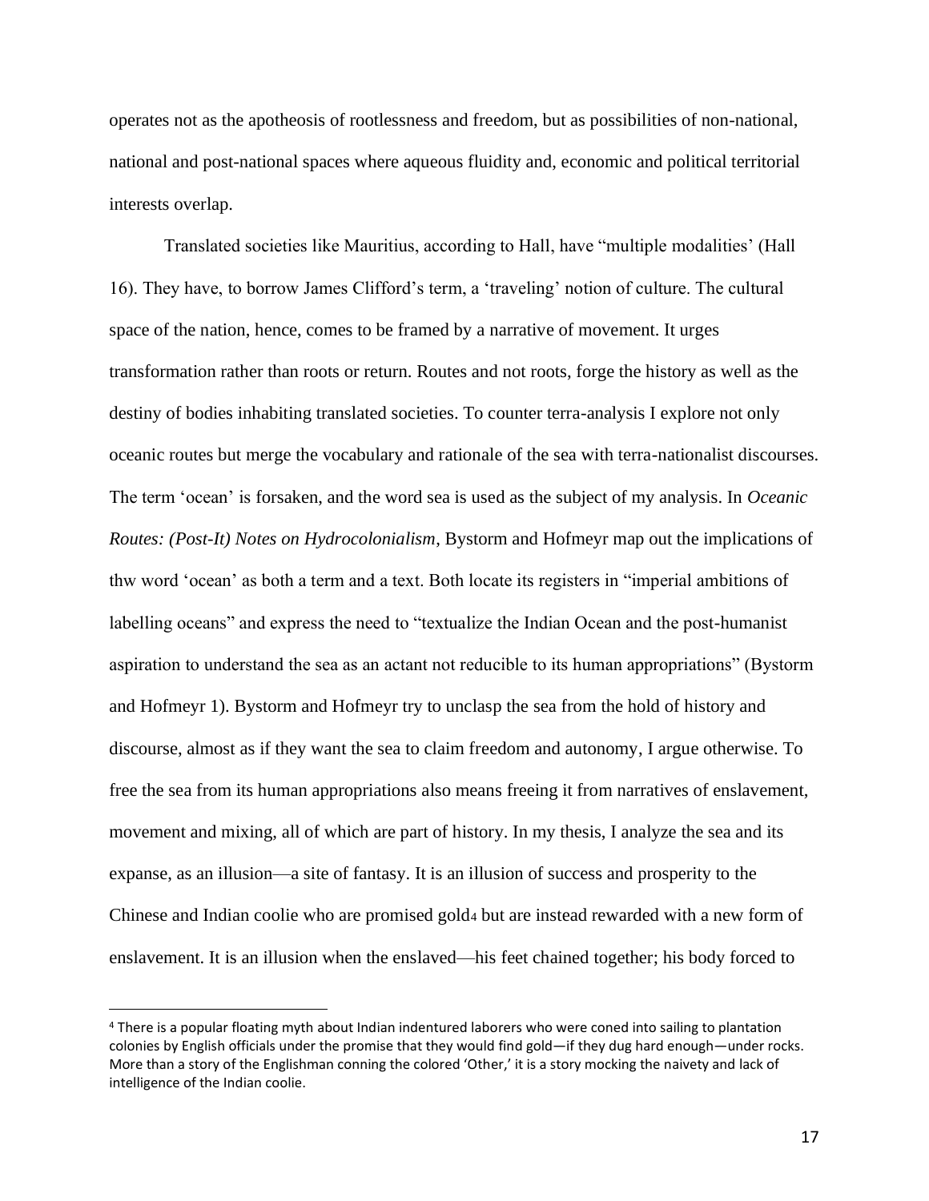operates not as the apotheosis of rootlessness and freedom, but as possibilities of non-national, national and post-national spaces where aqueous fluidity and, economic and political territorial interests overlap.

Translated societies like Mauritius, according to Hall, have "multiple modalities' (Hall 16). They have, to borrow James Clifford's term, a 'traveling' notion of culture. The cultural space of the nation, hence, comes to be framed by a narrative of movement. It urges transformation rather than roots or return. Routes and not roots, forge the history as well as the destiny of bodies inhabiting translated societies. To counter terra-analysis I explore not only oceanic routes but merge the vocabulary and rationale of the sea with terra-nationalist discourses. The term 'ocean' is forsaken, and the word sea is used as the subject of my analysis. In *Oceanic Routes: (Post-It) Notes on Hydrocolonialism*, Bystorm and Hofmeyr map out the implications of thw word 'ocean' as both a term and a text. Both locate its registers in "imperial ambitions of labelling oceans" and express the need to "textualize the Indian Ocean and the post-humanist aspiration to understand the sea as an actant not reducible to its human appropriations" (Bystorm and Hofmeyr 1). Bystorm and Hofmeyr try to unclasp the sea from the hold of history and discourse, almost as if they want the sea to claim freedom and autonomy, I argue otherwise. To free the sea from its human appropriations also means freeing it from narratives of enslavement, movement and mixing, all of which are part of history. In my thesis, I analyze the sea and its expanse, as an illusion—a site of fantasy. It is an illusion of success and prosperity to the Chinese and Indian coolie who are promised gold[4] but are instead rewarded with a new form of enslavement. It is an illusion when the enslaved—his feet chained together; his body forced to

---

[4] There is a popular floating myth about Indian indentured laborers who were coned into sailing to plantation colonies by English officials under the promise that they would find gold—if they dug hard enough—under rocks. More than a story of the Englishman conning the colored 'Other,' it is a story mocking the naivety and lack of intelligence of the Indian coolie.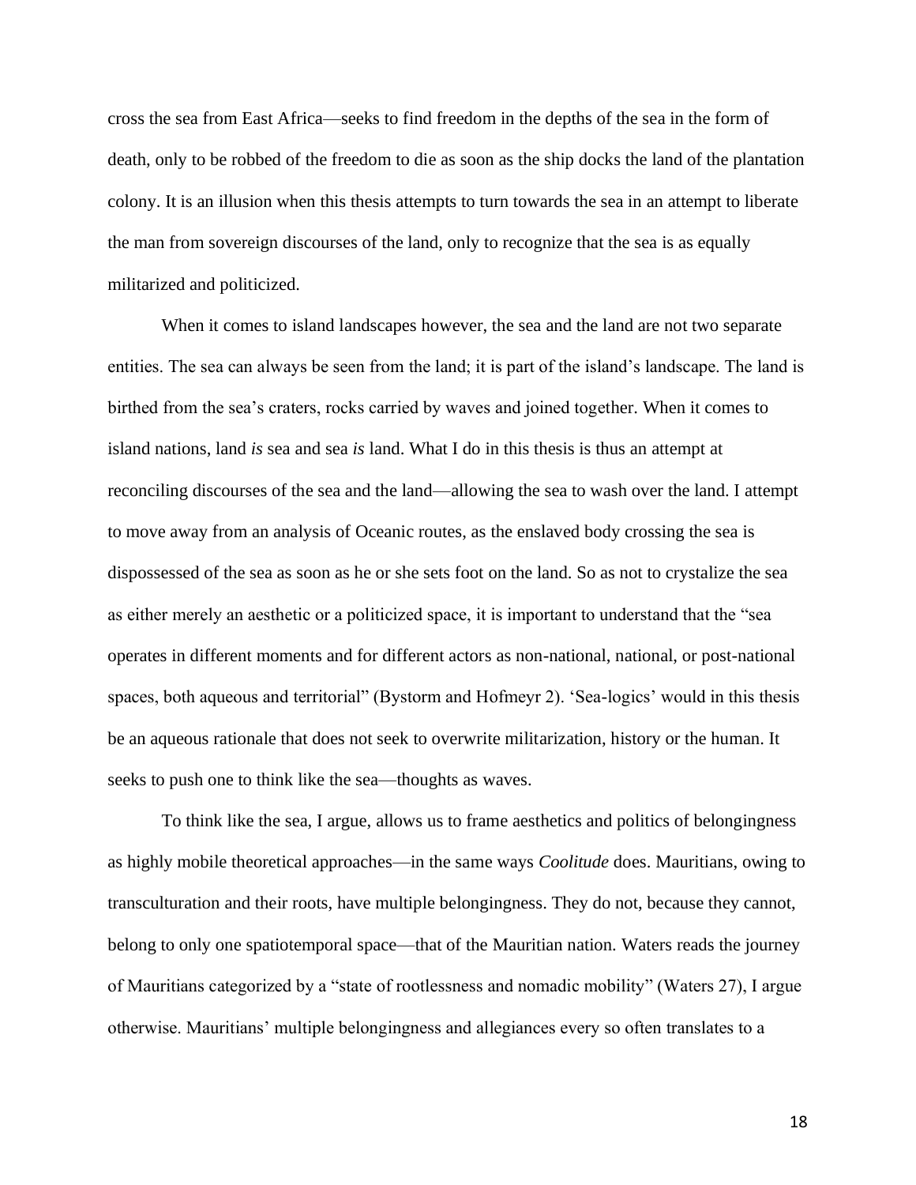cross the sea from East Africa—seeks to find freedom in the depths of the sea in the form of death, only to be robbed of the freedom to die as soon as the ship docks the land of the plantation colony. It is an illusion when this thesis attempts to turn towards the sea in an attempt to liberate the man from sovereign discourses of the land, only to recognize that the sea is as equally militarized and politicized.

When it comes to island landscapes however, the sea and the land are not two separate entities. The sea can always be seen from the land; it is part of the island's landscape. The land is birthed from the sea's craters, rocks carried by waves and joined together. When it comes to island nations, land *is* sea and sea *is* land. What I do in this thesis is thus an attempt at reconciling discourses of the sea and the land—allowing the sea to wash over the land. I attempt to move away from an analysis of Oceanic routes, as the enslaved body crossing the sea is dispossessed of the sea as soon as he or she sets foot on the land. So as not to crystalize the sea as either merely an aesthetic or a politicized space, it is important to understand that the "sea operates in different moments and for different actors as non-national, national, or post-national spaces, both aqueous and territorial" (Bystorm and Hofmeyr 2). 'Sea-logics' would in this thesis be an aqueous rationale that does not seek to overwrite militarization, history or the human. It seeks to push one to think like the sea—thoughts as waves.

To think like the sea, I argue, allows us to frame aesthetics and politics of belongingness as highly mobile theoretical approaches—in the same ways *Coolitude* does. Mauritians, owing to transculturation and their roots, have multiple belongingness. They do not, because they cannot, belong to only one spatiotemporal space—that of the Mauritian nation. Waters reads the journey of Mauritians categorized by a "state of rootlessness and nomadic mobility" (Waters 27), I argue otherwise. Mauritians' multiple belongingness and allegiances every so often translates to a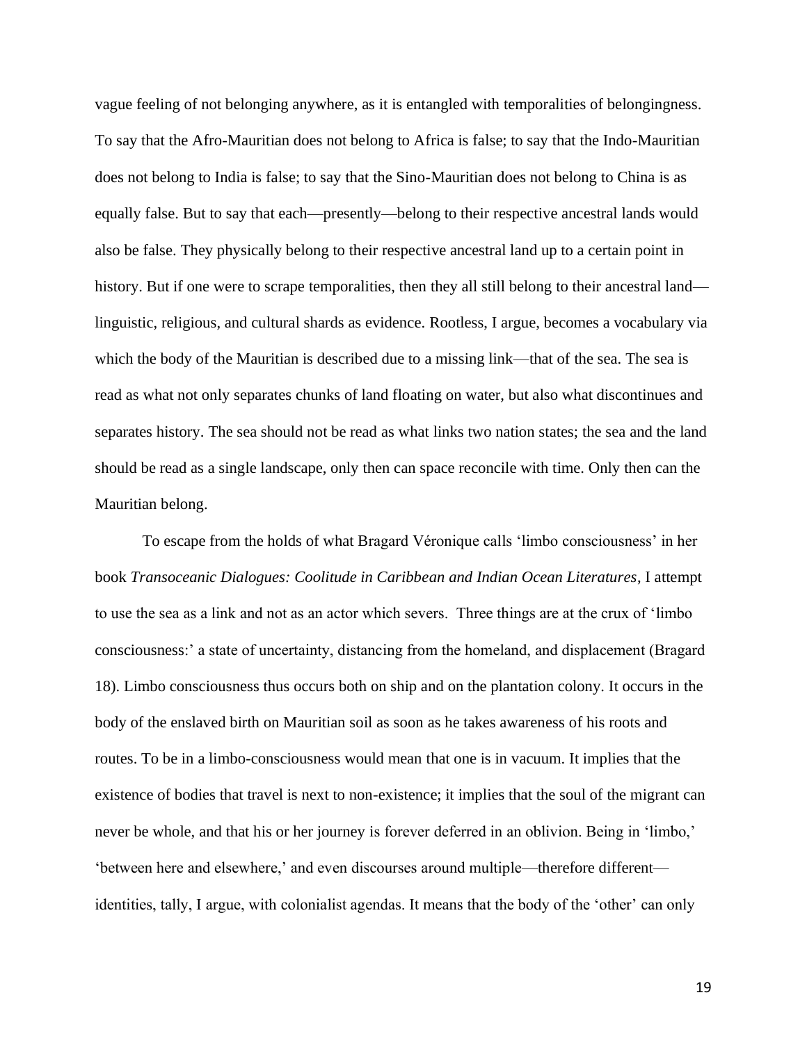vague feeling of not belonging anywhere, as it is entangled with temporalities of belongingness. To say that the Afro-Mauritian does not belong to Africa is false; to say that the Indo-Mauritian does not belong to India is false; to say that the Sino-Mauritian does not belong to China is as equally false. But to say that each—presently—belong to their respective ancestral lands would also be false. They physically belong to their respective ancestral land up to a certain point in history. But if one were to scrape temporalities, then they all still belong to their ancestral land—linguistic, religious, and cultural shards as evidence. Rootless, I argue, becomes a vocabulary via which the body of the Mauritian is described due to a missing link—that of the sea. The sea is read as what not only separates chunks of land floating on water, but also what discontinues and separates history. The sea should not be read as what links two nation states; the sea and the land should be read as a single landscape, only then can space reconcile with time. Only then can the Mauritian belong.

To escape from the holds of what Bragard Véronique calls 'limbo consciousness' in her book *Transoceanic Dialogues: Coolitude in Caribbean and Indian Ocean Literatures*, I attempt to use the sea as a link and not as an actor which severs. Three things are at the crux of 'limbo consciousness:' a state of uncertainty, distancing from the homeland, and displacement (Bragard 18). Limbo consciousness thus occurs both on ship and on the plantation colony. It occurs in the body of the enslaved birth on Mauritian soil as soon as he takes awareness of his roots and routes. To be in a limbo-consciousness would mean that one is in vacuum. It implies that the existence of bodies that travel is next to non-existence; it implies that the soul of the migrant can never be whole, and that his or her journey is forever deferred in an oblivion. Being in 'limbo,' 'between here and elsewhere,' and even discourses around multiple—therefore different—identities, tally, I argue, with colonialist agendas. It means that the body of the 'other' can only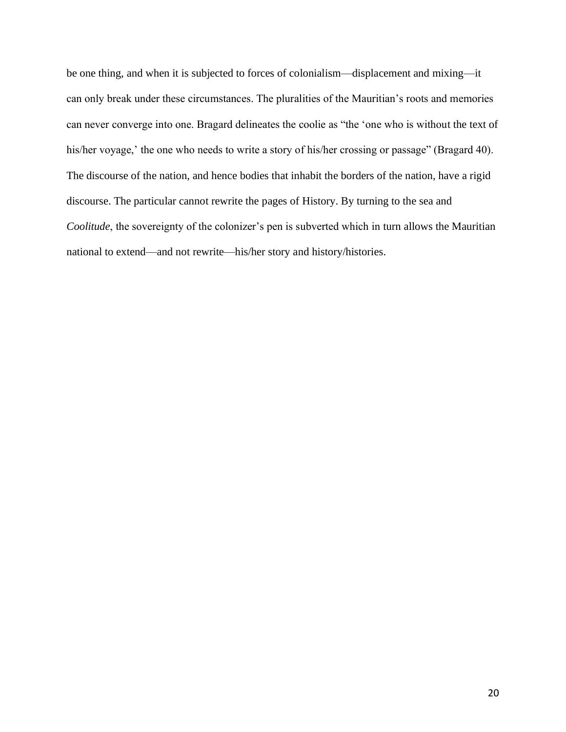be one thing, and when it is subjected to forces of colonialism—displacement and mixing—it can only break under these circumstances. The pluralities of the Mauritian's roots and memories can never converge into one. Bragard delineates the coolie as "the 'one who is without the text of his/her voyage,' the one who needs to write a story of his/her crossing or passage" (Bragard 40). The discourse of the nation, and hence bodies that inhabit the borders of the nation, have a rigid discourse. The particular cannot rewrite the pages of History. By turning to the sea and *Coolitude*, the sovereignty of the colonizer's pen is subverted which in turn allows the Mauritian national to extend—and not rewrite—his/her story and history/histories.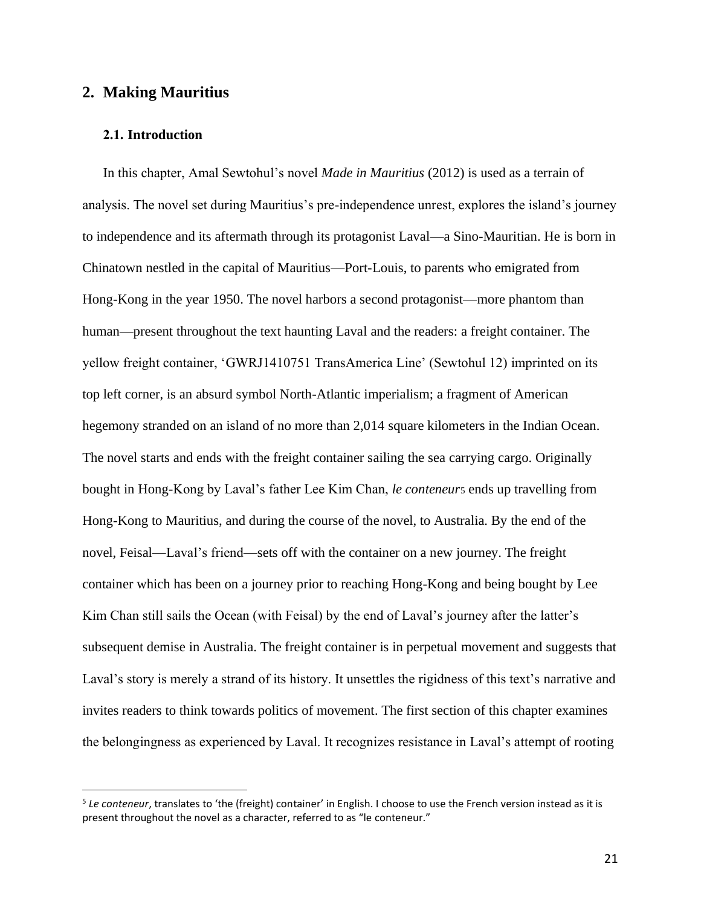## 2. Making Mauritius

### 2.1. Introduction

In this chapter, Amal Sewtohul's novel *Made in Mauritius* (2012) is used as a terrain of analysis. The novel set during Mauritius's pre-independence unrest, explores the island's journey to independence and its aftermath through its protagonist Laval—a Sino-Mauritian. He is born in Chinatown nestled in the capital of Mauritius—Port-Louis, to parents who emigrated from Hong-Kong in the year 1950. The novel harbors a second protagonist—more phantom than human—present throughout the text haunting Laval and the readers: a freight container. The yellow freight container, 'GWRJ1410751 TransAmerica Line' (Sewtohul 12) imprinted on its top left corner, is an absurd symbol North-Atlantic imperialism; a fragment of American hegemony stranded on an island of no more than 2,014 square kilometers in the Indian Ocean. The novel starts and ends with the freight container sailing the sea carrying cargo. Originally bought in Hong-Kong by Laval's father Lee Kim Chan, *le conteneur*[5] ends up travelling from Hong-Kong to Mauritius, and during the course of the novel, to Australia. By the end of the novel, Feisal—Laval's friend—sets off with the container on a new journey. The freight container which has been on a journey prior to reaching Hong-Kong and being bought by Lee Kim Chan still sails the Ocean (with Feisal) by the end of Laval's journey after the latter's subsequent demise in Australia. The freight container is in perpetual movement and suggests that Laval's story is merely a strand of its history. It unsettles the rigidity of this text's narrative and invites readers to think towards politics of movement. The first section of this chapter examines the belongingness as experienced by Laval. It recognizes resistance in Laval's attempt of rooting

---

[5] *Le conteneur*, translates to 'the (freight) container' in English. I choose to use the French version instead as it is present throughout the novel as a character, referred to as "le conteneur."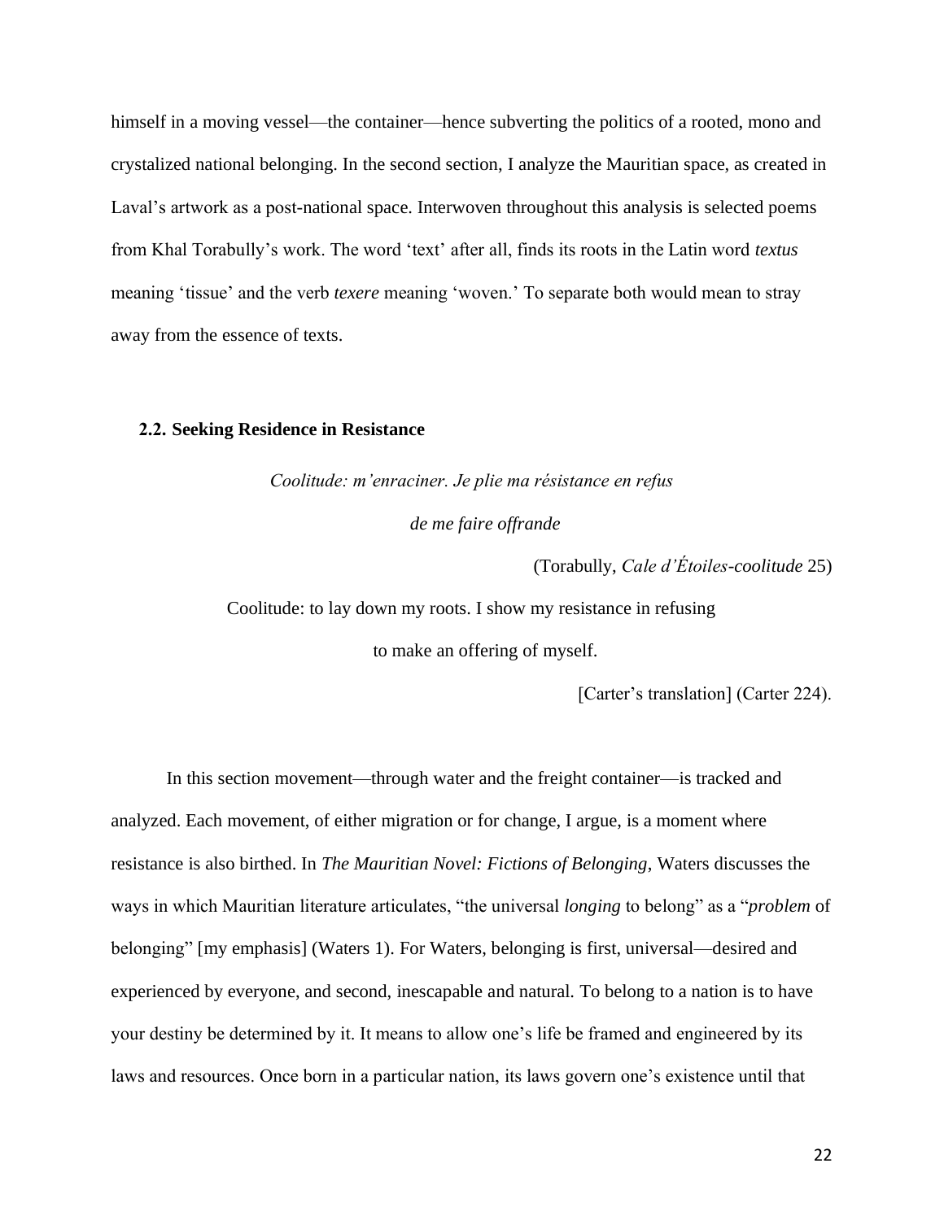himself in a moving vessel—the container—hence subverting the politics of a rooted, mono and crystalized national belonging. In the second section, I analyze the Mauritian space, as created in Laval's artwork as a post-national space. Interwoven throughout this analysis is selected poems from Khal Torabully's work. The word 'text' after all, finds its roots in the Latin word *textus* meaning 'tissue' and the verb *texere* meaning 'woven.' To separate both would mean to stray away from the essence of texts.

## 2.2. Seeking Residence in Resistance

*Coolitude: m'enraciner. Je plie ma résistance en refus*

*de me faire offrande*

(Torabully, *Cale d'Étoiles-coolitude* 25)

Coolitude: to lay down my roots. I show my resistance in refusing

to make an offering of myself.

[Carter's translation] (Carter 224).

In this section movement—through water and the freight container—is tracked and analyzed. Each movement, of either migration or for change, I argue, is a moment where resistance is also birthed. In *The Mauritian Novel: Fictions of Belonging*, Waters discusses the ways in which Mauritian literature articulates, "the universal *longing* to belong" as a "*problem* of belonging" [my emphasis] (Waters 1). For Waters, belonging is first, universal—desired and experienced by everyone, and second, inescapable and natural. To belong to a nation is to have your destiny be determined by it. It means to allow one's life be framed and engineered by its laws and resources. Once born in a particular nation, its laws govern one's existence until that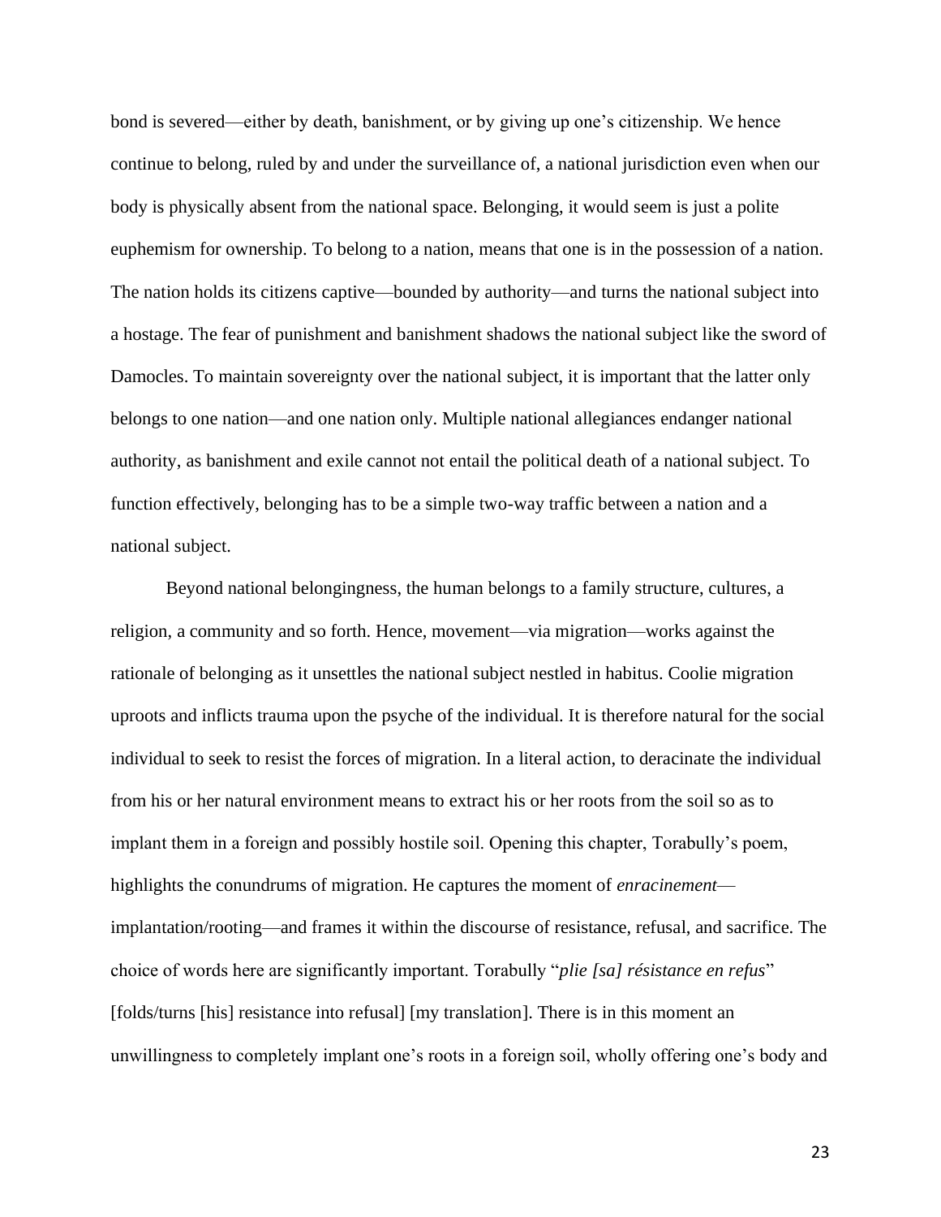bond is severed—either by death, banishment, or by giving up one's citizenship. We hence continue to belong, ruled by and under the surveillance of, a national jurisdiction even when our body is physically absent from the national space. Belonging, it would seem is just a polite euphemism for ownership. To belong to a nation, means that one is in the possession of a nation. The nation holds its citizens captive—bounded by authority—and turns the national subject into a hostage. The fear of punishment and banishment shadows the national subject like the sword of Damocles. To maintain sovereignty over the national subject, it is important that the latter only belongs to one nation—and one nation only. Multiple national allegiances endanger national authority, as banishment and exile cannot not entail the political death of a national subject. To function effectively, belonging has to be a simple two-way traffic between a nation and a national subject.

Beyond national belongingness, the human belongs to a family structure, cultures, a religion, a community and so forth. Hence, movement—via migration—works against the rationale of belonging as it unsettles the national subject nestled in habitus. Coolie migration uproots and inflicts trauma upon the psyche of the individual. It is therefore natural for the social individual to seek to resist the forces of migration. In a literal action, to deracinate the individual from his or her natural environment means to extract his or her roots from the soil so as to implant them in a foreign and possibly hostile soil. Opening this chapter, Torabully's poem, highlights the conundrums of migration. He captures the moment of *enracinement*—implantation/rooting—and frames it within the discourse of resistance, refusal, and sacrifice. The choice of words here are significantly important. Torabully "*plie [sa] résistance en refus*" [folds/turns [his] resistance into refusal] [my translation]. There is in this moment an unwillingness to completely implant one's roots in a foreign soil, wholly offering one's body and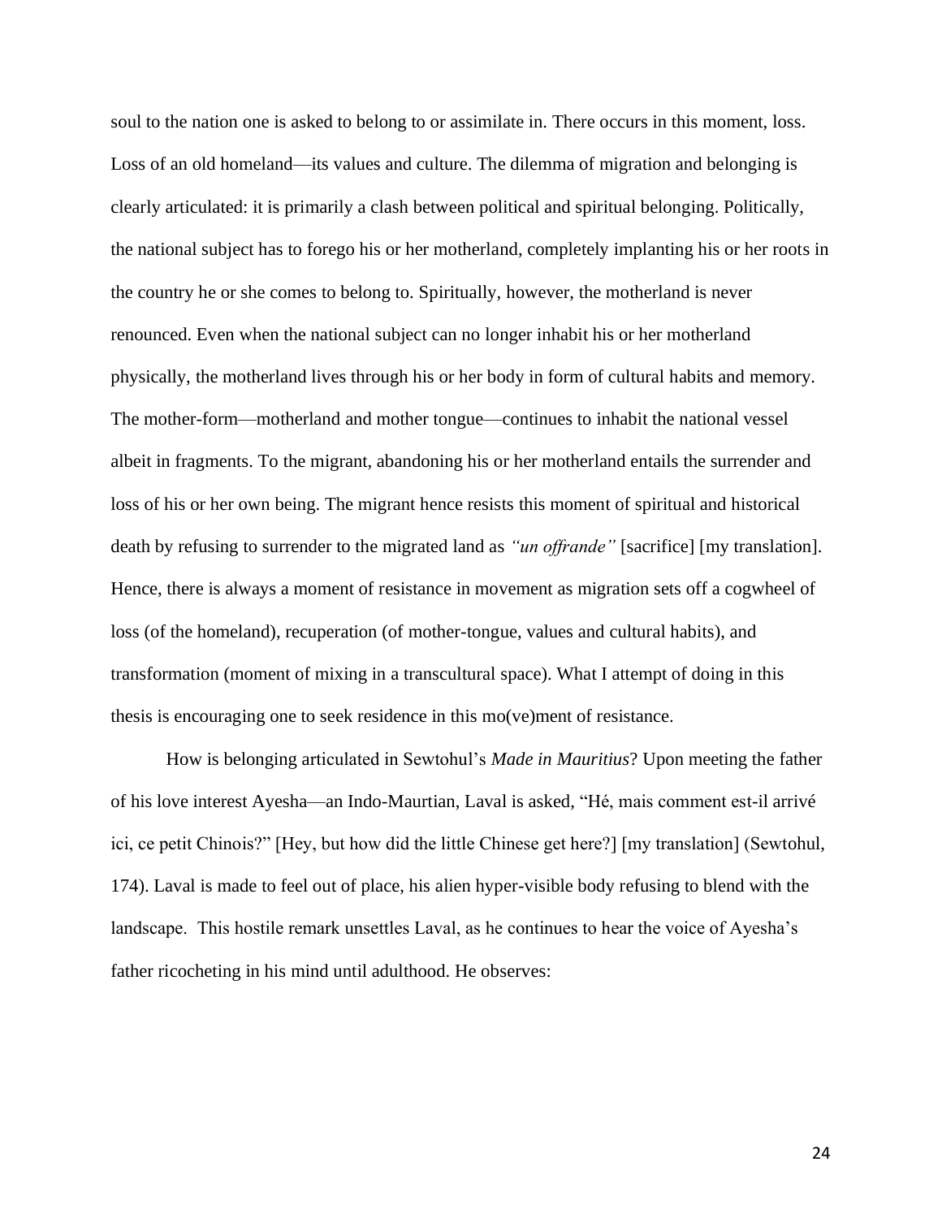soul to the nation one is asked to belong to or assimilate in. There occurs in this moment, loss. Loss of an old homeland—its values and culture. The dilemma of migration and belonging is clearly articulated: it is primarily a clash between political and spiritual belonging. Politically, the national subject has to forego his or her motherland, completely implanting his or her roots in the country he or she comes to belong to. Spiritually, however, the motherland is never renounced. Even when the national subject can no longer inhabit his or her motherland physically, the motherland lives through his or her body in form of cultural habits and memory. The mother-form—motherland and mother tongue—continues to inhabit the national vessel albeit in fragments. To the migrant, abandoning his or her motherland entails the surrender and loss of his or her own being. The migrant hence resists this moment of spiritual and historical death by refusing to surrender to the migrated land as *"un offrande"* [sacrifice] [my translation]. Hence, there is always a moment of resistance in movement as migration sets off a cogwheel of loss (of the homeland), recuperation (of mother-tongue, values and cultural habits), and transformation (moment of mixing in a transcultural space). What I attempt of doing in this thesis is encouraging one to seek residence in this mo(ve)ment of resistance.

How is belonging articulated in Sewtohul's *Made in Mauritius*? Upon meeting the father of his love interest Ayesha—an Indo-Maurtian, Laval is asked, "Hé, mais comment est-il arrivé ici, ce petit Chinois?" [Hey, but how did the little Chinese get here?] [my translation] (Sewtohul, 174). Laval is made to feel out of place, his alien hyper-visible body refusing to blend with the landscape. This hostile remark unsettles Laval, as he continues to hear the voice of Ayesha's father ricocheting in his mind until adulthood. He observes: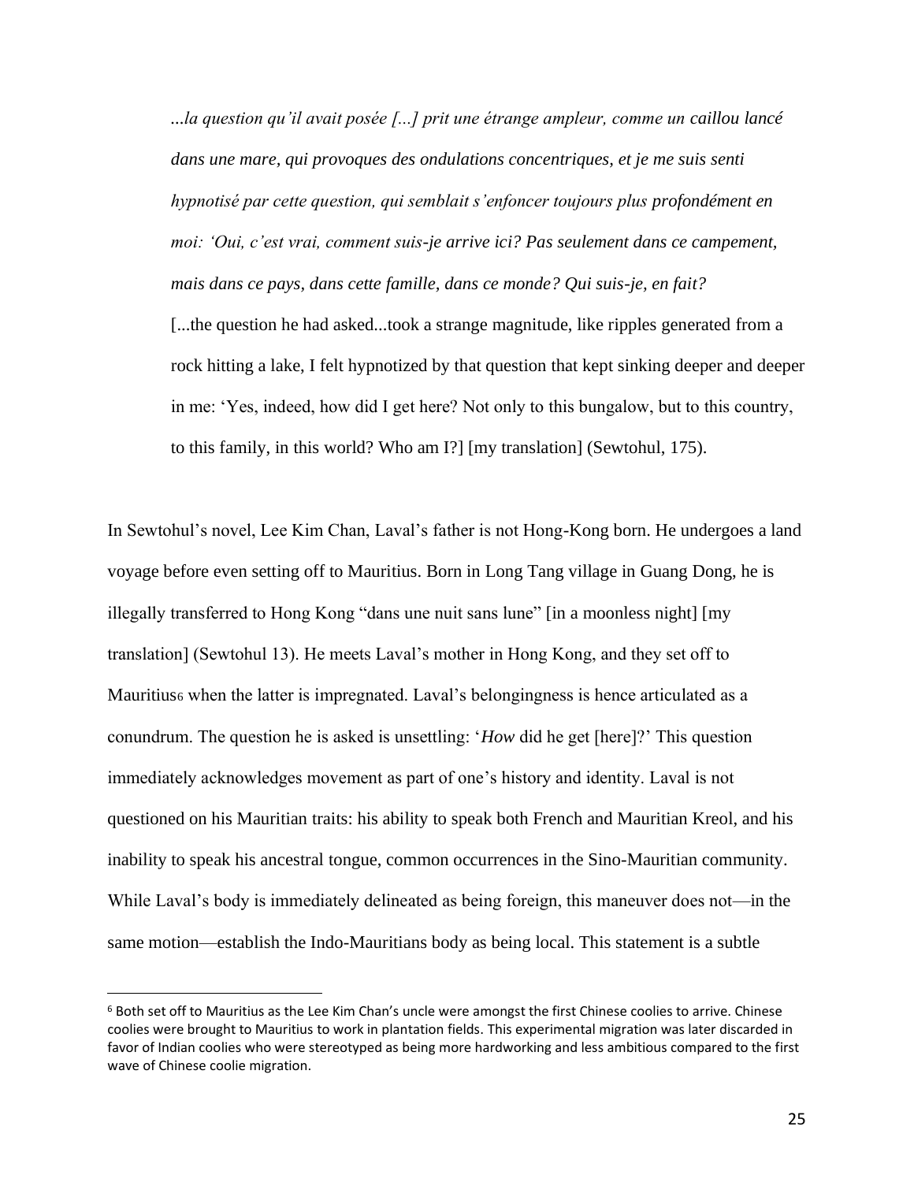> *...la question qu'il avait posée [...] prit une étrange ampleur, comme un caillou lancé dans une mare, qui provoques des ondulations concentriques, et je me suis senti hypnotisé par cette question, qui semblait s'enfoncer toujours plus profondément en moi: 'Oui, c'est vrai, comment suis-je arrive ici? Pas seulement dans ce campement, mais dans ce pays, dans cette famille, dans ce monde? Qui suis-je, en fait?*
> [...the question he had asked...took a strange magnitude, like ripples generated from a rock hitting a lake, I felt hypnotized by that question that kept sinking deeper and deeper in me: 'Yes, indeed, how did I get here? Not only to this bungalow, but to this country, to this family, in this world? Who am I?] [my translation] (Sewtohul, 175).

In Sewtohul's novel, Lee Kim Chan, Laval's father is not Hong-Kong born. He undergoes a land voyage before even setting off to Mauritius. Born in Long Tang village in Guang Dong, he is illegally transferred to Hong Kong "dans une nuit sans lune" [in a moonless night] [my translation] (Sewtohul 13). He meets Laval's mother in Hong Kong, and they set off to Mauritius[6] when the latter is impregnated. Laval's belongingness is hence articulated as a conundrum. The question he is asked is unsettling: '*How* did he get [here]?' This question immediately acknowledges movement as part of one's history and identity. Laval is not questioned on his Mauritian traits: his ability to speak both French and Mauritian Kreol, and his inability to speak his ancestral tongue, common occurrences in the Sino-Mauritian community. While Laval's body is immediately delineated as being foreign, this maneuver does not—in the same motion—establish the Indo-Mauritians body as being local. This statement is a subtle

---

[6] Both set off to Mauritius as the Lee Kim Chan's uncle were amongst the first Chinese coolies to arrive. Chinese coolies were brought to Mauritius to work in plantation fields. This experimental migration was later discarded in favor of Indian coolies who were stereotyped as being more hardworking and less ambitious compared to the first wave of Chinese coolie migration.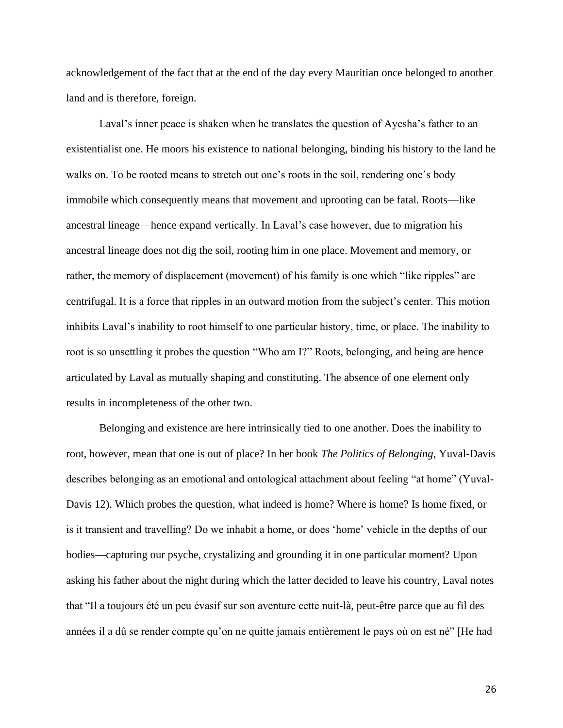acknowledgement of the fact that at the end of the day every Mauritian once belonged to another land and is therefore, foreign.

Laval's inner peace is shaken when he translates the question of Ayesha's father to an existentialist one. He moors his existence to national belonging, binding his history to the land he walks on. To be rooted means to stretch out one's roots in the soil, rendering one's body immobile which consequently means that movement and uprooting can be fatal. Roots—like ancestral lineage—hence expand vertically. In Laval's case however, due to migration his ancestral lineage does not dig the soil, rooting him in one place. Movement and memory, or rather, the memory of displacement (movement) of his family is one which "like ripples" are centrifugal. It is a force that ripples in an outward motion from the subject's center. This motion inhibits Laval's inability to root himself to one particular history, time, or place. The inability to root is so unsettling it probes the question "Who am I?" Roots, belonging, and being are hence articulated by Laval as mutually shaping and constituting. The absence of one element only results in incompleteness of the other two.

Belonging and existence are here intrinsically tied to one another. Does the inability to root, however, mean that one is out of place? In her book *The Politics of Belonging*, Yuval-Davis describes belonging as an emotional and ontological attachment about feeling "at home" (Yuval-Davis 12). Which probes the question, what indeed is home? Where is home? Is home fixed, or is it transient and travelling? Do we inhabit a home, or does 'home' vehicle in the depths of our bodies—capturing our psyche, crystalizing and grounding it in one particular moment? Upon asking his father about the night during which the latter decided to leave his country, Laval notes that "Il a toujours été un peu évasif sur son aventure cette nuit-là, peut-être parce que au fil des années il a dû se render compte qu'on ne quitte jamais entièrement le pays où on est né" [He had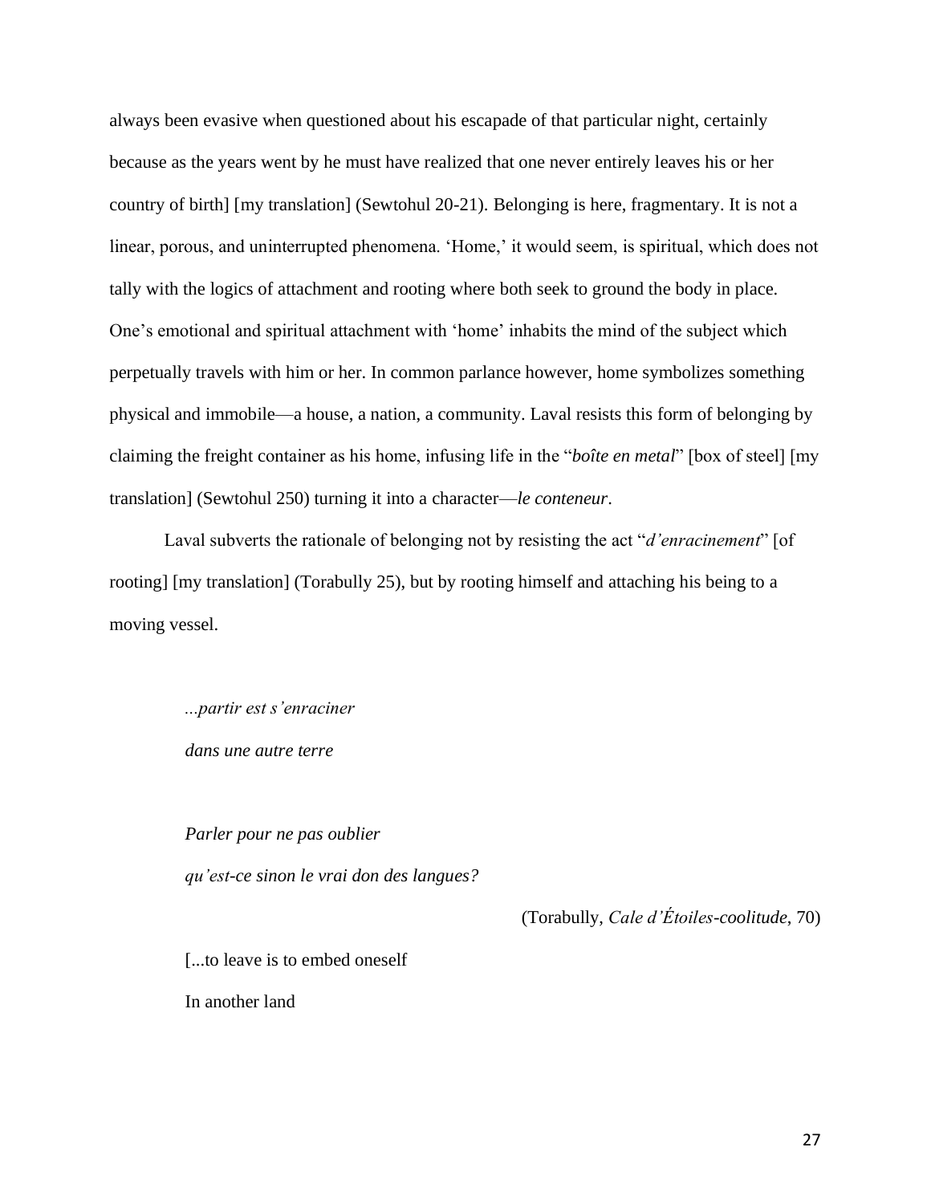always been evasive when questioned about his escapade of that particular night, certainly because as the years went by he must have realized that one never entirely leaves his or her country of birth] [my translation] (Sewtohul 20-21). Belonging is here, fragmentary. It is not a linear, porous, and uninterrupted phenomena. 'Home,' it would seem, is spiritual, which does not tally with the logics of attachment and rooting where both seek to ground the body in place. One's emotional and spiritual attachment with 'home' inhabits the mind of the subject which perpetually travels with him or her. In common parlance however, home symbolizes something physical and immobile—a house, a nation, a community. Laval resists this form of belonging by claiming the freight container as his home, infusing life in the "*boîte en metal*" [box of steel] [my translation] (Sewtohul 250) turning it into a character—*le conteneur*.

Laval subverts the rationale of belonging not by resisting the act "*d'enracinement*" [of rooting] [my translation] (Torabully 25), but by rooting himself and attaching his being to a moving vessel.

> *...partir est s'enraciner*
>
> *dans une autre terre*
>
> *Parler pour ne pas oublier*
>
> *qu'est-ce sinon le vrai don des langues?*
>
> (Torabully, *Cale d'Étoiles-coolitude*, 70)
>
> [...to leave is to embed oneself
>
> In another land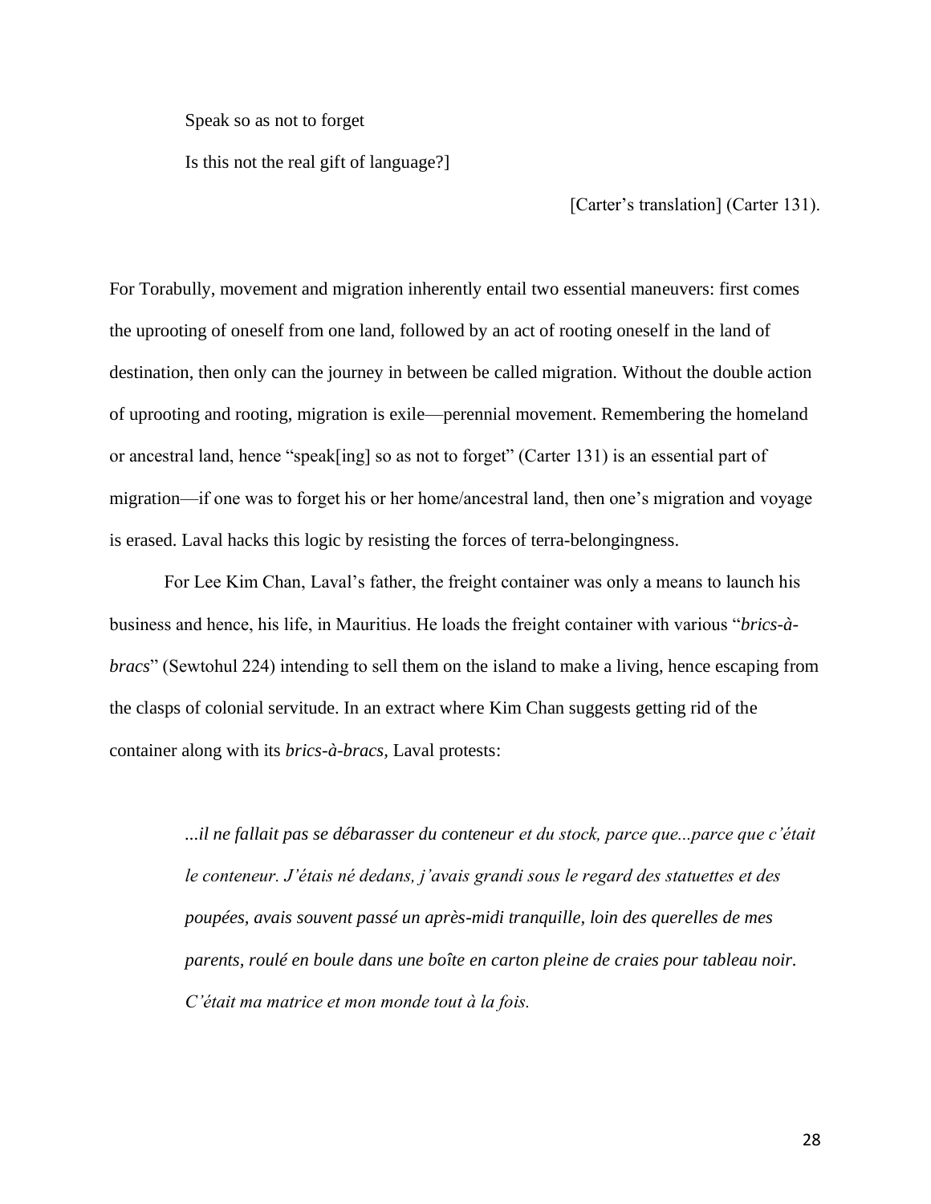Speak so as not to forget

Is this not the real gift of language?]

[Carter's translation] (Carter 131).

For Torabully, movement and migration inherently entail two essential maneuvers: first comes the uprooting of oneself from one land, followed by an act of rooting oneself in the land of destination, then only can the journey in between be called migration. Without the double action of uprooting and rooting, migration is exile—perennial movement. Remembering the homeland or ancestral land, hence "speak[ing] so as not to forget" (Carter 131) is an essential part of migration—if one was to forget his or her home/ancestral land, then one's migration and voyage is erased. Laval hacks this logic by resisting the forces of terra-belongingness.

For Lee Kim Chan, Laval's father, the freight container was only a means to launch his business and hence, his life, in Mauritius. He loads the freight container with various "*brics-à-bracs*" (Sewtohul 224) intending to sell them on the island to make a living, hence escaping from the clasps of colonial servitude. In an extract where Kim Chan suggests getting rid of the container along with its *brics-à-bracs,* Laval protests:

> *...il ne fallait pas se débarasser du conteneur et du stock, parce que...parce que c'était le conteneur. J'étais né dedans, j'avais grandi sous le regard des statuettes et des poupées, avais souvent passé un après-midi tranquille, loin des querelles de mes parents, roulé en boule dans une boîte en carton pleine de craies pour tableau noir. C'était ma matrice et mon monde tout à la fois.*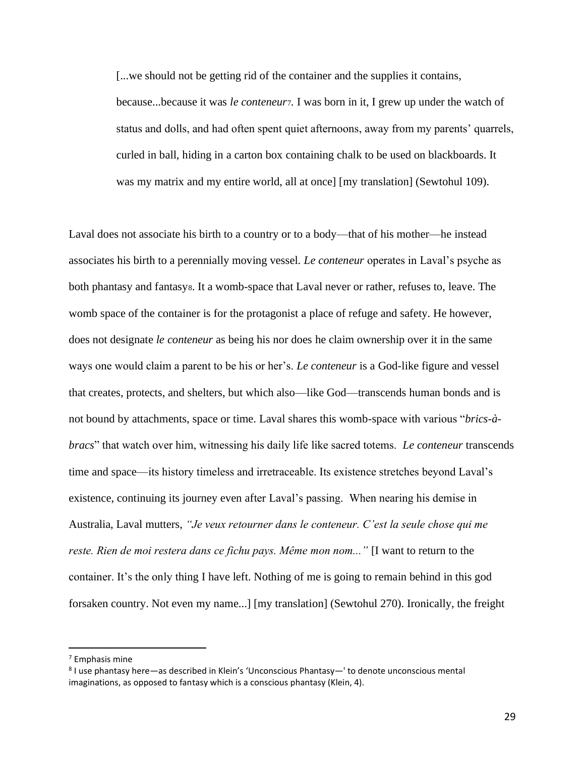> [...we should not be getting rid of the container and the supplies it contains, because...because it was *le conteneur*[7]. I was born in it, I grew up under the watch of status and dolls, and had often spent quiet afternoons, away from my parents' quarrels, curled in ball, hiding in a carton box containing chalk to be used on blackboards. It was my matrix and my entire world, all at once] [my translation] (Sewtohul 109).

Laval does not associate his birth to a country or to a body—that of his mother—he instead associates his birth to a perennially moving vessel. *Le conteneur* operates in Laval's psyche as both phantasy and fantasy[8]. It a womb-space that Laval never or rather, refuses to, leave. The womb space of the container is for the protagonist a place of refuge and safety. He however, does not designate *le conteneur* as being his nor does he claim ownership over it in the same ways one would claim a parent to be his or her's. *Le conteneur* is a God-like figure and vessel that creates, protects, and shelters, but which also—like God—transcends human bonds and is not bound by attachments, space or time. Laval shares this womb-space with various "*brics-à-bracs*" that watch over him, witnessing his daily life like sacred totems. *Le conteneur* transcends time and space—its history timeless and irretraceable. Its existence stretches beyond Laval's existence, continuing its journey even after Laval's passing. When nearing his demise in Australia, Laval mutters, *"Je veux retourner dans le conteneur. C'est la seule chose qui me reste. Rien de moi restera dans ce fichu pays. Même mon nom..."* [I want to return to the container. It's the only thing I have left. Nothing of me is going to remain behind in this god forsaken country. Not even my name...] [my translation] (Sewtohul 270). Ironically, the freight

---

[7] Emphasis mine

[8] I use phantasy here—as described in Klein's 'Unconscious Phantasy—' to denote unconscious mental imaginations, as opposed to fantasy which is a conscious phantasy (Klein, 4).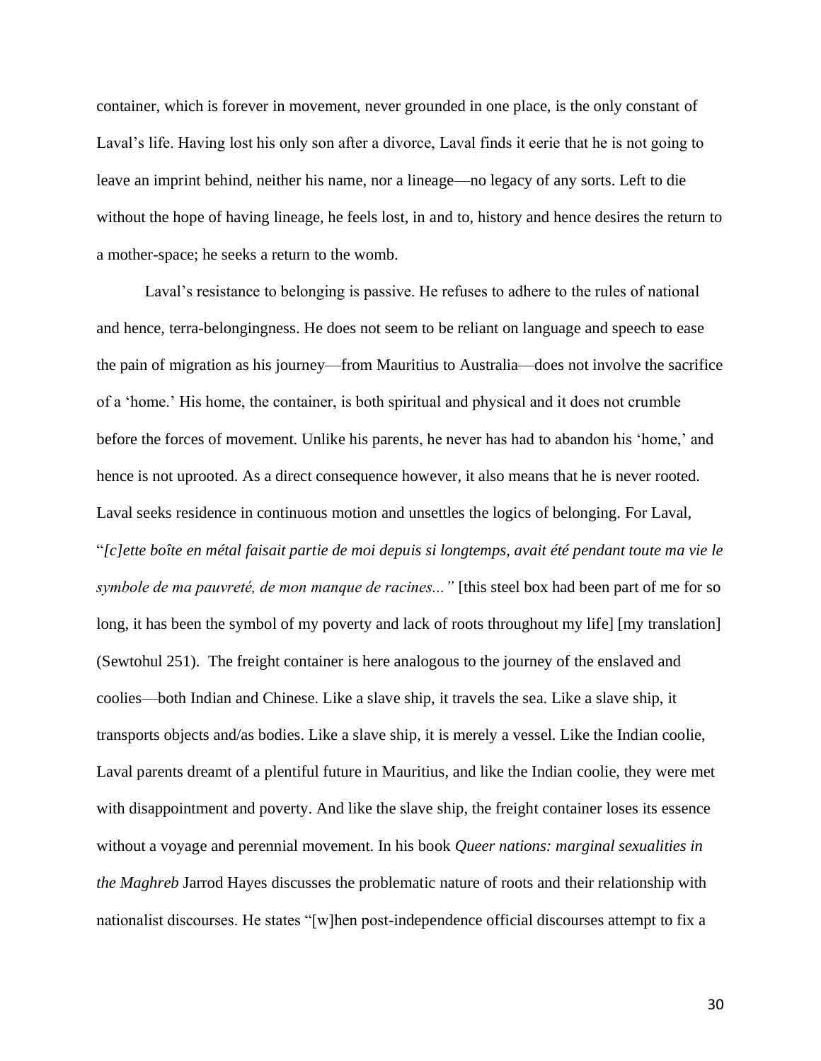container, which is forever in movement, never grounded in one place, is the only constant of Laval's life. Having lost his only son after a divorce, Laval finds it eerie that he is not going to leave an imprint behind, neither his name, nor a lineage—no legacy of any sorts. Left to die without the hope of having lineage, he feels lost, in and to, history and hence desires the return to a mother-space; he seeks a return to the womb.

Laval's resistance to belonging is passive. He refuses to adhere to the rules of national and hence, terra-belongingness. He does not seem to be reliant on language and speech to ease the pain of migration as his journey—from Mauritius to Australia—does not involve the sacrifice of a 'home.' His home, the container, is both spiritual and physical and it does not crumble before the forces of movement. Unlike his parents, he never has had to abandon his 'home,' and hence is not uprooted. As a direct consequence however, it also means that he is never rooted. Laval seeks residence in continuous motion and unsettles the logics of belonging. For Laval, "*[c]ette boîte en métal faisait partie de moi depuis si longtemps, avait été pendant toute ma vie le symbole de ma pauvreté, de mon manque de racines..."* [this steel box had been part of me for so long, it has been the symbol of my poverty and lack of roots throughout my life] [my translation] (Sewtohul 251). The freight container is here analogous to the journey of the enslaved and coolies—both Indian and Chinese. Like a slave ship, it travels the sea. Like a slave ship, it transports objects and/as bodies. Like a slave ship, it is merely a vessel. Like the Indian coolie, Laval parents dreamt of a plentiful future in Mauritius, and like the Indian coolie, they were met with disappointment and poverty. And like the slave ship, the freight container loses its essence without a voyage and perennial movement. In his book *Queer nations: marginal sexualities in the Maghreb* Jarrod Hayes discusses the problematic nature of roots and their relationship with nationalist discourses. He states "[w]hen post-independence official discourses attempt to fix a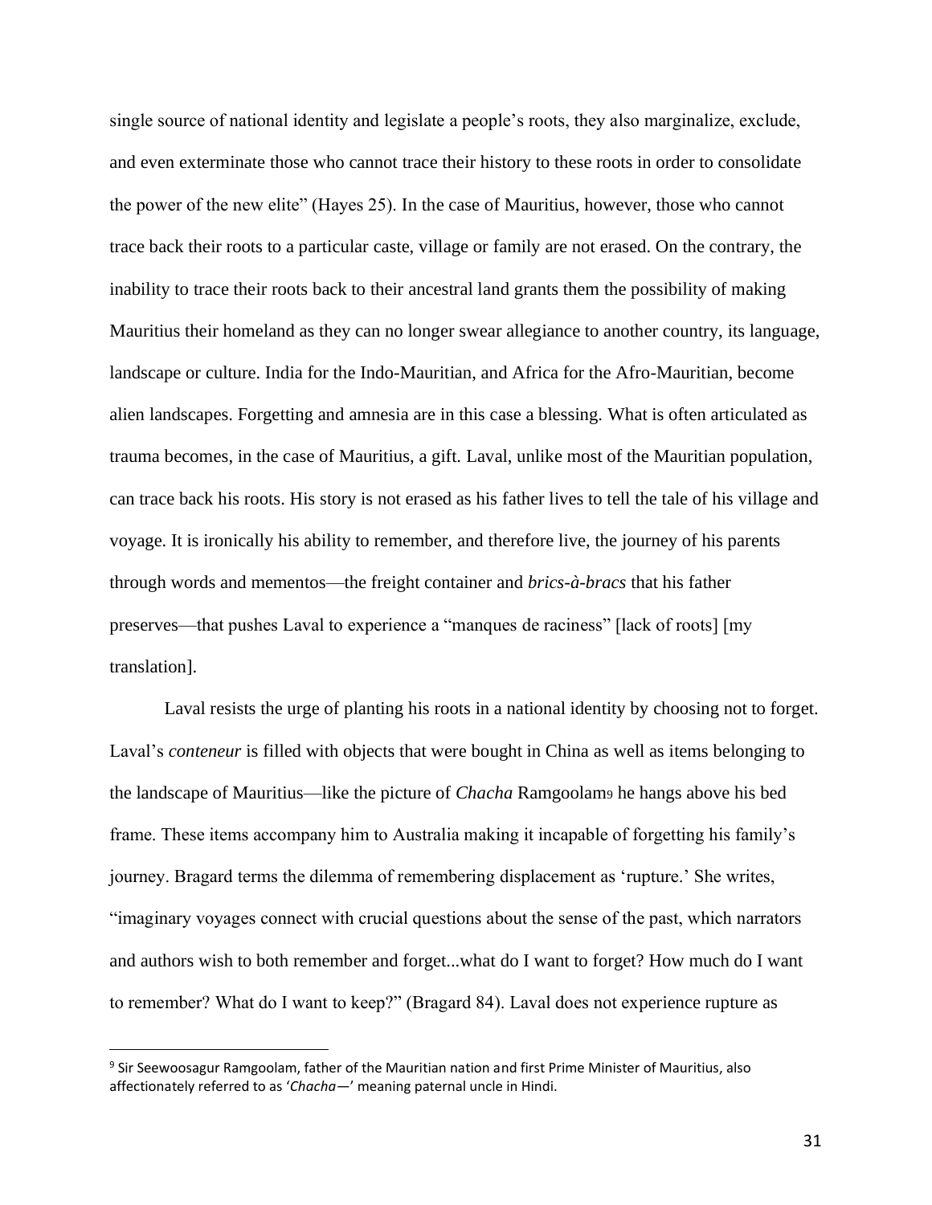single source of national identity and legislate a people's roots, they also marginalize, exclude, and even exterminate those who cannot trace their history to these roots in order to consolidate the power of the new elite" (Hayes 25). In the case of Mauritius, however, those who cannot trace back their roots to a particular caste, village or family are not erased. On the contrary, the inability to trace their roots back to their ancestral land grants them the possibility of making Mauritius their homeland as they can no longer swear allegiance to another country, its language, landscape or culture. India for the Indo-Mauritian, and Africa for the Afro-Mauritian, become alien landscapes. Forgetting and amnesia are in this case a blessing. What is often articulated as trauma becomes, in the case of Mauritius, a gift. Laval, unlike most of the Mauritian population, can trace back his roots. His story is not erased as his father lives to tell the tale of his village and voyage. It is ironically his ability to remember, and therefore live, the journey of his parents through words and mementos—the freight container and *brics-à-bracs* that his father preserves—that pushes Laval to experience a "manques de raciness" [lack of roots] [my translation].

Laval resists the urge of planting his roots in a national identity by choosing not to forget. Laval's *conteneur* is filled with objects that were bought in China as well as items belonging to the landscape of Mauritius—like the picture of *Chacha* Ramgoolam[9] he hangs above his bed frame. These items accompany him to Australia making it incapable of forgetting his family's journey. Bragard terms the dilemma of remembering displacement as 'rupture.' She writes, "imaginary voyages connect with crucial questions about the sense of the past, which narrators and authors wish to both remember and forget...what do I want to forget? How much do I want to remember? What do I want to keep?" (Bragard 84). Laval does not experience rupture as

---

[9] Sir Seewoosagur Ramgoolam, father of the Mauritian nation and first Prime Minister of Mauritius, also affectionately referred to as '*Chacha*—' meaning paternal uncle in Hindi.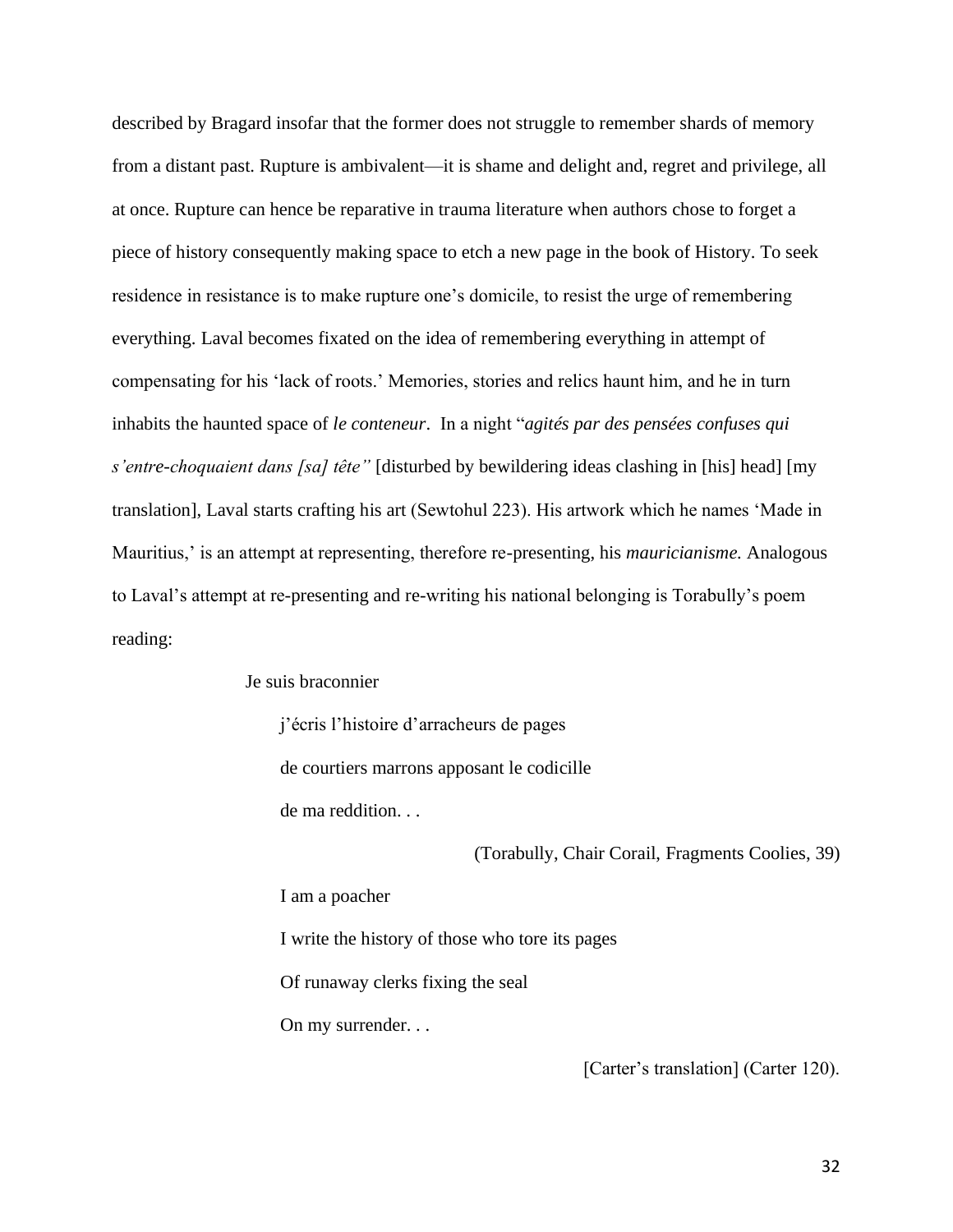described by Bragard insofar that the former does not struggle to remember shards of memory from a distant past. Rupture is ambivalent—it is shame and delight and, regret and privilege, all at once. Rupture can hence be reparative in trauma literature when authors chose to forget a piece of history consequently making space to etch a new page in the book of History. To seek residence in resistance is to make rupture one's domicile, to resist the urge of remembering everything. Laval becomes fixated on the idea of remembering everything in attempt of compensating for his 'lack of roots.' Memories, stories and relics haunt him, and he in turn inhabits the haunted space of *le conteneur*. In a night "*agités par des pensées confuses qui s'entre-choquaient dans [sa] tête"* [disturbed by bewildering ideas clashing in [his] head] [my translation], Laval starts crafting his art (Sewtohul 223). His artwork which he names 'Made in Mauritius,' is an attempt at representing, therefore re-presenting, his *mauricianisme.* Analogous to Laval's attempt at re-presenting and re-writing his national belonging is Torabully's poem reading:

> Je suis braconnier
>
> j'écris l'histoire d'arracheurs de pages
>
> de courtiers marrons apposant le codicille
>
> de ma reddition. . .
>
> (Torabully, Chair Corail, Fragments Coolies, 39)
>
> I am a poacher
>
> I write the history of those who tore its pages
>
> Of runaway clerks fixing the seal
>
> On my surrender. . .
>
> [Carter's translation] (Carter 120).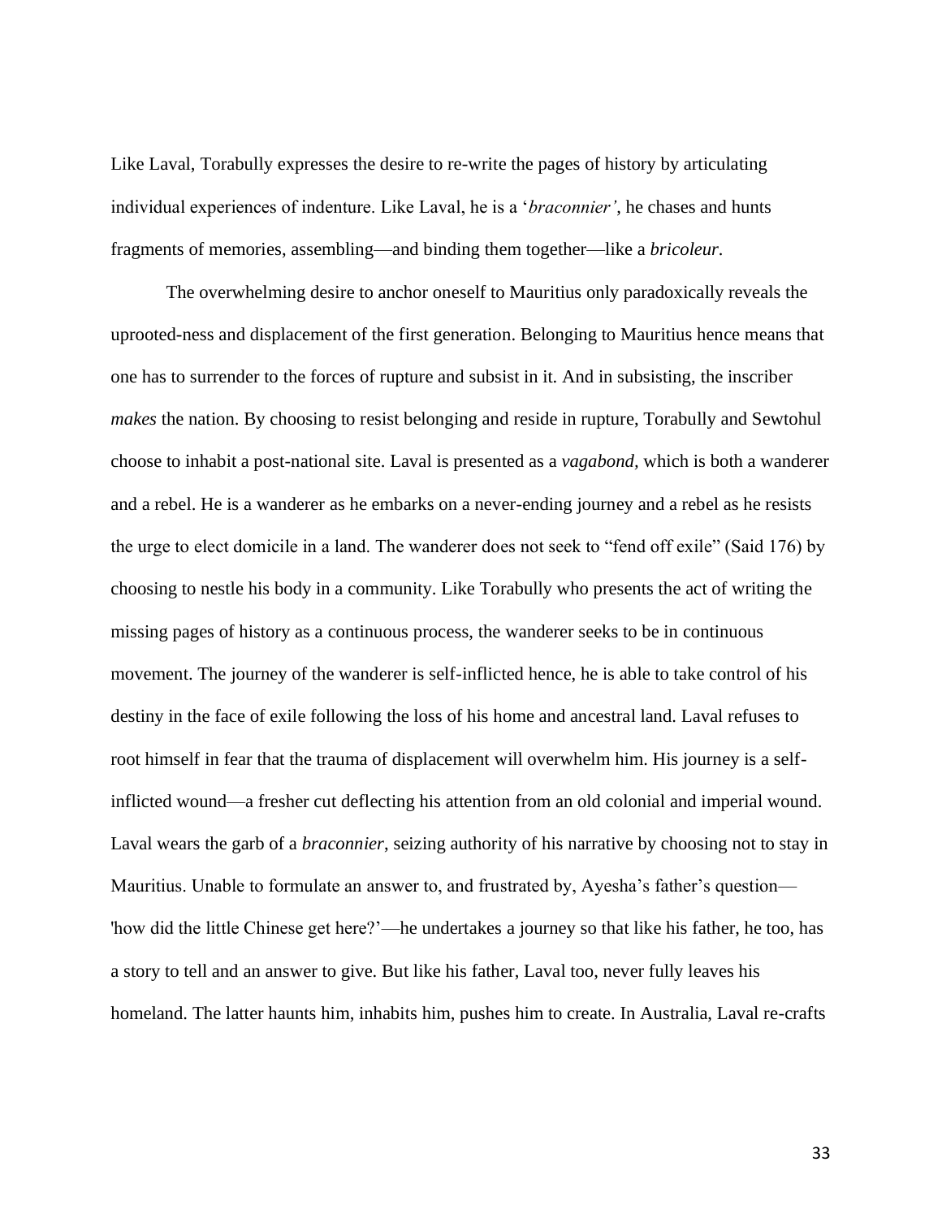Like Laval, Torabully expresses the desire to re-write the pages of history by articulating individual experiences of indenture. Like Laval, he is a '*braconnier'*, he chases and hunts fragments of memories, assembling—and binding them together—like a *bricoleur*.

The overwhelming desire to anchor oneself to Mauritius only paradoxically reveals the uprooted-ness and displacement of the first generation. Belonging to Mauritius hence means that one has to surrender to the forces of rupture and subsist in it. And in subsisting, the inscriber *makes* the nation. By choosing to resist belonging and reside in rupture, Torabully and Sewtohul choose to inhabit a post-national site. Laval is presented as a *vagabond*, which is both a wanderer and a rebel. He is a wanderer as he embarks on a never-ending journey and a rebel as he resists the urge to elect domicile in a land. The wanderer does not seek to "fend off exile" (Said 176) by choosing to nestle his body in a community. Like Torabully who presents the act of writing the missing pages of history as a continuous process, the wanderer seeks to be in continuous movement. The journey of the wanderer is self-inflicted hence, he is able to take control of his destiny in the face of exile following the loss of his home and ancestral land. Laval refuses to root himself in fear that the trauma of displacement will overwhelm him. His journey is a self-inflicted wound—a fresher cut deflecting his attention from an old colonial and imperial wound. Laval wears the garb of a *braconnier*, seizing authority of his narrative by choosing not to stay in Mauritius. Unable to formulate an answer to, and frustrated by, Ayesha's father's question—'how did the little Chinese get here?'—he undertakes a journey so that like his father, he too, has a story to tell and an answer to give. But like his father, Laval too, never fully leaves his homeland. The latter haunts him, inhabits him, pushes him to create. In Australia, Laval re-crafts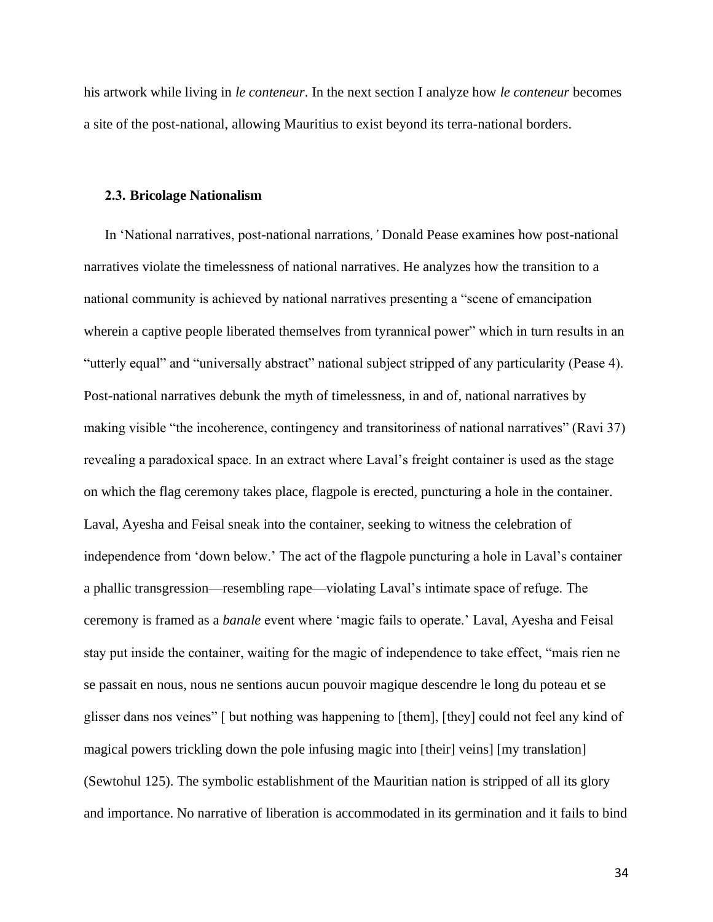his artwork while living in *le conteneur*. In the next section I analyze how *le conteneur* becomes a site of the post-national, allowing Mauritius to exist beyond its terra-national borders.

### 2.3. Bricolage Nationalism

In 'National narratives, post-national narrations*,'* Donald Pease examines how post-national narratives violate the timelessness of national narratives. He analyzes how the transition to a national community is achieved by national narratives presenting a "scene of emancipation wherein a captive people liberated themselves from tyrannical power" which in turn results in an "utterly equal" and "universally abstract" national subject stripped of any particularity (Pease 4). Post-national narratives debunk the myth of timelessness, in and of, national narratives by making visible "the incoherence, contingency and transitoriness of national narratives" (Ravi 37) revealing a paradoxical space. In an extract where Laval's freight container is used as the stage on which the flag ceremony takes place, flagpole is erected, puncturing a hole in the container. Laval, Ayesha and Feisal sneak into the container, seeking to witness the celebration of independence from 'down below.' The act of the flagpole puncturing a hole in Laval's container a phallic transgression—resembling rape—violating Laval's intimate space of refuge. The ceremony is framed as a *banale* event where 'magic fails to operate.' Laval, Ayesha and Feisal stay put inside the container, waiting for the magic of independence to take effect, "mais rien ne se passait en nous, nous ne sentions aucun pouvoir magique descendre le long du poteau et se glisser dans nos veines" [ but nothing was happening to [them], [they] could not feel any kind of magical powers trickling down the pole infusing magic into [their] veins] [my translation] (Sewtohul 125). The symbolic establishment of the Mauritian nation is stripped of all its glory and importance. No narrative of liberation is accommodated in its germination and it fails to bind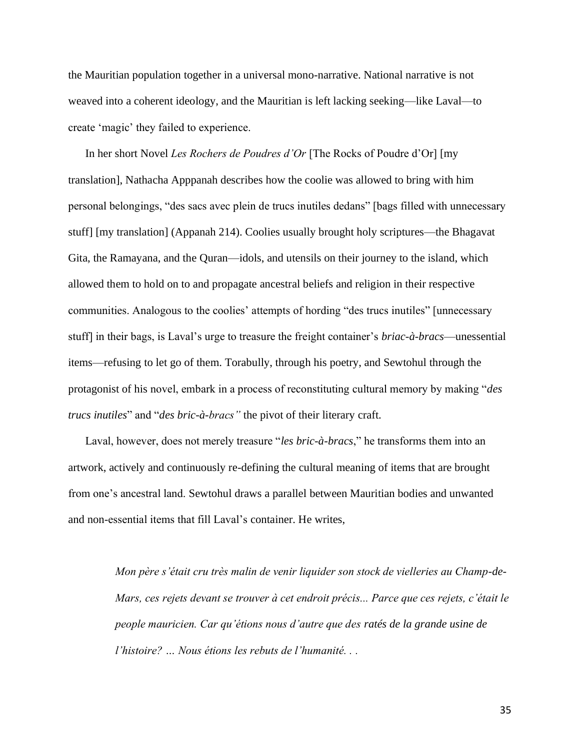the Mauritian population together in a universal mono-narrative. National narrative is not weaved into a coherent ideology, and the Mauritian is left lacking seeking—like Laval—to create 'magic' they failed to experience.

In her short Novel *Les Rochers de Poudres d'Or* [The Rocks of Poudre d'Or] [my translation], Nathacha Apppanah describes how the coolie was allowed to bring with him personal belongings, "des sacs avec plein de trucs inutiles dedans" [bags filled with unnecessary stuff] [my translation] (Appanah 214). Coolies usually brought holy scriptures—the Bhagavat Gita, the Ramayana, and the Quran—idols, and utensils on their journey to the island, which allowed them to hold on to and propagate ancestral beliefs and religion in their respective communities. Analogous to the coolies' attempts of hording "des trucs inutiles" [unnecessary stuff] in their bags, is Laval's urge to treasure the freight container's *briac-à-bracs*—unessential items—refusing to let go of them. Torabully, through his poetry, and Sewtohul through the protagonist of his novel, embark in a process of reconstituting cultural memory by making "*des trucs inutiles*" and "*des bric-à-bracs"* the pivot of their literary craft.

Laval, however, does not merely treasure "*les bric-à-bracs*," he transforms them into an artwork, actively and continuously re-defining the cultural meaning of items that are brought from one's ancestral land. Sewtohul draws a parallel between Mauritian bodies and unwanted and non-essential items that fill Laval's container. He writes,

> *Mon père s'était cru très malin de venir liquider son stock de vielleries au Champ-de-Mars, ces rejets devant se trouver à cet endroit précis... Parce que ces rejets, c'était le people mauricien. Car qu'étions nous d'autre que des ratés de la grande usine de l'histoire? … Nous étions les rebuts de l'humanité. . .*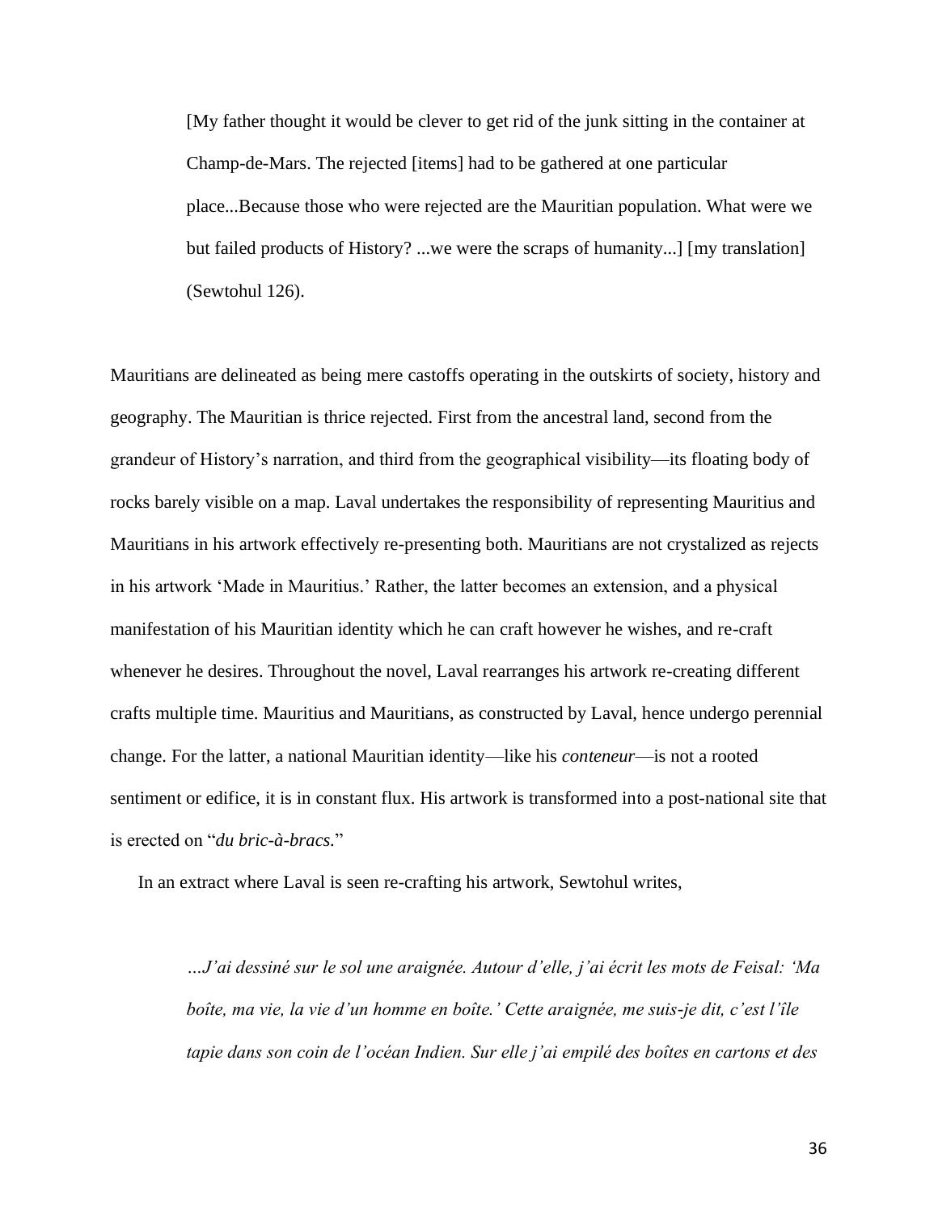> [My father thought it would be clever to get rid of the junk sitting in the container at Champ-de-Mars. The rejected [items] had to be gathered at one particular place...Because those who were rejected are the Mauritian population. What were we but failed products of History? ...we were the scraps of humanity...] [my translation] (Sewtohul 126).

Mauritians are delineated as being mere castoffs operating in the outskirts of society, history and geography. The Mauritian is thrice rejected. First from the ancestral land, second from the grandeur of History's narration, and third from the geographical visibility—its floating body of rocks barely visible on a map. Laval undertakes the responsibility of representing Mauritius and Mauritians in his artwork effectively re-presenting both. Mauritians are not crystalized as rejects in his artwork 'Made in Mauritius.' Rather, the latter becomes an extension, and a physical manifestation of his Mauritian identity which he can craft however he wishes, and re-craft whenever he desires. Throughout the novel, Laval rearranges his artwork re-creating different crafts multiple time. Mauritius and Mauritians, as constructed by Laval, hence undergo perennial change. For the latter, a national Mauritian identity—like his *conteneur*—is not a rooted sentiment or edifice, it is in constant flux. His artwork is transformed into a post-national site that is erected on "*du bric-à-bracs.*"

In an extract where Laval is seen re-crafting his artwork, Sewtohul writes,

> *…J'ai dessiné sur le sol une araignée. Autour d'elle, j'ai écrit les mots de Feisal: 'Ma boîte, ma vie, la vie d'un homme en boîte.' Cette araignée, me suis-je dit, c'est l'île tapie dans son coin de l'océan Indien. Sur elle j'ai empilé des boîtes en cartons et des*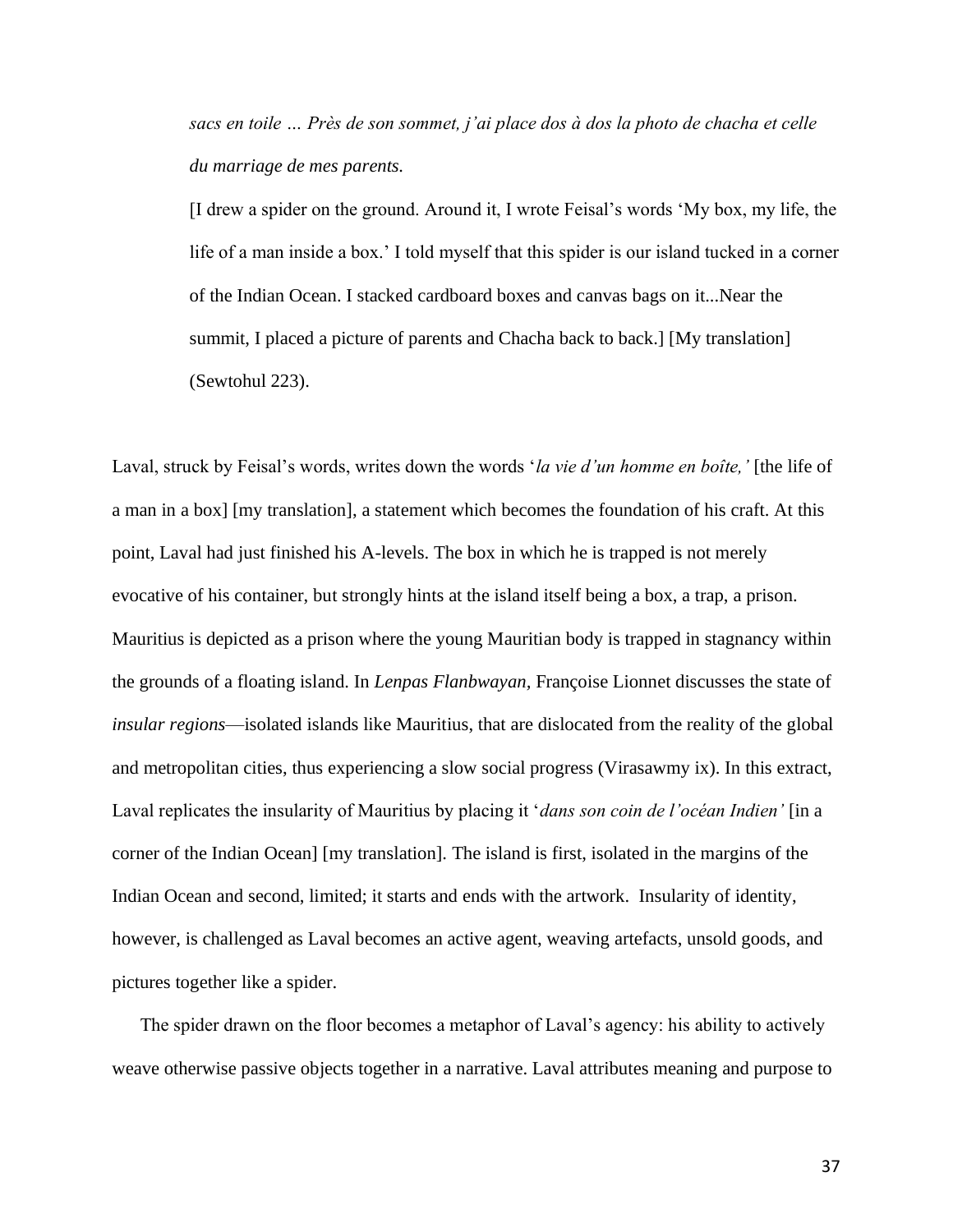> *sacs en toile … Près de son sommet, j'ai place dos à dos la photo de chacha et celle du marriage de mes parents.*
>
> [I drew a spider on the ground. Around it, I wrote Feisal's words 'My box, my life, the life of a man inside a box.' I told myself that this spider is our island tucked in a corner of the Indian Ocean. I stacked cardboard boxes and canvas bags on it...Near the summit, I placed a picture of parents and Chacha back to back.] [My translation] (Sewtohul 223).

Laval, struck by Feisal's words, writes down the words '*la vie d'un homme en boîte,'* [the life of a man in a box] [my translation], a statement which becomes the foundation of his craft. At this point, Laval had just finished his A-levels. The box in which he is trapped is not merely evocative of his container, but strongly hints at the island itself being a box, a trap, a prison. Mauritius is depicted as a prison where the young Mauritian body is trapped in stagnancy within the grounds of a floating island. In *Lenpas Flanbwayan*, Françoise Lionnet discusses the state of *insular regions*—isolated islands like Mauritius, that are dislocated from the reality of the global and metropolitan cities, thus experiencing a slow social progress (Virasawmy ix). In this extract, Laval replicates the insularity of Mauritius by placing it '*dans son coin de l'océan Indien'* [in a corner of the Indian Ocean] [my translation]. The island is first, isolated in the margins of the Indian Ocean and second, limited; it starts and ends with the artwork. Insularity of identity, however, is challenged as Laval becomes an active agent, weaving artefacts, unsold goods, and pictures together like a spider.

The spider drawn on the floor becomes a metaphor of Laval's agency: his ability to actively weave otherwise passive objects together in a narrative. Laval attributes meaning and purpose to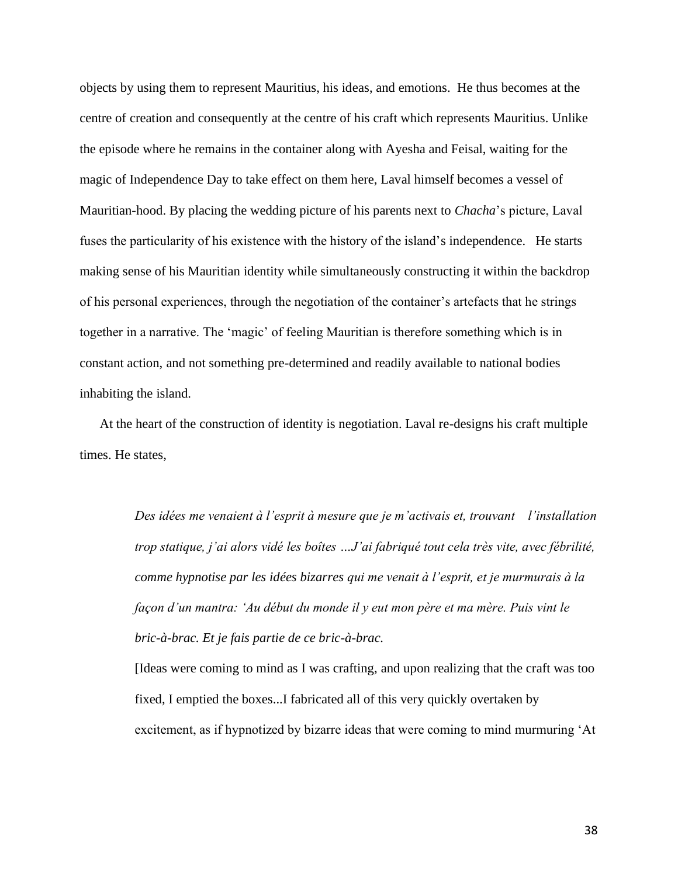objects by using them to represent Mauritius, his ideas, and emotions. He thus becomes at the centre of creation and consequently at the centre of his craft which represents Mauritius. Unlike the episode where he remains in the container along with Ayesha and Feisal, waiting for the magic of Independence Day to take effect on them here, Laval himself becomes a vessel of Mauritian-hood. By placing the wedding picture of his parents next to *Chacha*'s picture, Laval fuses the particularity of his existence with the history of the island's independence. He starts making sense of his Mauritian identity while simultaneously constructing it within the backdrop of his personal experiences, through the negotiation of the container's artefacts that he strings together in a narrative. The 'magic' of feeling Mauritian is therefore something which is in constant action, and not something pre-determined and readily available to national bodies inhabiting the island.

At the heart of the construction of identity is negotiation. Laval re-designs his craft multiple times. He states,

> *Des idées me venaient à l'esprit à mesure que je m'activais et, trouvant l'installation trop statique, j'ai alors vidé les boîtes …J'ai fabriqué tout cela très vite, avec fébrilité, comme hypnotise par les idées bizarres qui me venait à l'esprit, et je murmurais à la façon d'un mantra: 'Au début du monde il y eut mon père et ma mère. Puis vint le bric-à-brac. Et je fais partie de ce bric-à-brac.*
>
> [Ideas were coming to mind as I was crafting, and upon realizing that the craft was too fixed, I emptied the boxes...I fabricated all of this very quickly overtaken by excitement, as if hypnotized by bizarre ideas that were coming to mind murmuring 'At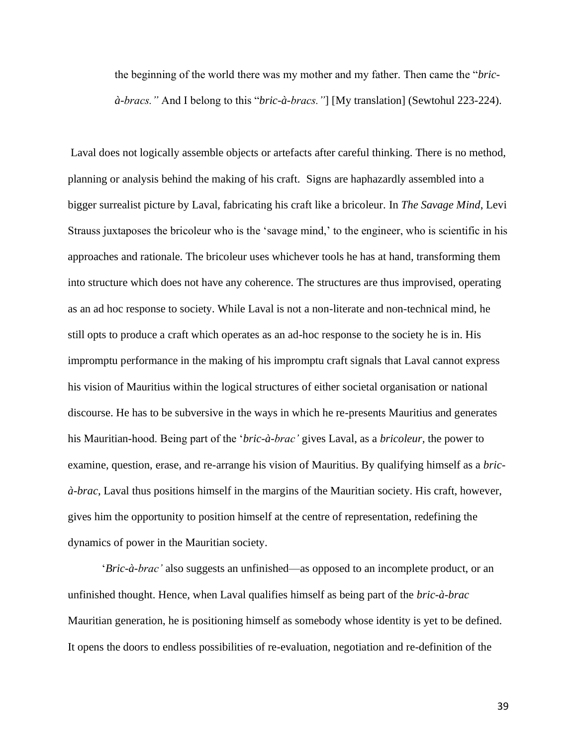> the beginning of the world there was my mother and my father. Then came the "*bric-à-bracs."* And I belong to this "*bric-à-bracs."*] [My translation] (Sewtohul 223-224).

Laval does not logically assemble objects or artefacts after careful thinking. There is no method, planning or analysis behind the making of his craft. Signs are haphazardly assembled into a bigger surrealist picture by Laval, fabricating his craft like a bricoleur. In *The Savage Mind*, Levi Strauss juxtaposes the bricoleur who is the 'savage mind,' to the engineer, who is scientific in his approaches and rationale. The bricoleur uses whichever tools he has at hand, transforming them into structure which does not have any coherence. The structures are thus improvised, operating as an ad hoc response to society. While Laval is not a non-literate and non-technical mind, he still opts to produce a craft which operates as an ad-hoc response to the society he is in. His impromptu performance in the making of his impromptu craft signals that Laval cannot express his vision of Mauritius within the logical structures of either societal organisation or national discourse. He has to be subversive in the ways in which he re-presents Mauritius and generates his Mauritian-hood. Being part of the '*bric-à-brac'* gives Laval, as a *bricoleur*, the power to examine, question, erase, and re-arrange his vision of Mauritius. By qualifying himself as a *bric-à-brac*, Laval thus positions himself in the margins of the Mauritian society. His craft, however, gives him the opportunity to position himself at the centre of representation, redefining the dynamics of power in the Mauritian society.

'*Bric-à-brac'* also suggests an unfinished—as opposed to an incomplete product, or an unfinished thought. Hence, when Laval qualifies himself as being part of the *bric-à-brac* Mauritian generation, he is positioning himself as somebody whose identity is yet to be defined. It opens the doors to endless possibilities of re-evaluation, negotiation and re-definition of the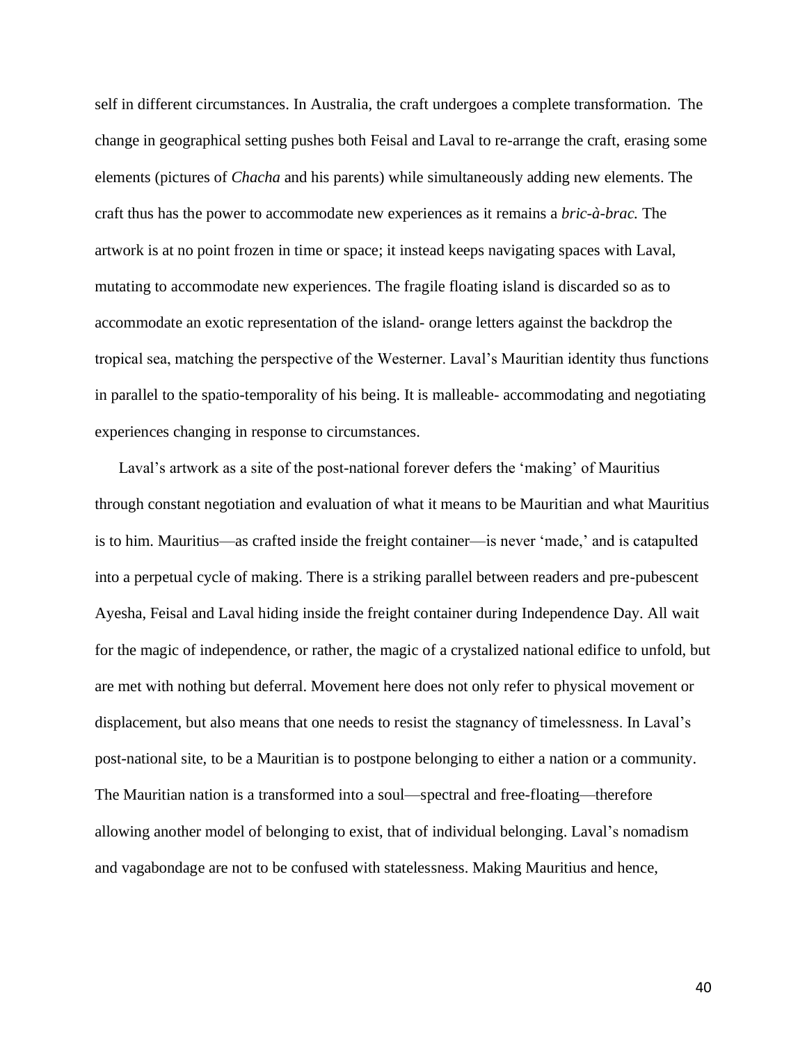self in different circumstances. In Australia, the craft undergoes a complete transformation. The change in geographical setting pushes both Feisal and Laval to re-arrange the craft, erasing some elements (pictures of *Chacha* and his parents) while simultaneously adding new elements. The craft thus has the power to accommodate new experiences as it remains a *bric-à-brac.* The artwork is at no point frozen in time or space; it instead keeps navigating spaces with Laval, mutating to accommodate new experiences. The fragile floating island is discarded so as to accommodate an exotic representation of the island- orange letters against the backdrop the tropical sea, matching the perspective of the Westerner. Laval's Mauritian identity thus functions in parallel to the spatio-temporality of his being. It is malleable- accommodating and negotiating experiences changing in response to circumstances.

Laval's artwork as a site of the post-national forever defers the 'making' of Mauritius through constant negotiation and evaluation of what it means to be Mauritian and what Mauritius is to him. Mauritius—as crafted inside the freight container—is never 'made,' and is catapulted into a perpetual cycle of making. There is a striking parallel between readers and pre-pubescent Ayesha, Feisal and Laval hiding inside the freight container during Independence Day. All wait for the magic of independence, or rather, the magic of a crystalized national edifice to unfold, but are met with nothing but deferral. Movement here does not only refer to physical movement or displacement, but also means that one needs to resist the stagnancy of timelessness. In Laval's post-national site, to be a Mauritian is to postpone belonging to either a nation or a community. The Mauritian nation is a transformed into a soul—spectral and free-floating—therefore allowing another model of belonging to exist, that of individual belonging. Laval's nomadism and vagabondage are not to be confused with statelessness. Making Mauritius and hence,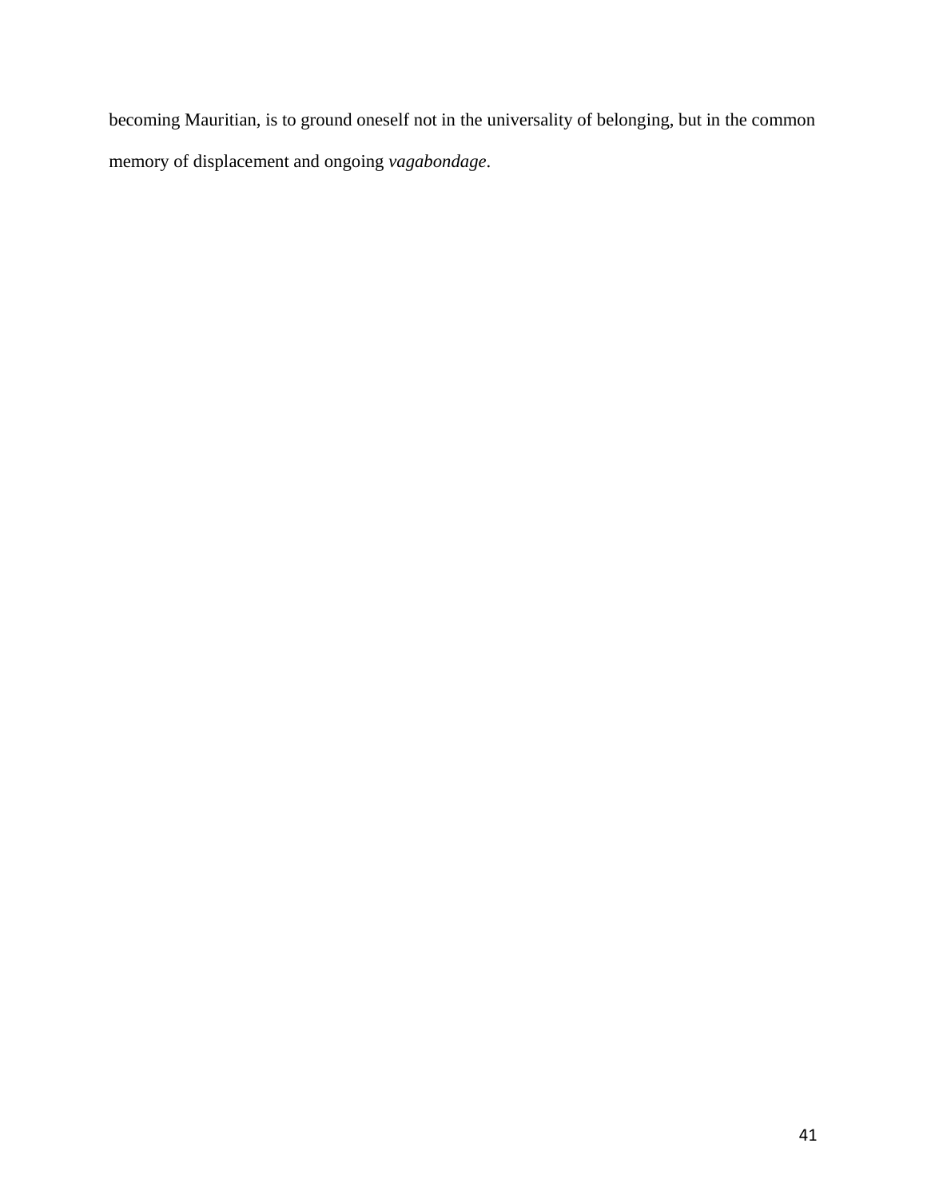becoming Mauritian, is to ground oneself not in the universality of belonging, but in the common memory of displacement and ongoing *vagabondage*.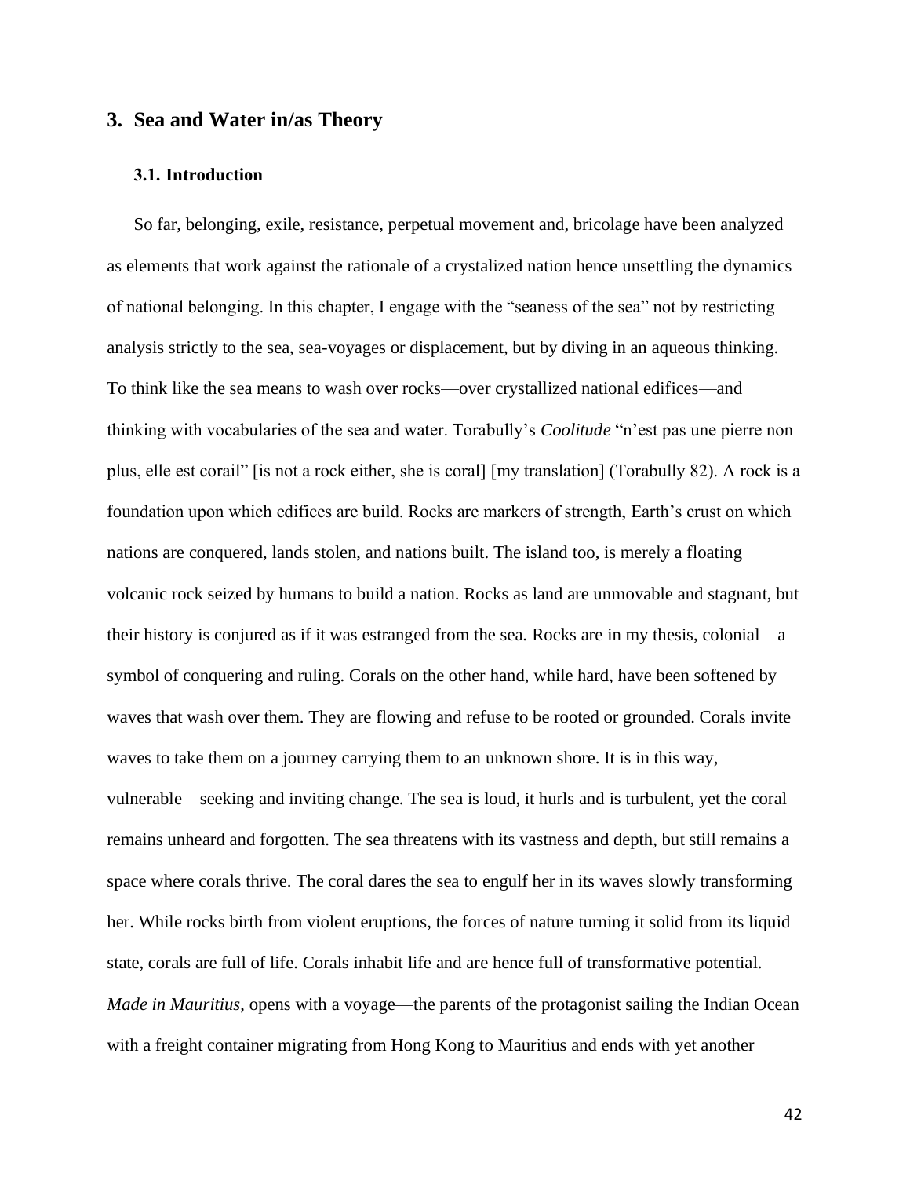## 3. Sea and Water in/as Theory

### 3.1. Introduction

So far, belonging, exile, resistance, perpetual movement and, bricolage have been analyzed as elements that work against the rationale of a crystalized nation hence unsettling the dynamics of national belonging. In this chapter, I engage with the "seaness of the sea" not by restricting analysis strictly to the sea, sea-voyages or displacement, but by diving in an aqueous thinking. To think like the sea means to wash over rocks—over crystallized national edifices—and thinking with vocabularies of the sea and water. Torabully's *Coolitude* "n'est pas une pierre non plus, elle est corail" [is not a rock either, she is coral] [my translation] (Torabully 82). A rock is a foundation upon which edifices are build. Rocks are markers of strength, Earth's crust on which nations are conquered, lands stolen, and nations built. The island too, is merely a floating volcanic rock seized by humans to build a nation. Rocks as land are unmovable and stagnant, but their history is conjured as if it was estranged from the sea. Rocks are in my thesis, colonial—a symbol of conquering and ruling. Corals on the other hand, while hard, have been softened by waves that wash over them. They are flowing and refuse to be rooted or grounded. Corals invite waves to take them on a journey carrying them to an unknown shore. It is in this way, vulnerable—seeking and inviting change. The sea is loud, it hurls and is turbulent, yet the coral remains unheard and forgotten. The sea threatens with its vastness and depth, but still remains a space where corals thrive. The coral dares the sea to engulf her in its waves slowly transforming her. While rocks birth from violent eruptions, the forces of nature turning it solid from its liquid state, corals are full of life. Corals inhabit life and are hence full of transformative potential. *Made in Mauritius*, opens with a voyage—the parents of the protagonist sailing the Indian Ocean with a freight container migrating from Hong Kong to Mauritius and ends with yet another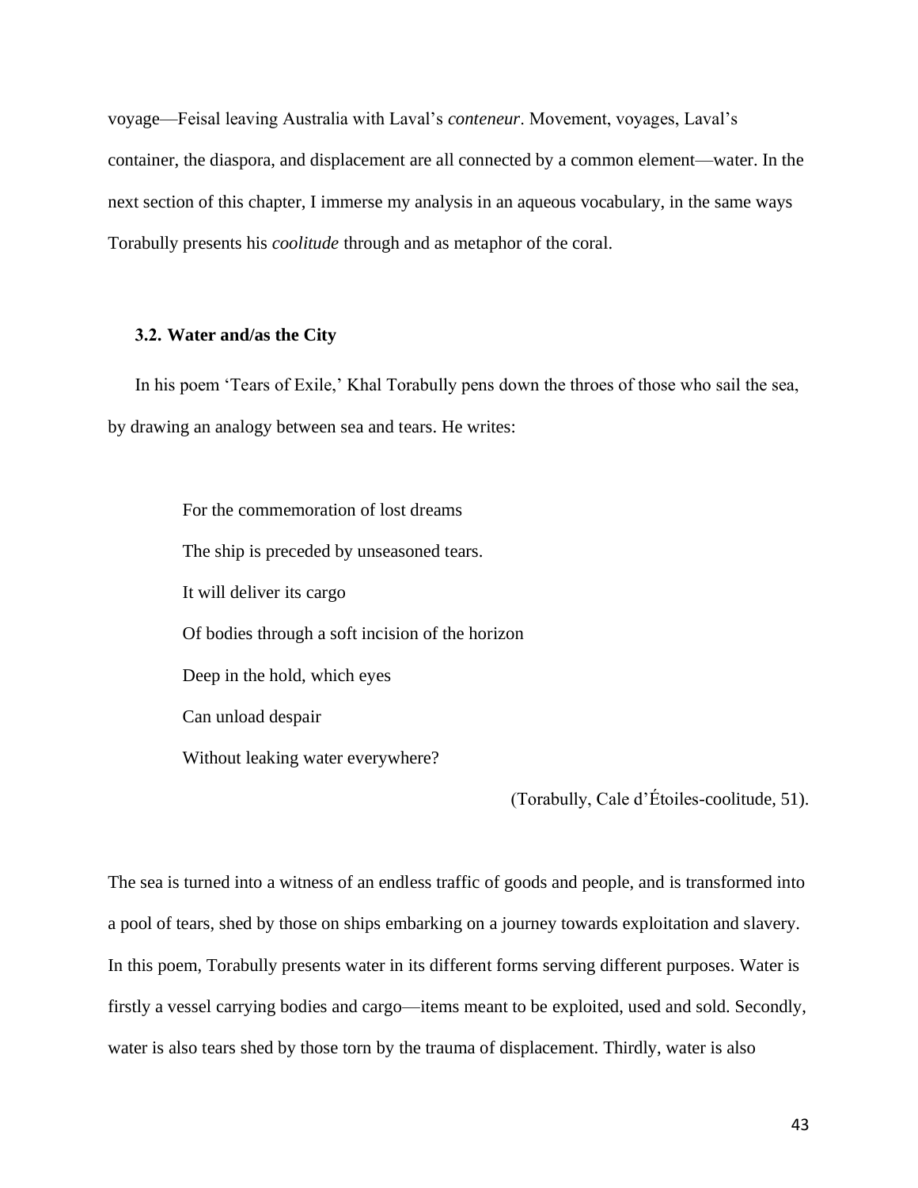voyage—Feisal leaving Australia with Laval's *conteneur*. Movement, voyages, Laval's container, the diaspora, and displacement are all connected by a common element—water. In the next section of this chapter, I immerse my analysis in an aqueous vocabulary, in the same ways Torabully presents his *coolitude* through and as metaphor of the coral.

### 3.2. Water and/as the City

In his poem 'Tears of Exile,' Khal Torabully pens down the throes of those who sail the sea, by drawing an analogy between sea and tears. He writes:

> For the commemoration of lost dreams
>
> The ship is preceded by unseasoned tears.
>
> It will deliver its cargo
>
> Of bodies through a soft incision of the horizon
>
> Deep in the hold, which eyes
>
> Can unload despair
>
> Without leaking water everywhere?
>
> (Torabully, Cale d'Étoiles-coolitude, 51).

The sea is turned into a witness of an endless traffic of goods and people, and is transformed into a pool of tears, shed by those on ships embarking on a journey towards exploitation and slavery. In this poem, Torabully presents water in its different forms serving different purposes. Water is firstly a vessel carrying bodies and cargo—items meant to be exploited, used and sold. Secondly, water is also tears shed by those torn by the trauma of displacement. Thirdly, water is also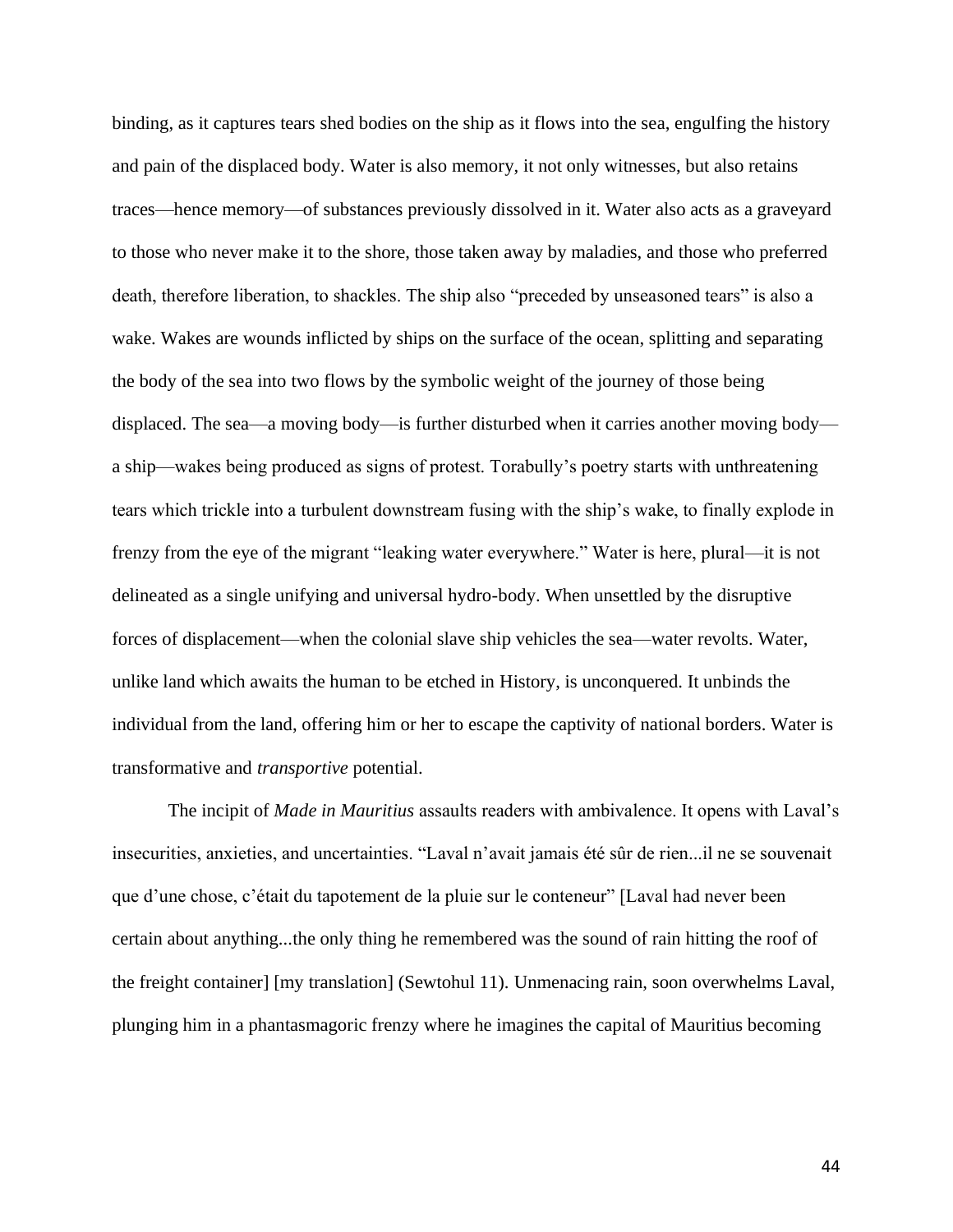binding, as it captures tears shed bodies on the ship as it flows into the sea, engulfing the history and pain of the displaced body. Water is also memory, it not only witnesses, but also retains traces—hence memory—of substances previously dissolved in it. Water also acts as a graveyard to those who never make it to the shore, those taken away by maladies, and those who preferred death, therefore liberation, to shackles. The ship also "preceded by unseasoned tears" is also a wake. Wakes are wounds inflicted by ships on the surface of the ocean, splitting and separating the body of the sea into two flows by the symbolic weight of the journey of those being displaced. The sea—a moving body—is further disturbed when it carries another moving body—a ship—wakes being produced as signs of protest. Torabully's poetry starts with unthreatening tears which trickle into a turbulent downstream fusing with the ship's wake, to finally explode in frenzy from the eye of the migrant "leaking water everywhere." Water is here, plural—it is not delineated as a single unifying and universal hydro-body. When unsettled by the disruptive forces of displacement—when the colonial slave ship vehicles the sea—water revolts. Water, unlike land which awaits the human to be etched in History, is unconquered. It unbinds the individual from the land, offering him or her to escape the captivity of national borders. Water is transformative and *transportive* potential.

The incipit of *Made in Mauritius* assaults readers with ambivalence. It opens with Laval's insecurities, anxieties, and uncertainties. "Laval n'avait jamais été sûr de rien...il ne se souvenait que d'une chose, c'était du tapotement de la pluie sur le conteneur" [Laval had never been certain about anything...the only thing he remembered was the sound of rain hitting the roof of the freight container] [my translation] (Sewtohul 11). Unmenacing rain, soon overwhelms Laval, plunging him in a phantasmagoric frenzy where he imagines the capital of Mauritius becoming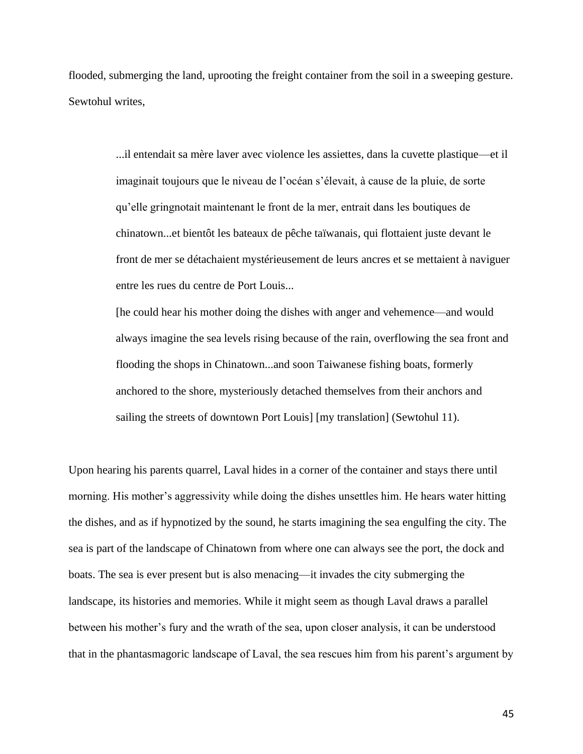flooded, submerging the land, uprooting the freight container from the soil in a sweeping gesture. Sewtohul writes,

> ...il entendait sa mère laver avec violence les assiettes, dans la cuvette plastique—et il imaginait toujours que le niveau de l'océan s'élevait, à cause de la pluie, de sorte qu'elle gringnotait maintenant le front de la mer, entrait dans les boutiques de chinatown...et bientôt les bateaux de pêche taïwanais, qui flottaient juste devant le front de mer se détachaient mystérieusement de leurs ancres et se mettaient à naviguer entre les rues du centre de Port Louis...
>
> [he could hear his mother doing the dishes with anger and vehemence—and would always imagine the sea levels rising because of the rain, overflowing the sea front and flooding the shops in Chinatown...and soon Taiwanese fishing boats, formerly anchored to the shore, mysteriously detached themselves from their anchors and sailing the streets of downtown Port Louis] [my translation] (Sewtohul 11).

Upon hearing his parents quarrel, Laval hides in a corner of the container and stays there until morning. His mother's aggressivity while doing the dishes unsettles him. He hears water hitting the dishes, and as if hypnotized by the sound, he starts imagining the sea engulfing the city. The sea is part of the landscape of Chinatown from where one can always see the port, the dock and boats. The sea is ever present but is also menacing—it invades the city submerging the landscape, its histories and memories. While it might seem as though Laval draws a parallel between his mother's fury and the wrath of the sea, upon closer analysis, it can be understood that in the phantasmagoric landscape of Laval, the sea rescues him from his parent's argument by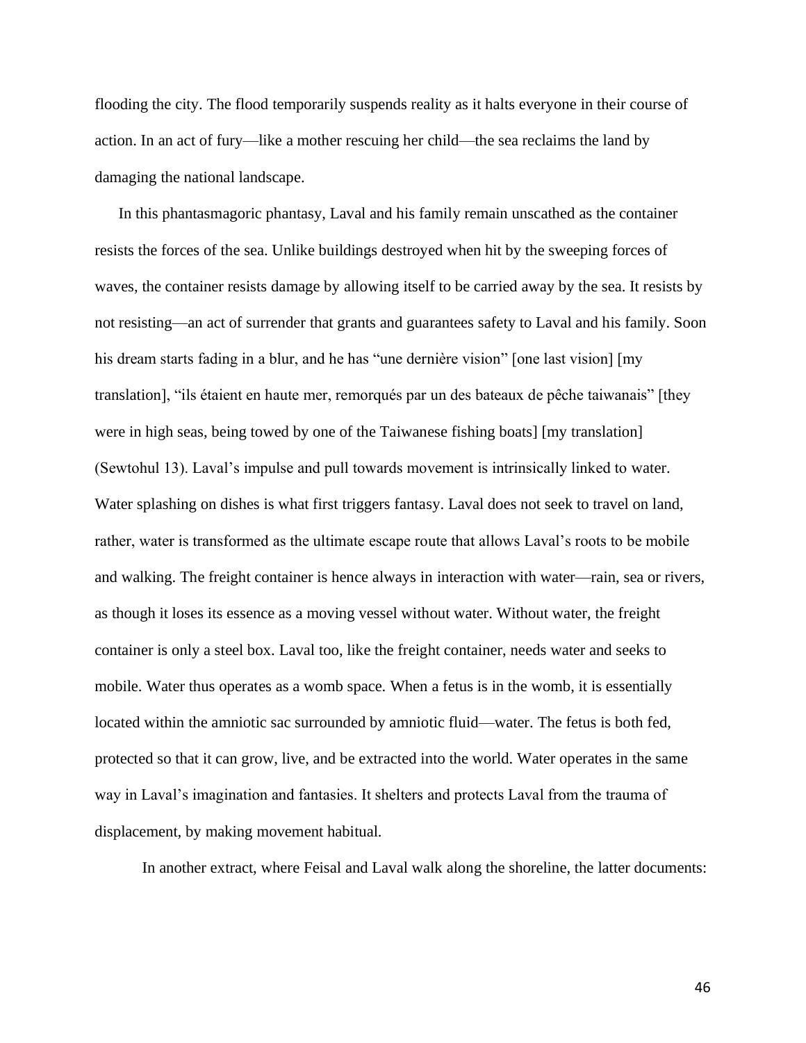flooding the city. The flood temporarily suspends reality as it halts everyone in their course of action. In an act of fury—like a mother rescuing her child—the sea reclaims the land by damaging the national landscape.

In this phantasmagoric phantasy, Laval and his family remain unscathed as the container resists the forces of the sea. Unlike buildings destroyed when hit by the sweeping forces of waves, the container resists damage by allowing itself to be carried away by the sea. It resists by not resisting—an act of surrender that grants and guarantees safety to Laval and his family. Soon his dream starts fading in a blur, and he has "une dernière vision" [one last vision] [my translation], "ils étaient en haute mer, remorqués par un des bateaux de pêche taiwanais" [they were in high seas, being towed by one of the Taiwanese fishing boats] [my translation] (Sewtohul 13). Laval's impulse and pull towards movement is intrinsically linked to water. Water splashing on dishes is what first triggers fantasy. Laval does not seek to travel on land, rather, water is transformed as the ultimate escape route that allows Laval's roots to be mobile and walking. The freight container is hence always in interaction with water—rain, sea or rivers, as though it loses its essence as a moving vessel without water. Without water, the freight container is only a steel box. Laval too, like the freight container, needs water and seeks to mobile. Water thus operates as a womb space. When a fetus is in the womb, it is essentially located within the amniotic sac surrounded by amniotic fluid—water. The fetus is both fed, protected so that it can grow, live, and be extracted into the world. Water operates in the same way in Laval's imagination and fantasies. It shelters and protects Laval from the trauma of displacement, by making movement habitual.

In another extract, where Feisal and Laval walk along the shoreline, the latter documents: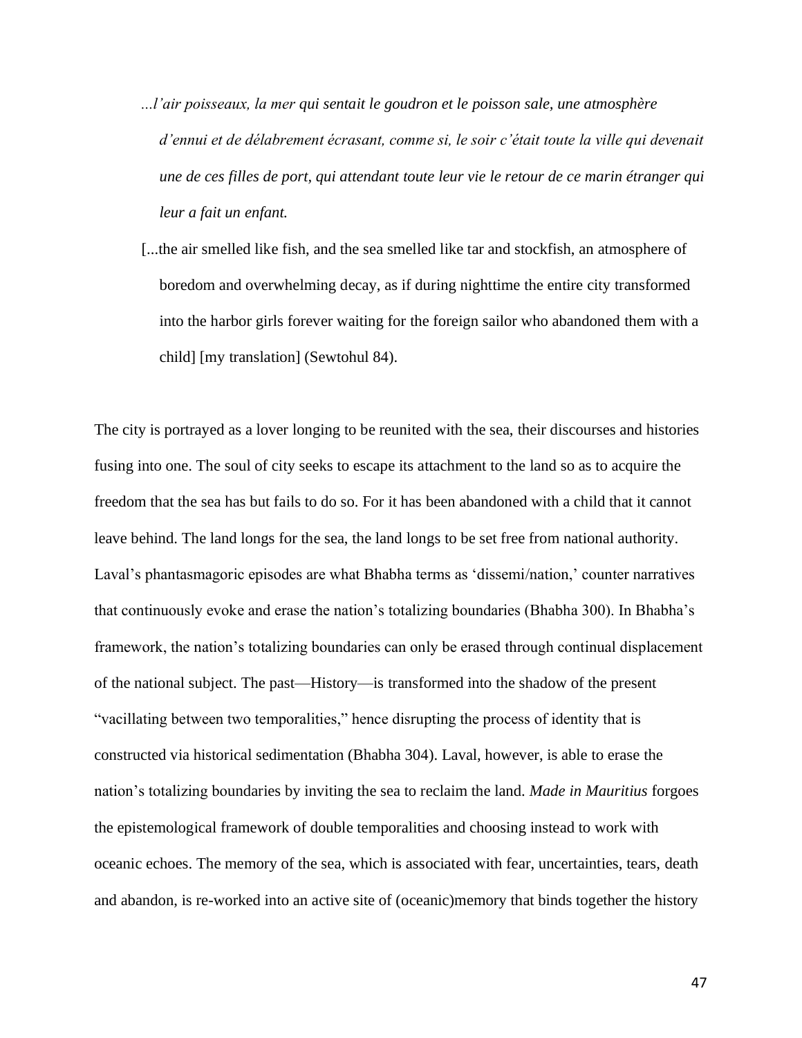> *...l'air poisseaux, la mer qui sentait le goudron et le poisson sale, une atmosphère d'ennui et de délabrement écrasant, comme si, le soir c'était toute la ville qui devenait une de ces filles de port, qui attendant toute leur vie le retour de ce marin étranger qui leur a fait un enfant.*
>
> [...the air smelled like fish, and the sea smelled like tar and stockfish, an atmosphere of boredom and overwhelming decay, as if during nighttime the entire city transformed into the harbor girls forever waiting for the foreign sailor who abandoned them with a child] [my translation] (Sewtohul 84).

The city is portrayed as a lover longing to be reunited with the sea, their discourses and histories fusing into one. The soul of city seeks to escape its attachment to the land so as to acquire the freedom that the sea has but fails to do so. For it has been abandoned with a child that it cannot leave behind. The land longs for the sea, the land longs to be set free from national authority. Laval's phantasmagoric episodes are what Bhabha terms as 'dissemi/nation,' counter narratives that continuously evoke and erase the nation's totalizing boundaries (Bhabha 300). In Bhabha's framework, the nation's totalizing boundaries can only be erased through continual displacement of the national subject. The past—History—is transformed into the shadow of the present "vacillating between two temporalities," hence disrupting the process of identity that is constructed via historical sedimentation (Bhabha 304). Laval, however, is able to erase the nation's totalizing boundaries by inviting the sea to reclaim the land. *Made in Mauritius* forgoes the epistemological framework of double temporalities and choosing instead to work with oceanic echoes. The memory of the sea, which is associated with fear, uncertainties, tears, death and abandon, is re-worked into an active site of (oceanic)memory that binds together the history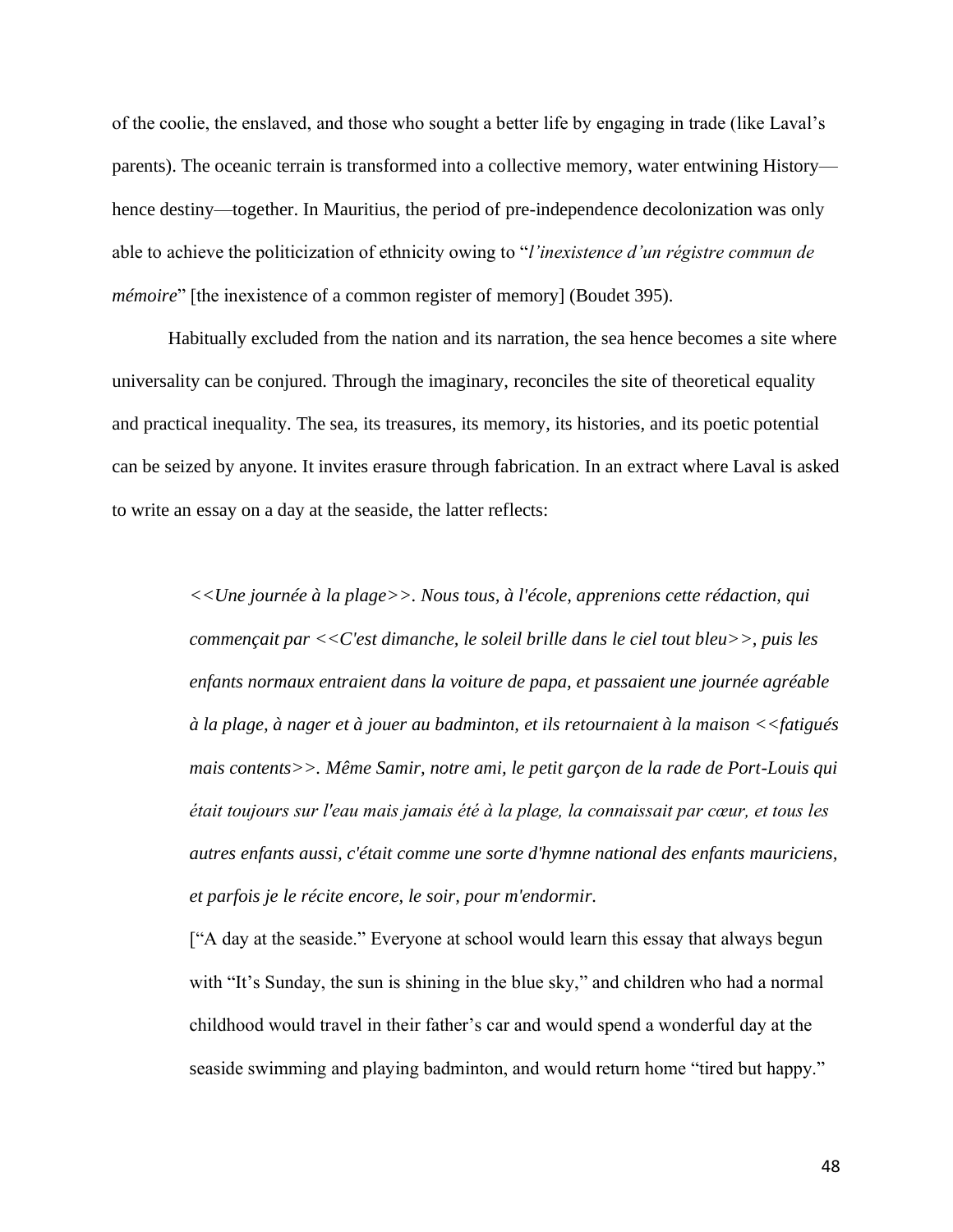of the coolie, the enslaved, and those who sought a better life by engaging in trade (like Laval's parents). The oceanic terrain is transformed into a collective memory, water entwining History—hence destiny—together. In Mauritius, the period of pre-independence decolonization was only able to achieve the politicization of ethnicity owing to "*l'inexistence d'un régistre commun de mémoire*" [the inexistence of a common register of memory] (Boudet 395).

Habitually excluded from the nation and its narration, the sea hence becomes a site where universality can be conjured. Through the imaginary, reconciles the site of theoretical equality and practical inequality. The sea, its treasures, its memory, its histories, and its poetic potential can be seized by anyone. It invites erasure through fabrication. In an extract where Laval is asked to write an essay on a day at the seaside, the latter reflects:

> *<<Une journée à la plage>>. Nous tous, à l'école, apprenions cette rédaction, qui commençait par <<C'est dimanche, le soleil brille dans le ciel tout bleu>>, puis les enfants normaux entraient dans la voiture de papa, et passaient une journée agréable à la plage, à nager et à jouer au badminton, et ils retournaient à la maison <<fatigués mais contents>>. Même Samir, notre ami, le petit garçon de la rade de Port-Louis qui était toujours sur l'eau mais jamais été à la plage, la connaissait par cœur, et tous les autres enfants aussi, c'était comme une sorte d'hymne national des enfants mauriciens, et parfois je le récite encore, le soir, pour m'endormir.*
>
> ["A day at the seaside." Everyone at school would learn this essay that always begun with "It's Sunday, the sun is shining in the blue sky," and children who had a normal childhood would travel in their father's car and would spend a wonderful day at the seaside swimming and playing badminton, and would return home "tired but happy."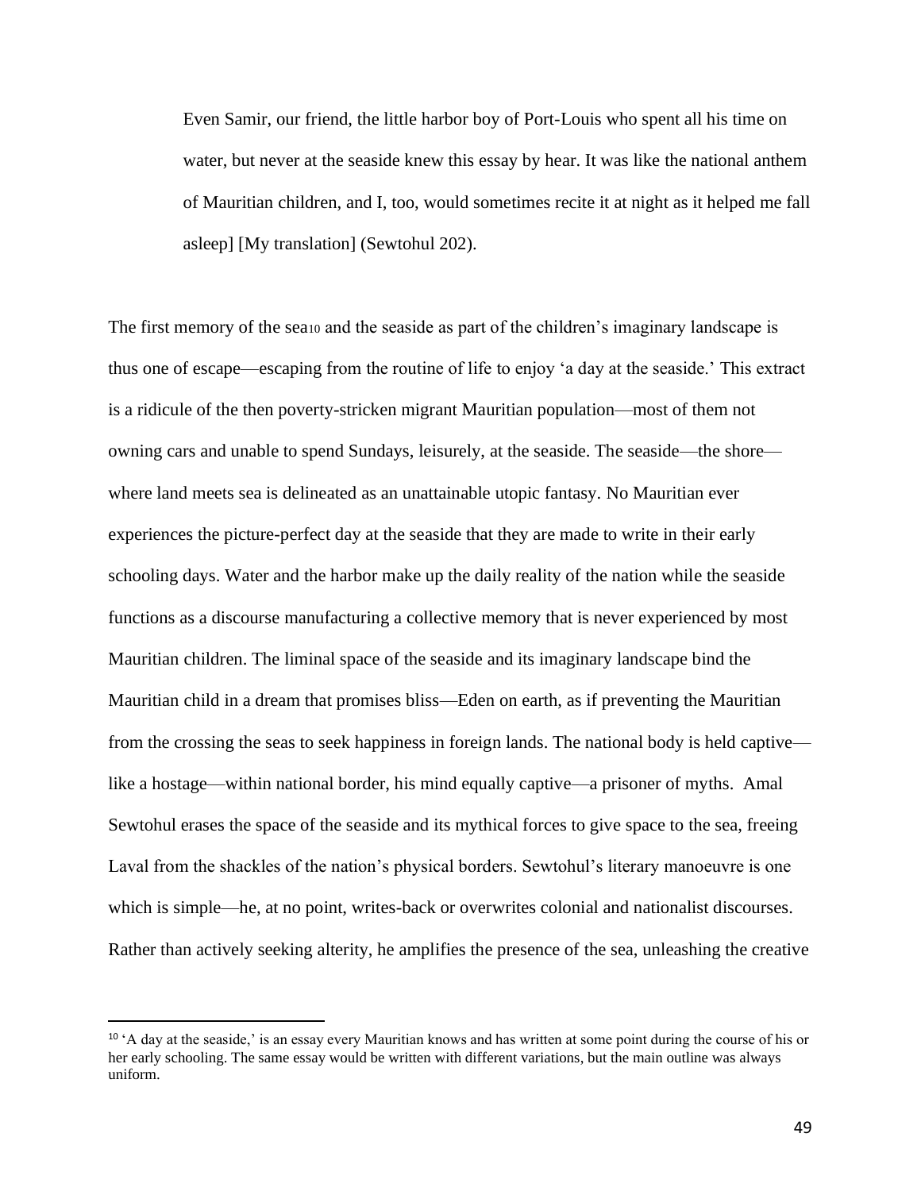> Even Samir, our friend, the little harbor boy of Port-Louis who spent all his time on water, but never at the seaside knew this essay by hear. It was like the national anthem of Mauritian children, and I, too, would sometimes recite it at night as it helped me fall asleep] [My translation] (Sewtohul 202).

The first memory of the sea[10] and the seaside as part of the children's imaginary landscape is thus one of escape—escaping from the routine of life to enjoy 'a day at the seaside.' This extract is a ridicule of the then poverty-stricken migrant Mauritian population—most of them not owning cars and unable to spend Sundays, leisurely, at the seaside. The seaside—the shore—where land meets sea is delineated as an unattainable utopic fantasy. No Mauritian ever experiences the picture-perfect day at the seaside that they are made to write in their early schooling days. Water and the harbor make up the daily reality of the nation while the seaside functions as a discourse manufacturing a collective memory that is never experienced by most Mauritian children. The liminal space of the seaside and its imaginary landscape bind the Mauritian child in a dream that promises bliss—Eden on earth, as if preventing the Mauritian from the crossing the seas to seek happiness in foreign lands. The national body is held captive—like a hostage—within national border, his mind equally captive—a prisoner of myths. Amal Sewtohul erases the space of the seaside and its mythical forces to give space to the sea, freeing Laval from the shackles of the nation's physical borders. Sewtohul's literary manoeuvre is one which is simple—he, at no point, writes-back or overwrites colonial and nationalist discourses. Rather than actively seeking alterity, he amplifies the presence of the sea, unleashing the creative

[10] 'A day at the seaside,' is an essay every Mauritian knows and has written at some point during the course of his or her early schooling. The same essay would be written with different variations, but the main outline was always uniform.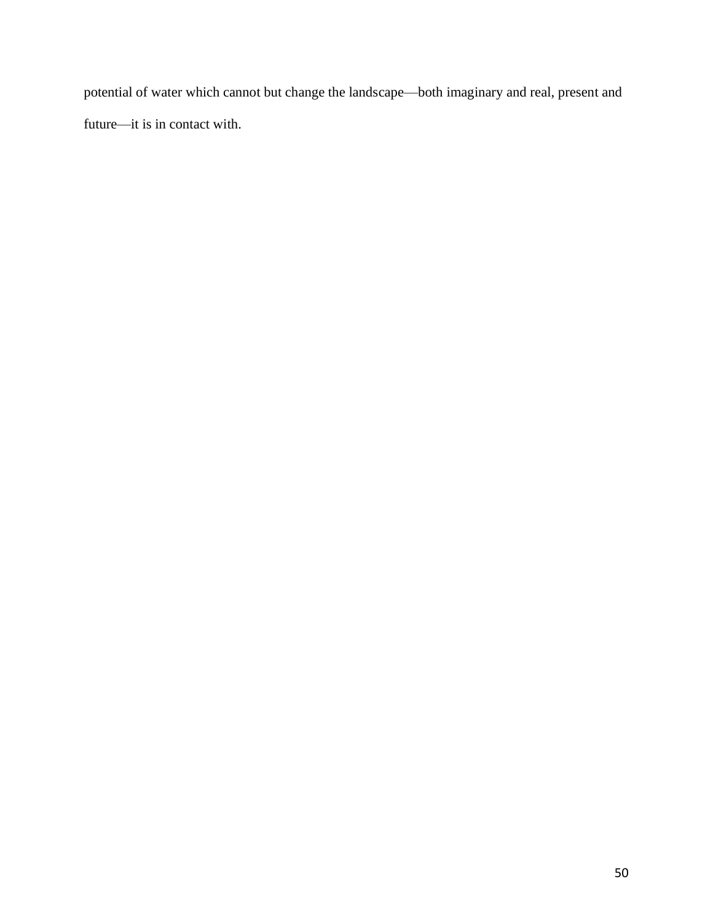potential of water which cannot but change the landscape—both imaginary and real, present and future—it is in contact with.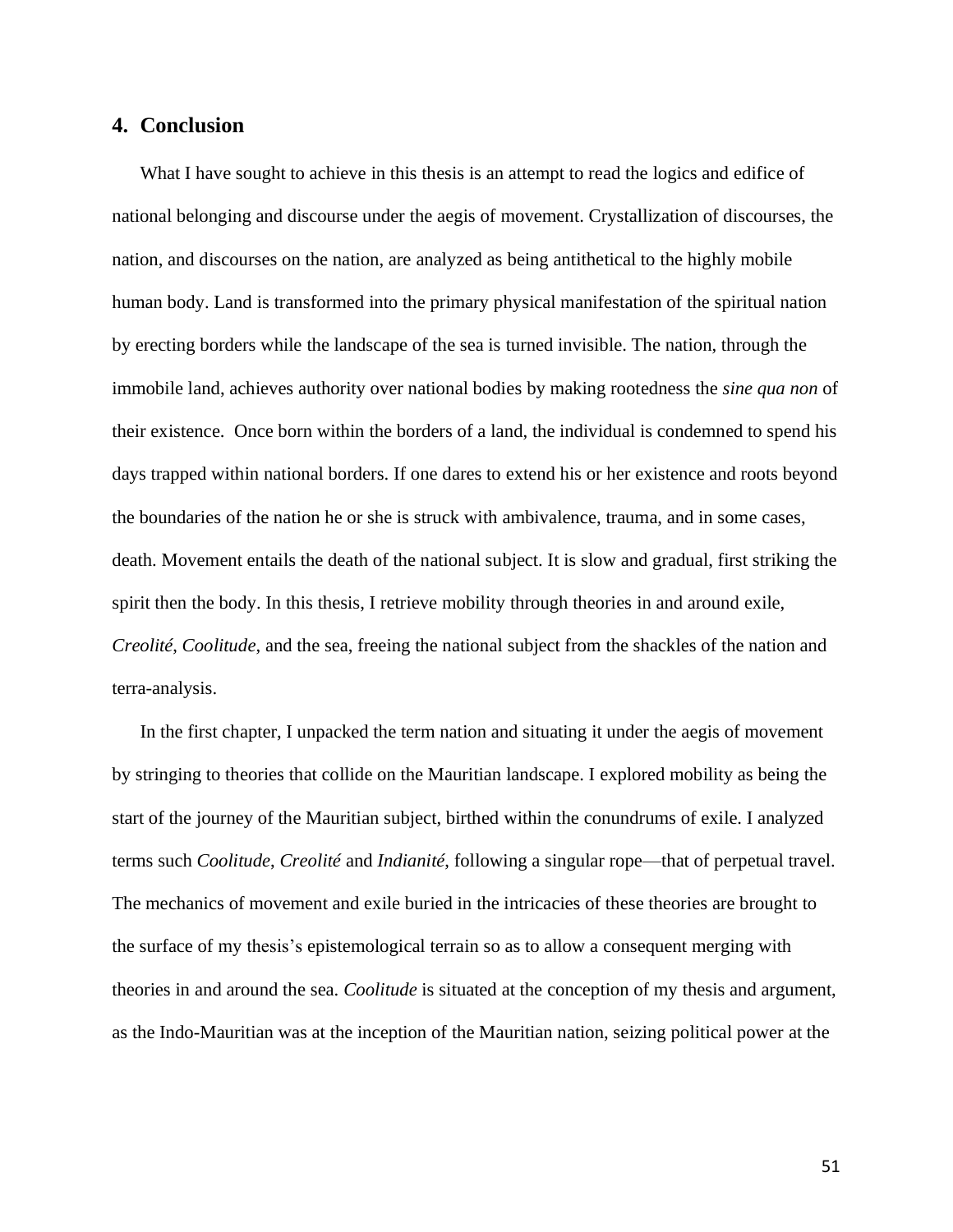## 4. Conclusion

What I have sought to achieve in this thesis is an attempt to read the logics and edifice of national belonging and discourse under the aegis of movement. Crystallization of discourses, the nation, and discourses on the nation, are analyzed as being antithetical to the highly mobile human body. Land is transformed into the primary physical manifestation of the spiritual nation by erecting borders while the landscape of the sea is turned invisible. The nation, through the immobile land, achieves authority over national bodies by making rootedness the *sine qua non* of their existence. Once born within the borders of a land, the individual is condemned to spend his days trapped within national borders. If one dares to extend his or her existence and roots beyond the boundaries of the nation he or she is struck with ambivalence, trauma, and in some cases, death. Movement entails the death of the national subject. It is slow and gradual, first striking the spirit then the body. In this thesis, I retrieve mobility through theories in and around exile, *Creolité*, *Coolitude*, and the sea, freeing the national subject from the shackles of the nation and terra-analysis.

In the first chapter, I unpacked the term nation and situating it under the aegis of movement by stringing to theories that collide on the Mauritian landscape. I explored mobility as being the start of the journey of the Mauritian subject, birthed within the conundrums of exile. I analyzed terms such *Coolitude*, *Creolité* and *Indianité*, following a singular rope—that of perpetual travel. The mechanics of movement and exile buried in the intricacies of these theories are brought to the surface of my thesis's epistemological terrain so as to allow a consequent merging with theories in and around the sea. *Coolitude* is situated at the conception of my thesis and argument, as the Indo-Mauritian was at the inception of the Mauritian nation, seizing political power at the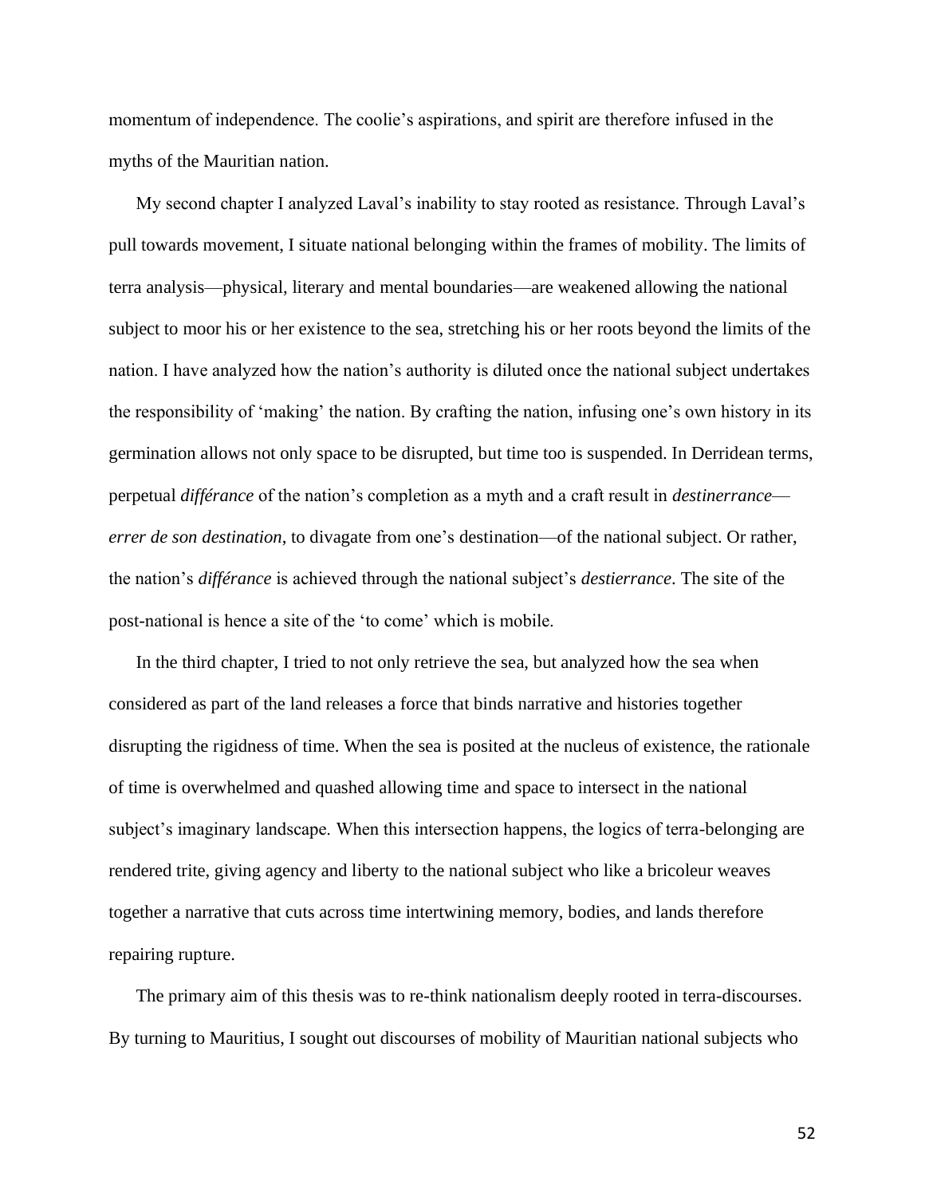momentum of independence. The coolie's aspirations, and spirit are therefore infused in the myths of the Mauritian nation.

My second chapter I analyzed Laval's inability to stay rooted as resistance. Through Laval's pull towards movement, I situate national belonging within the frames of mobility. The limits of terra analysis—physical, literary and mental boundaries—are weakened allowing the national subject to moor his or her existence to the sea, stretching his or her roots beyond the limits of the nation. I have analyzed how the nation's authority is diluted once the national subject undertakes the responsibility of 'making' the nation. By crafting the nation, infusing one's own history in its germination allows not only space to be disrupted, but time too is suspended. In Derridean terms, perpetual *différance* of the nation's completion as a myth and a craft result in *destinerrance*—*errer de son destination*, to divagate from one's destination—of the national subject. Or rather, the nation's *différance* is achieved through the national subject's *destierrance*. The site of the post-national is hence a site of the 'to come' which is mobile.

In the third chapter, I tried to not only retrieve the sea, but analyzed how the sea when considered as part of the land releases a force that binds narrative and histories together disrupting the rigidness of time. When the sea is posited at the nucleus of existence, the rationale of time is overwhelmed and quashed allowing time and space to intersect in the national subject's imaginary landscape. When this intersection happens, the logics of terra-belonging are rendered trite, giving agency and liberty to the national subject who like a bricoleur weaves together a narrative that cuts across time intertwining memory, bodies, and lands therefore repairing rupture.

The primary aim of this thesis was to re-think nationalism deeply rooted in terra-discourses. By turning to Mauritius, I sought out discourses of mobility of Mauritian national subjects who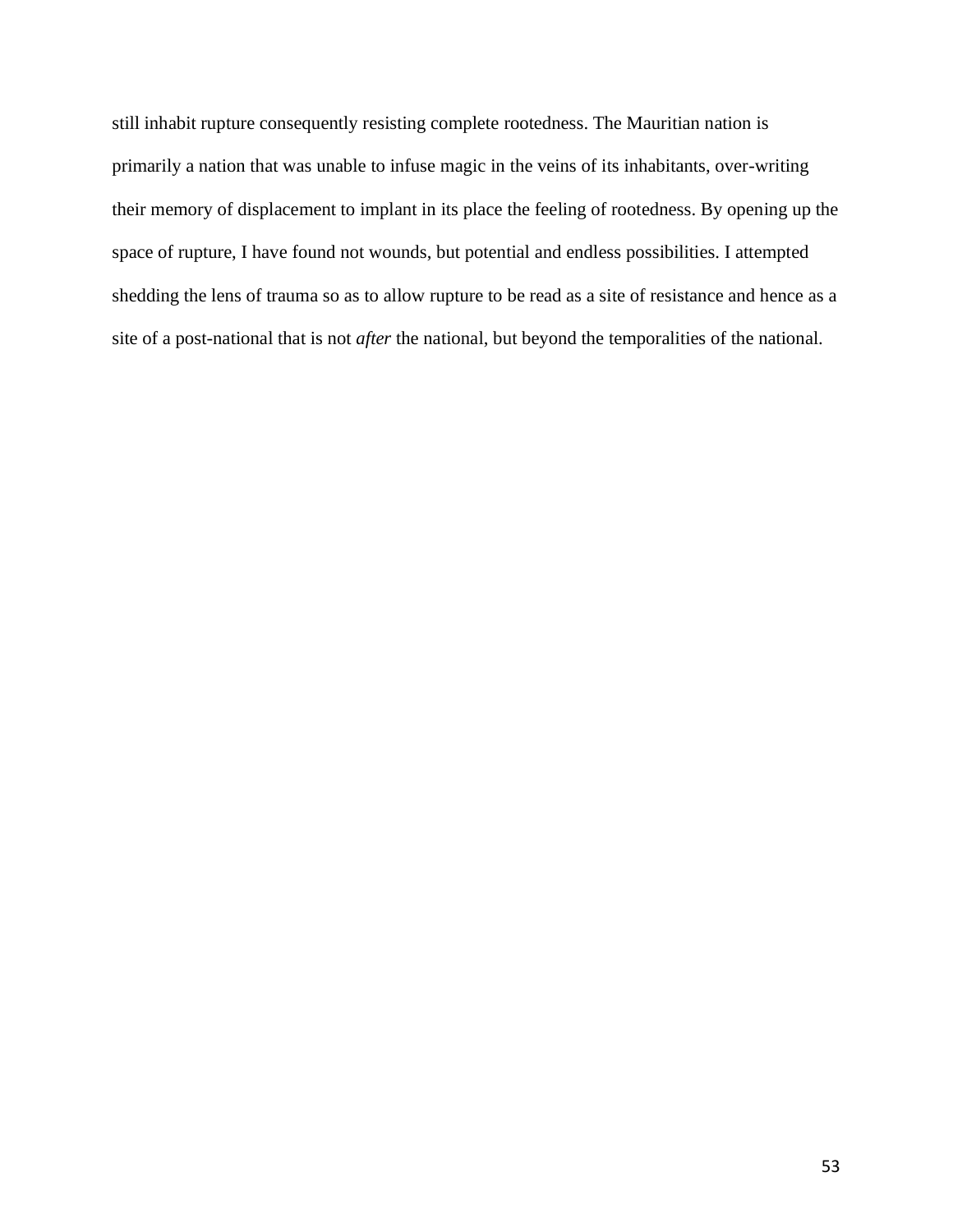still inhabit rupture consequently resisting complete rootedness. The Mauritian nation is primarily a nation that was unable to infuse magic in the veins of its inhabitants, over-writing their memory of displacement to implant in its place the feeling of rootedness. By opening up the space of rupture, I have found not wounds, but potential and endless possibilities. I attempted shedding the lens of trauma so as to allow rupture to be read as a site of resistance and hence as a site of a post-national that is not *after* the national, but beyond the temporalities of the national.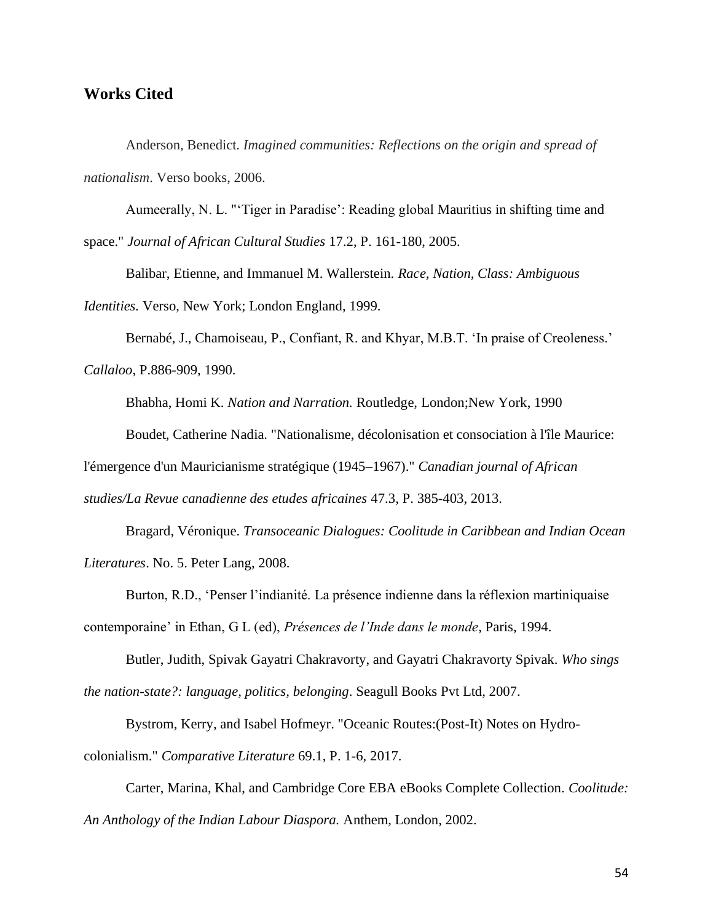## Works Cited

Anderson, Benedict. *Imagined communities: Reflections on the origin and spread of nationalism*. Verso books, 2006.

Aumeerally, N. L. "'Tiger in Paradise': Reading global Mauritius in shifting time and space." *Journal of African Cultural Studies* 17.2, P. 161-180, 2005.

Balibar, Etienne, and Immanuel M. Wallerstein. *Race, Nation, Class: Ambiguous Identities.* Verso, New York; London England, 1999.

Bernabé, J., Chamoiseau, P., Confiant, R. and Khyar, M.B.T. 'In praise of Creoleness.' *Callaloo*, P.886-909, 1990.

Bhabha, Homi K. *Nation and Narration.* Routledge, London;New York, 1990

Boudet, Catherine Nadia. "Nationalisme, décolonisation et consociation à l'île Maurice: l'émergence d'un Mauricianisme stratégique (1945–1967)." *Canadian journal of African studies/La Revue canadienne des etudes africaines* 47.3, P. 385-403, 2013.

Bragard, Véronique. *Transoceanic Dialogues: Coolitude in Caribbean and Indian Ocean Literatures*. No. 5. Peter Lang, 2008.

Burton, R.D., 'Penser l'indianité. La présence indienne dans la réflexion martiniquaise contemporaine' in Ethan, G L (ed), *Présences de l'Inde dans le monde*, Paris, 1994.

Butler, Judith, Spivak Gayatri Chakravorty, and Gayatri Chakravorty Spivak. *Who sings the nation-state?: language, politics, belonging*. Seagull Books Pvt Ltd, 2007.

Bystrom, Kerry, and Isabel Hofmeyr. "Oceanic Routes:(Post-It) Notes on Hydro-colonialism." *Comparative Literature* 69.1, P. 1-6, 2017.

Carter, Marina, Khal, and Cambridge Core EBA eBooks Complete Collection. *Coolitude: An Anthology of the Indian Labour Diaspora.* Anthem, London, 2002.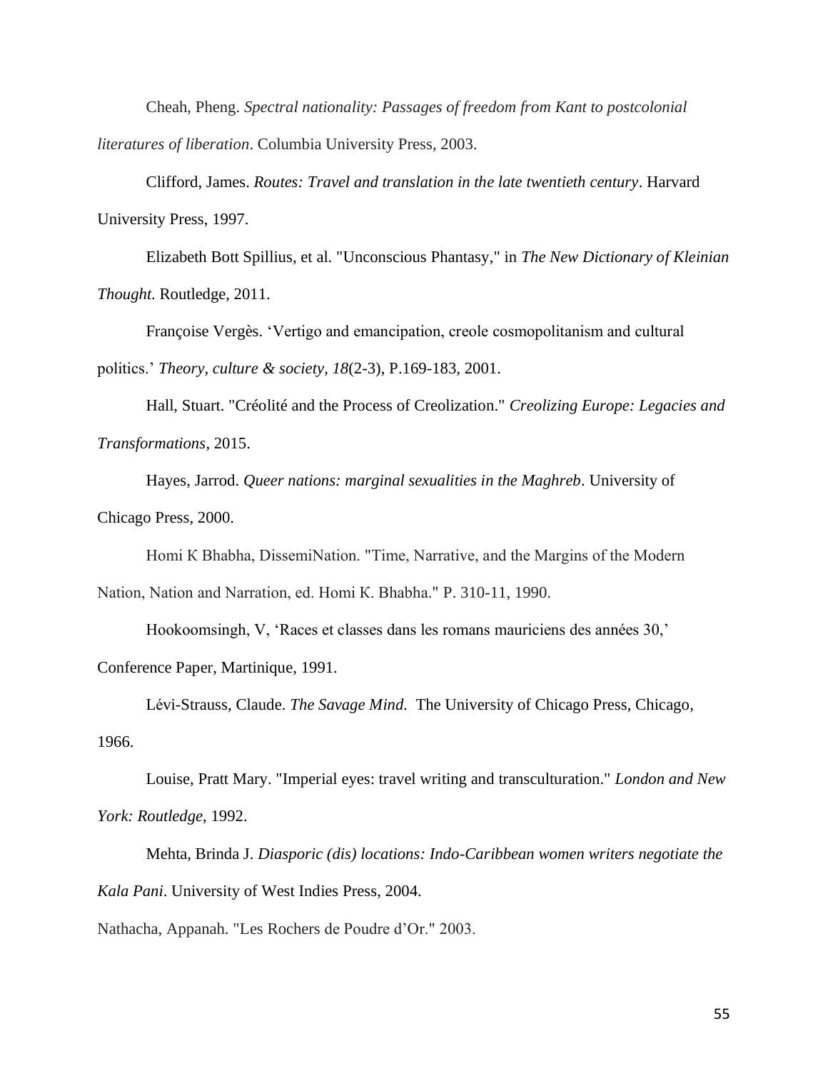Cheah, Pheng. *Spectral nationality: Passages of freedom from Kant to postcolonial literatures of liberation*. Columbia University Press, 2003.

Clifford, James. *Routes: Travel and translation in the late twentieth century*. Harvard University Press, 1997.

Elizabeth Bott Spillius, et al. "Unconscious Phantasy," in *The New Dictionary of Kleinian Thought*. Routledge, 2011.

Françoise Vergès. 'Vertigo and emancipation, creole cosmopolitanism and cultural politics.' *Theory, culture & society*, *18*(2-3), P.169-183, 2001.

Hall, Stuart. "Créolité and the Process of Creolization." *Creolizing Europe: Legacies and Transformations*, 2015.

Hayes, Jarrod. *Queer nations: marginal sexualities in the Maghreb*. University of Chicago Press, 2000.

Homi K Bhabha, DissemiNation. "Time, Narrative, and the Margins of the Modern Nation, Nation and Narration, ed. Homi K. Bhabha." P. 310-11, 1990.

Hookoomsingh, V, 'Races et classes dans les romans mauriciens des années 30,' Conference Paper, Martinique, 1991.

Lévi-Strauss, Claude. *The Savage Mind.* The University of Chicago Press, Chicago, 1966.

Louise, Pratt Mary. "Imperial eyes: travel writing and transculturation." *London and New York: Routledge*, 1992.

Mehta, Brinda J. *Diasporic (dis) locations: Indo-Caribbean women writers negotiate the Kala Pani*. University of West Indies Press, 2004.

Nathacha, Appanah. "Les Rochers de Poudre d'Or." 2003.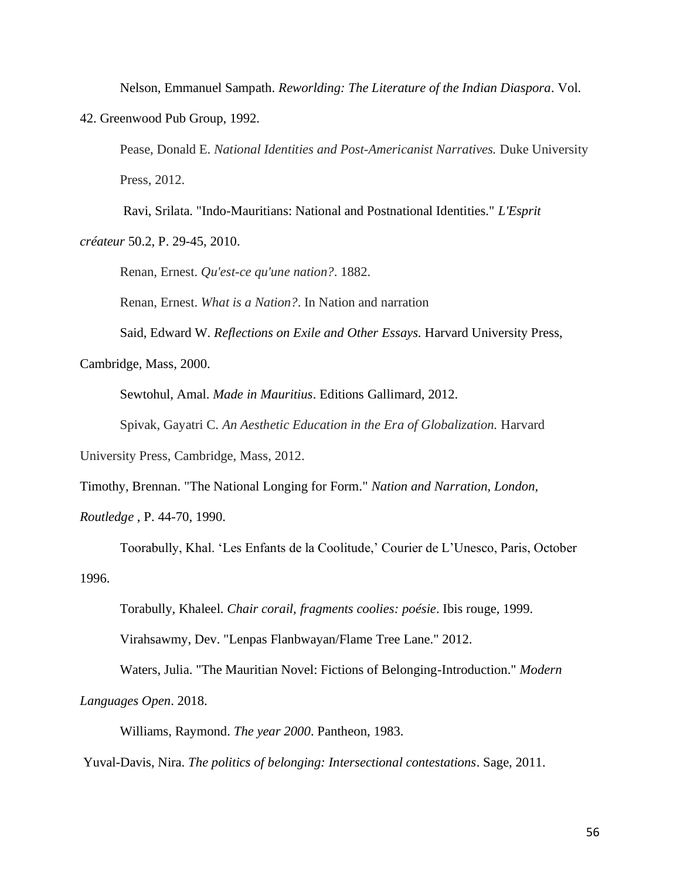Nelson, Emmanuel Sampath. *Reworlding: The Literature of the Indian Diaspora*. Vol. 42. Greenwood Pub Group, 1992.

Pease, Donald E. *National Identities and Post-Americanist Narratives.* Duke University Press, 2012.

Ravi, Srilata. "Indo-Mauritians: National and Postnational Identities." *L'Esprit créateur* 50.2, P. 29-45, 2010.

Renan, Ernest. *Qu'est-ce qu'une nation?*. 1882.

Renan, Ernest. *What is a Nation?*. In Nation and narration

Said, Edward W. *Reflections on Exile and Other Essays.* Harvard University Press, Cambridge, Mass, 2000.

Sewtohul, Amal. *Made in Mauritius*. Editions Gallimard, 2012.

Spivak, Gayatri C. *An Aesthetic Education in the Era of Globalization.* Harvard University Press, Cambridge, Mass, 2012.

Timothy, Brennan. "The National Longing for Form." *Nation and Narration, London, Routledge* , P. 44-70, 1990.

Toorabully, Khal. 'Les Enfants de la Coolitude,' Courier de L'Unesco, Paris, October 1996.

Torabully, Khaleel. *Chair corail, fragments coolies: poésie*. Ibis rouge, 1999.

Virahsawmy, Dev. "Lenpas Flanbwayan/Flame Tree Lane." 2012.

Waters, Julia. "The Mauritian Novel: Fictions of Belonging-Introduction." *Modern Languages Open*. 2018.

Williams, Raymond. *The year 2000*. Pantheon, 1983.

Yuval-Davis, Nira. *The politics of belonging: Intersectional contestations*. Sage, 2011.